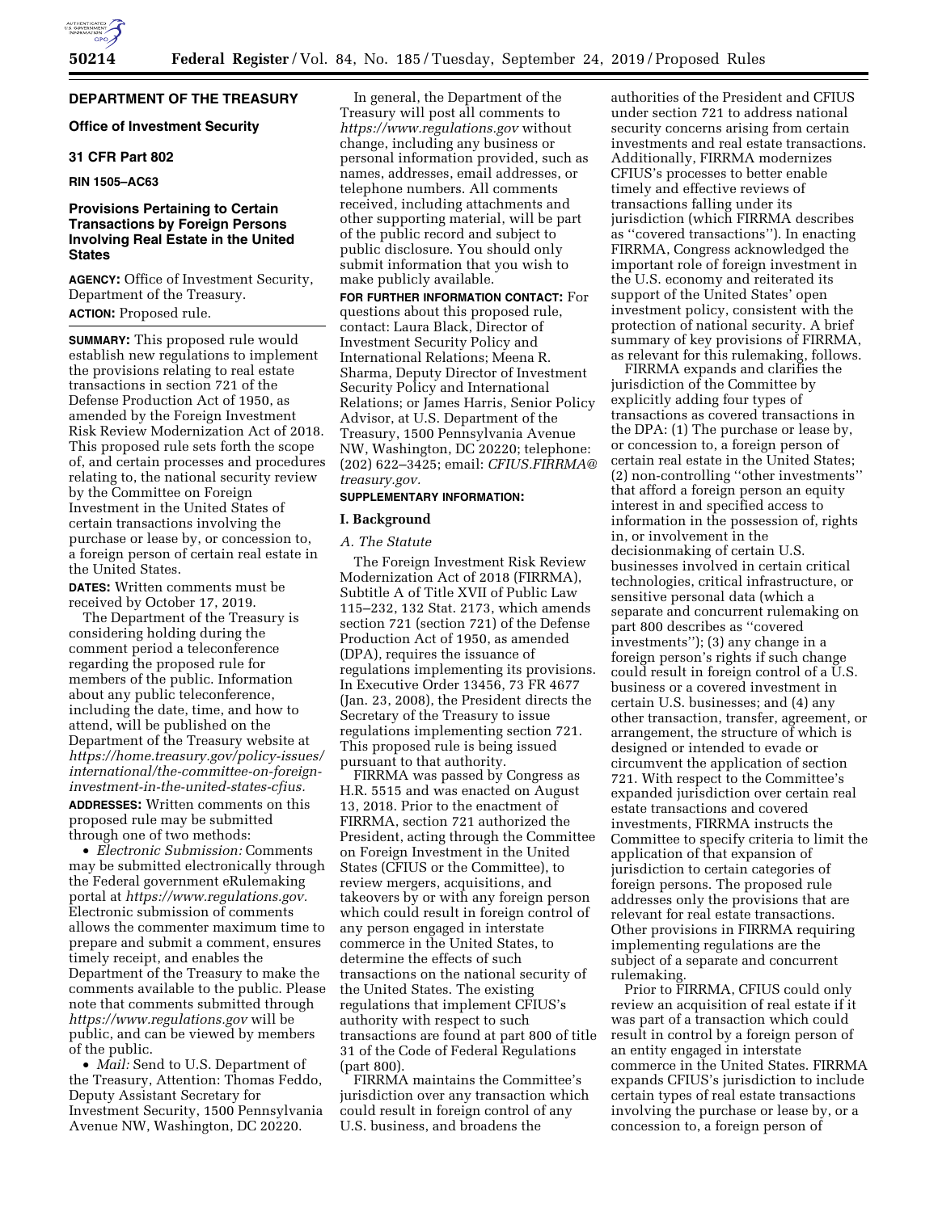## DEPARTMENT OF THE TREASURY

### Office of Investment Security

### 31 CFR Part 802

### RIN 1505–AC63

# Provisions Pertaining to Certain Transactions by Foreign Persons Involving Real Estate in the United States

**AGENCY:** Office of Investment Security, Department of the Treasury.

**ACTION:** Proposed rule.

**SUMMARY:** This proposed rule would establish new regulations to implement the provisions relating to real estate transactions in section 721 of the Defense Production Act of 1950, as amended by the Foreign Investment Risk Review Modernization Act of 2018. This proposed rule sets forth the scope of, and certain processes and procedures relating to, the national security review by the Committee on Foreign Investment in the United States of certain transactions involving the purchase or lease by, or concession to, a foreign person of certain real estate in the United States.

**DATES:** Written comments must be received by October 17, 2019.

The Department of the Treasury is considering holding during the comment period a teleconference regarding the proposed rule for members of the public. Information about any public teleconference, including the date, time, and how to attend, will be published on the Department of the Treasury website at *https://home.treasury.gov/policy-issues/international/the-committee-on-foreign-investment-in-the-united-states-cfius.*

**ADDRESSES:** Written comments on this proposed rule may be submitted through one of two methods:

- *Electronic Submission:* Comments may be submitted electronically through the Federal government eRulemaking portal at *https://www.regulations.gov.* Electronic submission of comments allows the commenter maximum time to prepare and submit a comment, ensures timely receipt, and enables the Department of the Treasury to make the comments available to the public. Please note that comments submitted through *https://www.regulations.gov* will be public, and can be viewed by members of the public.
- *Mail:* Send to U.S. Department of the Treasury, Attention: Thomas Feddo, Deputy Assistant Secretary for Investment Security, 1500 Pennsylvania Avenue NW, Washington, DC 20220.

In general, the Department of the Treasury will post all comments to *https://www.regulations.gov* without change, including any business or personal information provided, such as names, addresses, email addresses, or telephone numbers. All comments received, including attachments and other supporting material, will be part of the public record and subject to public disclosure. You should only submit information that you wish to make publicly available.

**FOR FURTHER INFORMATION CONTACT:** For questions about this proposed rule, contact: Laura Black, Director of Investment Security Policy and International Relations; Meena R. Sharma, Deputy Director of Investment Security Policy and International Relations; or James Harris, Senior Policy Advisor, at U.S. Department of the Treasury, 1500 Pennsylvania Avenue NW, Washington, DC 20220; telephone: (202) 622–3425; email: *CFIUS.FIRRMA@treasury.gov.*

**SUPPLEMENTARY INFORMATION:**

## I. Background

### A. The Statute

The Foreign Investment Risk Review Modernization Act of 2018 (FIRRMA), Subtitle A of Title XVII of Public Law 115–232, 132 Stat. 2173, which amends section 721 (section 721) of the Defense Production Act of 1950, as amended (DPA), requires the issuance of regulations implementing its provisions. In Executive Order 13456, 73 FR 4677 (Jan. 23, 2008), the President directs the Secretary of the Treasury to issue regulations implementing section 721. This proposed rule is being issued pursuant to that authority.

FIRRMA was passed by Congress as H.R. 5515 and was enacted on August 13, 2018. Prior to the enactment of FIRRMA, section 721 authorized the President, acting through the Committee on Foreign Investment in the United States (CFIUS or the Committee), to review mergers, acquisitions, and takeovers by or with any foreign person which could result in foreign control of any person engaged in interstate commerce in the United States, to determine the effects of such transactions on the national security of the United States. The existing regulations that implement CFIUS's authority with respect to such transactions are found at part 800 of title 31 of the Code of Federal Regulations (part 800).

FIRRMA maintains the Committee's jurisdiction over any transaction which could result in foreign control of any U.S. business, and broadens the authorities of the President and CFIUS under section 721 to address national security concerns arising from certain investments and real estate transactions. Additionally, FIRRMA modernizes CFIUS's processes to better enable timely and effective reviews of transactions falling under its jurisdiction (which FIRRMA describes as ''covered transactions''). In enacting FIRRMA, Congress acknowledged the important role of foreign investment in the U.S. economy and reiterated its support of the United States' open investment policy, consistent with the protection of national security. A brief summary of key provisions of FIRRMA, as relevant for this rulemaking, follows.

FIRRMA expands and clarifies the jurisdiction of the Committee by explicitly adding four types of transactions as covered transactions in the DPA: (1) The purchase or lease by, or concession to, a foreign person of certain real estate in the United States; (2) non-controlling ''other investments'' that afford a foreign person an equity interest in and specified access to information in the possession of, rights in, or involvement in the decisionmaking of certain U.S. businesses involved in certain critical technologies, critical infrastructure, or sensitive personal data (which a separate and concurrent rulemaking on part 800 describes as ''covered investments''); (3) any change in a foreign person's rights if such change could result in foreign control of a U.S. business or a covered investment in certain U.S. businesses; and (4) any other transaction, transfer, agreement, or arrangement, the structure of which is designed or intended to evade or circumvent the application of section 721. With respect to the Committee's expanded jurisdiction over certain real estate transactions and covered investments, FIRRMA instructs the Committee to specify criteria to limit the application of that expansion of jurisdiction to certain categories of foreign persons. The proposed rule addresses only the provisions that are relevant for real estate transactions. Other provisions in FIRRMA requiring implementing regulations are the subject of a separate and concurrent rulemaking.

Prior to FIRRMA, CFIUS could only review an acquisition of real estate if it was part of a transaction which could result in control by a foreign person of an entity engaged in interstate commerce in the United States. FIRRMA expands CFIUS's jurisdiction to include certain types of real estate transactions involving the purchase or lease by, or a concession to, a foreign person of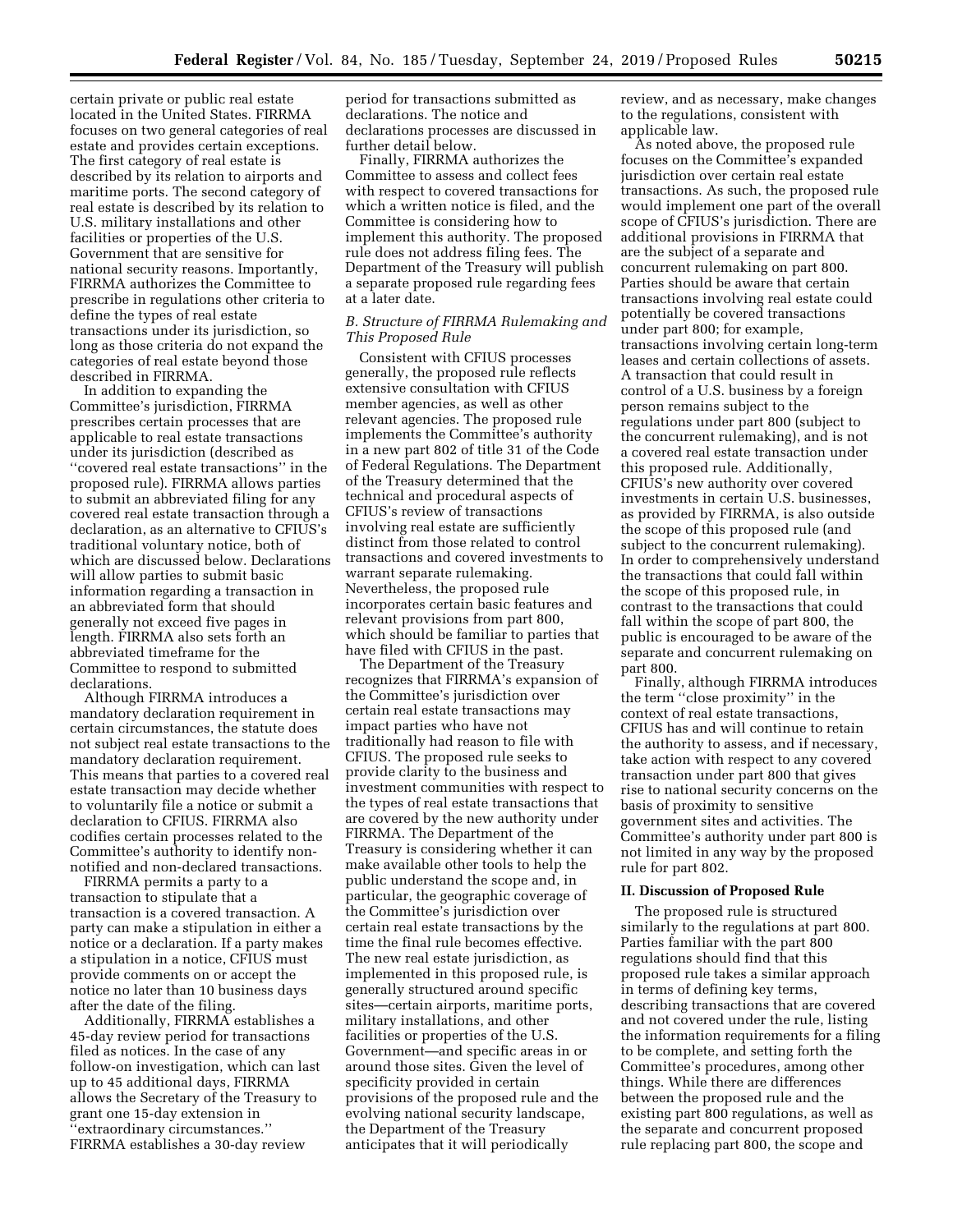certain private or public real estate located in the United States. FIRRMA focuses on two general categories of real estate and provides certain exceptions. The first category of real estate is described by its relation to airports and maritime ports. The second category of real estate is described by its relation to U.S. military installations and other facilities or properties of the U.S. Government that are sensitive for national security reasons. Importantly, FIRRMA authorizes the Committee to prescribe in regulations other criteria to define the types of real estate transactions under its jurisdiction, so long as those criteria do not expand the categories of real estate beyond those described in FIRRMA.

In addition to expanding the Committee's jurisdiction, FIRRMA prescribes certain processes that are applicable to real estate transactions under its jurisdiction (described as ''covered real estate transactions'' in the proposed rule). FIRRMA allows parties to submit an abbreviated filing for any covered real estate transaction through a declaration, as an alternative to CFIUS's traditional voluntary notice, both of which are discussed below. Declarations will allow parties to submit basic information regarding a transaction in an abbreviated form that should generally not exceed five pages in length. FIRRMA also sets forth an abbreviated timeframe for the Committee to respond to submitted declarations.

Although FIRRMA introduces a mandatory declaration requirement in certain circumstances, the statute does not subject real estate transactions to the mandatory declaration requirement. This means that parties to a covered real estate transaction may decide whether to voluntarily file a notice or submit a declaration to CFIUS. FIRRMA also codifies certain processes related to the Committee's authority to identify non-notified and non-declared transactions.

FIRRMA permits a party to a transaction to stipulate that a transaction is a covered transaction. A party can make a stipulation in either a notice or a declaration. If a party makes a stipulation in a notice, CFIUS must provide comments on or accept the notice no later than 10 business days after the date of the filing.

Additionally, FIRRMA establishes a 45-day review period for transactions filed as notices. In the case of any follow-on investigation, which can last up to 45 additional days, FIRRMA allows the Secretary of the Treasury to grant one 15-day extension in ''extraordinary circumstances.'' FIRRMA establishes a 30-day review period for transactions submitted as declarations. The notice and declarations processes are discussed in further detail below.

Finally, FIRRMA authorizes the Committee to assess and collect fees with respect to covered transactions for which a written notice is filed, and the Committee is considering how to implement this authority. The proposed rule does not address filing fees. The Department of the Treasury will publish a separate proposed rule regarding fees at a later date.

### *B. Structure of FIRRMA Rulemaking and This Proposed Rule*

Consistent with CFIUS processes generally, the proposed rule reflects extensive consultation with CFIUS member agencies, as well as other relevant agencies. The proposed rule implements the Committee's authority in a new part 802 of title 31 of the Code of Federal Regulations. The Department of the Treasury determined that the technical and procedural aspects of CFIUS's review of transactions involving real estate are sufficiently distinct from those related to control transactions and covered investments to warrant separate rulemaking. Nevertheless, the proposed rule incorporates certain basic features and relevant provisions from part 800, which should be familiar to parties that have filed with CFIUS in the past.

The Department of the Treasury recognizes that FIRRMA's expansion of the Committee's jurisdiction over certain real estate transactions may impact parties who have not traditionally had reason to file with CFIUS. The proposed rule seeks to provide clarity to the business and investment communities with respect to the types of real estate transactions that are covered by the new authority under FIRRMA. The Department of the Treasury is considering whether it can make available other tools to help the public understand the scope and, in particular, the geographic coverage of the Committee's jurisdiction over certain real estate transactions by the time the final rule becomes effective. The new real estate jurisdiction, as implemented in this proposed rule, is generally structured around specific sites—certain airports, maritime ports, military installations, and other facilities or properties of the U.S. Government—and specific areas in or around those sites. Given the level of specificity provided in certain provisions of the proposed rule and the evolving national security landscape, the Department of the Treasury anticipates that it will periodically review, and as necessary, make changes to the regulations, consistent with applicable law.

As noted above, the proposed rule focuses on the Committee's expanded jurisdiction over certain real estate transactions. As such, the proposed rule would implement one part of the overall scope of CFIUS's jurisdiction. There are additional provisions in FIRRMA that are the subject of a separate and concurrent rulemaking on part 800. Parties should be aware that certain transactions involving real estate could potentially be covered transactions under part 800; for example, transactions involving certain long-term leases and certain collections of assets. A transaction that could result in control of a U.S. business by a foreign person remains subject to the regulations under part 800 (subject to the concurrent rulemaking), and is not a covered real estate transaction under this proposed rule. Additionally, CFIUS's new authority over covered investments in certain U.S. businesses, as provided by FIRRMA, is also outside the scope of this proposed rule (and subject to the concurrent rulemaking). In order to comprehensively understand the transactions that could fall within the scope of this proposed rule, in contrast to the transactions that could fall within the scope of part 800, the public is encouraged to be aware of the separate and concurrent rulemaking on part 800.

Finally, although FIRRMA introduces the term ''close proximity'' in the context of real estate transactions, CFIUS has and will continue to retain the authority to assess, and if necessary, take action with respect to any covered transaction under part 800 that gives rise to national security concerns on the basis of proximity to sensitive government sites and activities. The Committee's authority under part 800 is not limited in any way by the proposed rule for part 802.

## II. Discussion of Proposed Rule

The proposed rule is structured similarly to the regulations at part 800. Parties familiar with the part 800 regulations should find that this proposed rule takes a similar approach in terms of defining key terms, describing transactions that are covered and not covered under the rule, listing the information requirements for a filing to be complete, and setting forth the Committee's procedures, among other things. While there are differences between the proposed rule and the existing part 800 regulations, as well as the separate and concurrent proposed rule replacing part 800, the scope and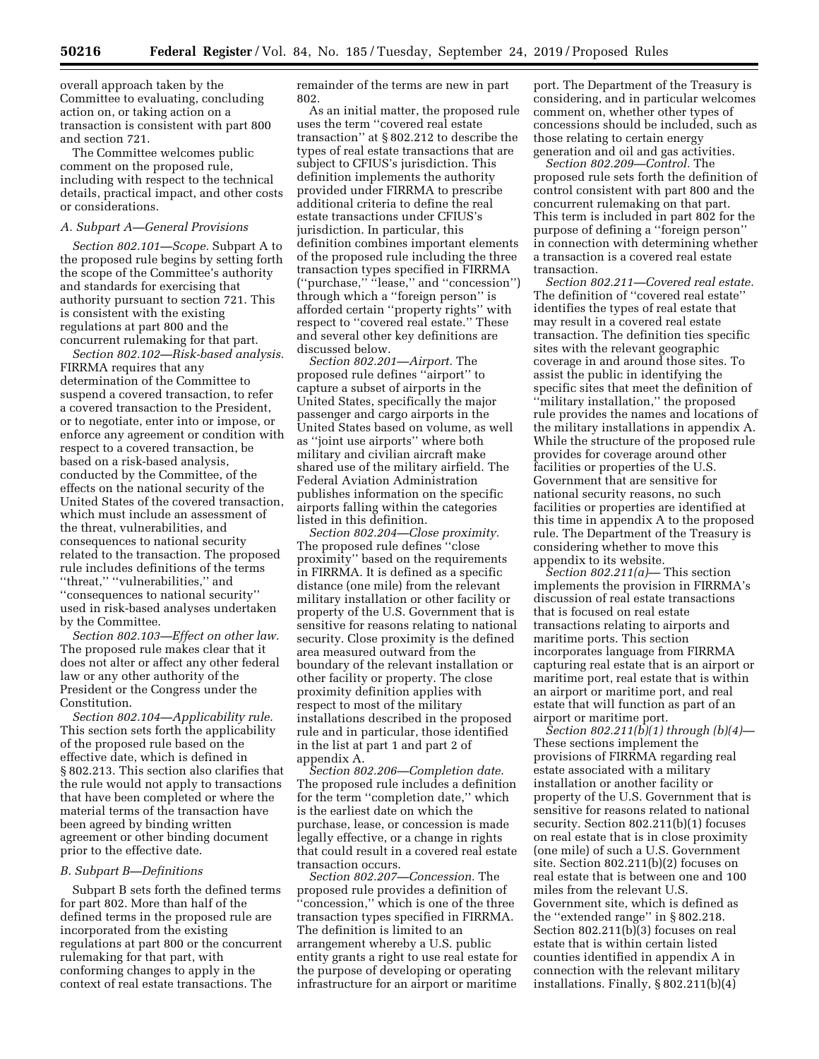overall approach taken by the Committee to evaluating, concluding action on, or taking action on a transaction is consistent with part 800 and section 721.

The Committee welcomes public comment on the proposed rule, including with respect to the technical details, practical impact, and other costs or considerations.

### A. Subpart A—General Provisions

*Section 802.101—Scope.* Subpart A to the proposed rule begins by setting forth the scope of the Committee's authority and standards for exercising that authority pursuant to section 721. This is consistent with the existing regulations at part 800 and the concurrent rulemaking for that part.

*Section 802.102—Risk-based analysis.* FIRRMA requires that any determination of the Committee to suspend a covered transaction, to refer a covered transaction to the President, or to negotiate, enter into or impose, or enforce any agreement or condition with respect to a covered transaction, be based on a risk-based analysis, conducted by the Committee, of the effects on the national security of the United States of the covered transaction, which must include an assessment of the threat, vulnerabilities, and consequences to national security related to the transaction. The proposed rule includes definitions of the terms ''threat,'' ''vulnerabilities,'' and ''consequences to national security'' used in risk-based analyses undertaken by the Committee.

*Section 802.103—Effect on other law.* The proposed rule makes clear that it does not alter or affect any other federal law or any other authority of the President or the Congress under the Constitution.

*Section 802.104—Applicability rule.* This section sets forth the applicability of the proposed rule based on the effective date, which is defined in § 802.213. This section also clarifies that the rule would not apply to transactions that have been completed or where the material terms of the transaction have been agreed by binding written agreement or other binding document prior to the effective date.

### B. Subpart B—Definitions

Subpart B sets forth the defined terms for part 802. More than half of the defined terms in the proposed rule are incorporated from the existing regulations at part 800 or the concurrent rulemaking for that part, with conforming changes to apply in the context of real estate transactions. The remainder of the terms are new in part 802.

As an initial matter, the proposed rule uses the term ''covered real estate transaction'' at § 802.212 to describe the types of real estate transactions that are subject to CFIUS's jurisdiction. This definition implements the authority provided under FIRRMA to prescribe additional criteria to define the real estate transactions under CFIUS's jurisdiction. In particular, this definition combines important elements of the proposed rule including the three transaction types specified in FIRRMA (''purchase,'' ''lease,'' and ''concession'') through which a ''foreign person'' is afforded certain ''property rights'' with respect to ''covered real estate.'' These and several other key definitions are discussed below.

*Section 802.201—Airport.* The proposed rule defines ''airport'' to capture a subset of airports in the United States, specifically the major passenger and cargo airports in the United States based on volume, as well as ''joint use airports'' where both military and civilian aircraft make shared use of the military airfield. The Federal Aviation Administration publishes information on the specific airports falling within the categories listed in this definition.

*Section 802.204—Close proximity.* The proposed rule defines ''close proximity'' based on the requirements in FIRRMA. It is defined as a specific distance (one mile) from the relevant military installation or other facility or property of the U.S. Government that is sensitive for reasons relating to national security. Close proximity is the defined area measured outward from the boundary of the relevant installation or other facility or property. The close proximity definition applies with respect to most of the military installations described in the proposed rule and in particular, those identified in the list at part 1 and part 2 of appendix A.

*Section 802.206—Completion date.* The proposed rule includes a definition for the term ''completion date,'' which is the earliest date on which the purchase, lease, or concession is made legally effective, or a change in rights that could result in a covered real estate transaction occurs.

*Section 802.207—Concession.* The proposed rule provides a definition of ''concession,'' which is one of the three transaction types specified in FIRRMA. The definition is limited to an arrangement whereby a U.S. public entity grants a right to use real estate for the purpose of developing or operating infrastructure for an airport or maritime port. The Department of the Treasury is considering, and in particular welcomes comment on, whether other types of concessions should be included, such as those relating to certain energy generation and oil and gas activities.

*Section 802.209—Control.* The proposed rule sets forth the definition of control consistent with part 800 and the concurrent rulemaking on that part. This term is included in part 802 for the purpose of defining a ''foreign person'' in connection with determining whether a transaction is a covered real estate transaction.

*Section 802.211—Covered real estate.* The definition of ''covered real estate'' identifies the types of real estate that may result in a covered real estate transaction. The definition ties specific sites with the relevant geographic coverage in and around those sites. To assist the public in identifying the specific sites that meet the definition of ''military installation,'' the proposed rule provides the names and locations of the military installations in appendix A. While the structure of the proposed rule provides for coverage around other facilities or properties of the U.S. Government that are sensitive for national security reasons, no such facilities or properties are identified at this time in appendix A to the proposed rule. The Department of the Treasury is considering whether to move this appendix to its website.

*Section 802.211(a)*— This section implements the provision in FIRRMA's discussion of real estate transactions that is focused on real estate transactions relating to airports and maritime ports. This section incorporates language from FIRRMA capturing real estate that is an airport or maritime port, real estate that is within an airport or maritime port, and real estate that will function as part of an airport or maritime port.

*Section 802.211(b)(1) through (b)(4)*— These sections implement the provisions of FIRRMA regarding real estate associated with a military installation or another facility or property of the U.S. Government that is sensitive for reasons related to national security. Section 802.211(b)(1) focuses on real estate that is in close proximity (one mile) of such a U.S. Government site. Section 802.211(b)(2) focuses on real estate that is between one and 100 miles from the relevant U.S. Government site, which is defined as the ''extended range'' in § 802.218. Section 802.211(b)(3) focuses on real estate that is within certain listed counties identified in appendix A in connection with the relevant military installations. Finally, § 802.211(b)(4)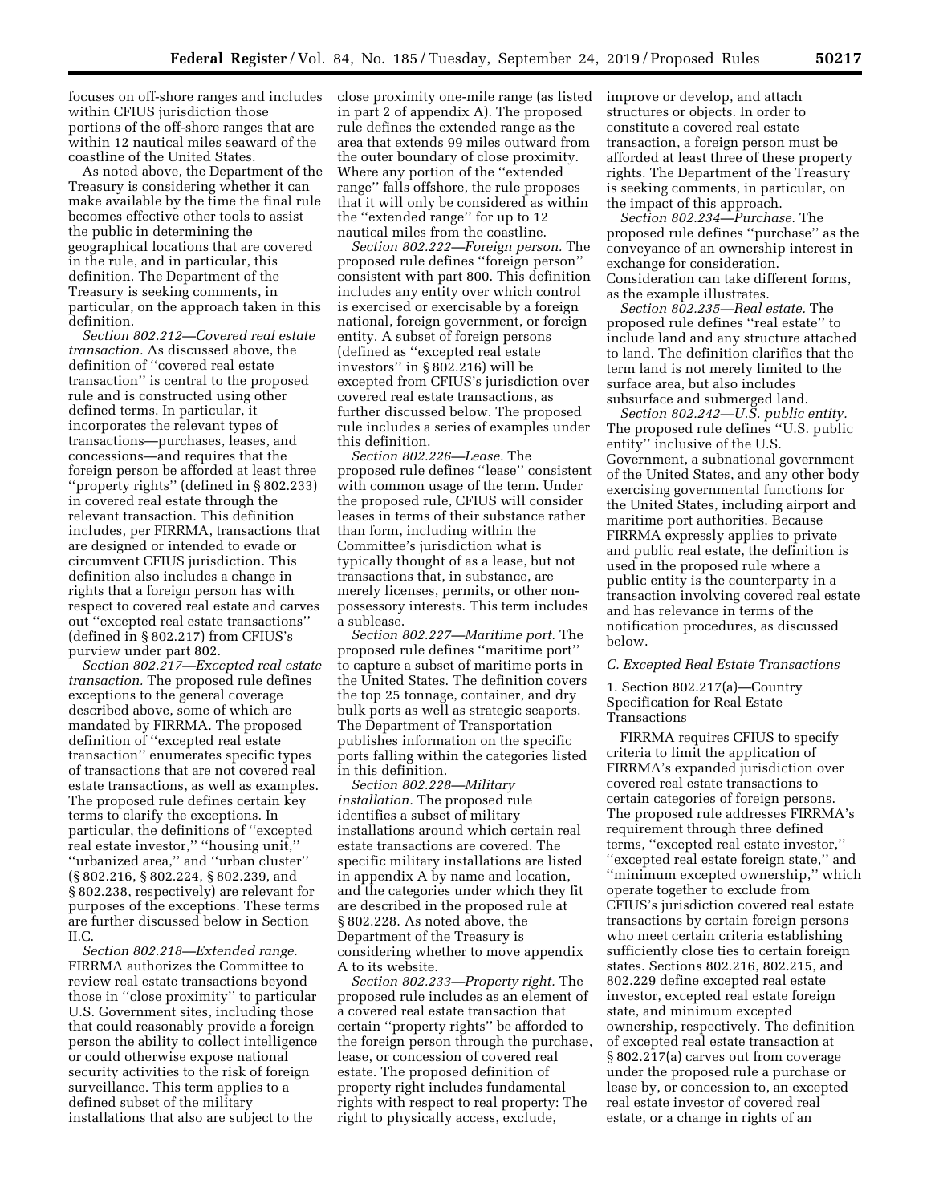focuses on off-shore ranges and includes within CFIUS jurisdiction those portions of the off-shore ranges that are within 12 nautical miles seaward of the coastline of the United States.

As noted above, the Department of the Treasury is considering whether it can make available by the time the final rule becomes effective other tools to assist the public in determining the geographical locations that are covered in the rule, and in particular, this definition. The Department of the Treasury is seeking comments, in particular, on the approach taken in this definition.

*Section 802.212—Covered real estate transaction.* As discussed above, the definition of ''covered real estate transaction'' is central to the proposed rule and is constructed using other defined terms. In particular, it incorporates the relevant types of transactions—purchases, leases, and concessions—and requires that the foreign person be afforded at least three ''property rights'' (defined in § 802.233) in covered real estate through the relevant transaction. This definition includes, per FIRRMA, transactions that are designed or intended to evade or circumvent CFIUS jurisdiction. This definition also includes a change in rights that a foreign person has with respect to covered real estate and carves out ''excepted real estate transactions'' (defined in § 802.217) from CFIUS's purview under part 802.

*Section 802.217—Excepted real estate transaction.* The proposed rule defines exceptions to the general coverage described above, some of which are mandated by FIRRMA. The proposed definition of ''excepted real estate transaction'' enumerates specific types of transactions that are not covered real estate transactions, as well as examples. The proposed rule defines certain key terms to clarify the exceptions. In particular, the definitions of ''excepted real estate investor,'' ''housing unit,'' ''urbanized area,'' and ''urban cluster'' (§ 802.216, § 802.224, § 802.239, and § 802.238, respectively) are relevant for purposes of the exceptions. These terms are further discussed below in Section II.C.

*Section 802.218—Extended range.* FIRRMA authorizes the Committee to review real estate transactions beyond those in ''close proximity'' to particular U.S. Government sites, including those that could reasonably provide a foreign person the ability to collect intelligence or could otherwise expose national security activities to the risk of foreign surveillance. This term applies to a defined subset of the military installations that also are subject to the close proximity one-mile range (as listed in part 2 of appendix A). The proposed rule defines the extended range as the area that extends 99 miles outward from the outer boundary of close proximity. Where any portion of the ''extended range'' falls offshore, the rule proposes that it will only be considered as within the ''extended range'' for up to 12 nautical miles from the coastline.

*Section 802.222—Foreign person.* The proposed rule defines ''foreign person'' consistent with part 800. This definition includes any entity over which control is exercised or exercisable by a foreign national, foreign government, or foreign entity. A subset of foreign persons (defined as ''excepted real estate investors'' in § 802.216) will be excepted from CFIUS's jurisdiction over covered real estate transactions, as further discussed below. The proposed rule includes a series of examples under this definition.

*Section 802.226—Lease.* The proposed rule defines ''lease'' consistent with common usage of the term. Under the proposed rule, CFIUS will consider leases in terms of their substance rather than form, including within the Committee's jurisdiction what is typically thought of as a lease, but not transactions that, in substance, are merely licenses, permits, or other non-possessory interests. This term includes a sublease.

*Section 802.227—Maritime port.* The proposed rule defines ''maritime port'' to capture a subset of maritime ports in the United States. The definition covers the top 25 tonnage, container, and dry bulk ports as well as strategic seaports. The Department of Transportation publishes information on the specific ports falling within the categories listed in this definition.

*Section 802.228—Military installation.* The proposed rule identifies a subset of military installations around which certain real estate transactions are covered. The specific military installations are listed in appendix A by name and location, and the categories under which they fit are described in the proposed rule at § 802.228. As noted above, the Department of the Treasury is considering whether to move appendix A to its website.

*Section 802.233—Property right.* The proposed rule includes as an element of a covered real estate transaction that certain ''property rights'' be afforded to the foreign person through the purchase, lease, or concession of covered real estate. The proposed definition of property right includes fundamental rights with respect to real property: The right to physically access, exclude, improve or develop, and attach structures or objects. In order to constitute a covered real estate transaction, a foreign person must be afforded at least three of these property rights. The Department of the Treasury is seeking comments, in particular, on the impact of this approach.

*Section 802.234—Purchase.* The proposed rule defines ''purchase'' as the conveyance of an ownership interest in exchange for consideration. Consideration can take different forms, as the example illustrates.

*Section 802.235—Real estate.* The proposed rule defines ''real estate'' to include land and any structure attached to land. The definition clarifies that the term land is not merely limited to the surface area, but also includes subsurface and submerged land.

*Section 802.242—U.S. public entity.* The proposed rule defines ''U.S. public entity'' inclusive of the U.S. Government, a subnational government of the United States, and any other body exercising governmental functions for the United States, including airport and maritime port authorities. Because FIRRMA expressly applies to private and public real estate, the definition is used in the proposed rule where a public entity is the counterparty in a transaction involving covered real estate and has relevance in terms of the notification procedures, as discussed below.

### *C. Excepted Real Estate Transactions*

#### 1. Section 802.217(a)—Country Specification for Real Estate Transactions

FIRRMA requires CFIUS to specify criteria to limit the application of FIRRMA's expanded jurisdiction over covered real estate transactions to certain categories of foreign persons. The proposed rule addresses FIRRMA's requirement through three defined terms, ''excepted real estate investor,'' ''excepted real estate foreign state,'' and ''minimum excepted ownership,'' which operate together to exclude from CFIUS's jurisdiction covered real estate transactions by certain foreign persons who meet certain criteria establishing sufficiently close ties to certain foreign states. Sections 802.216, 802.215, and 802.229 define excepted real estate investor, excepted real estate foreign state, and minimum excepted ownership, respectively. The definition of excepted real estate transaction at § 802.217(a) carves out from coverage under the proposed rule a purchase or lease by, or concession to, an excepted real estate investor of covered real estate, or a change in rights of an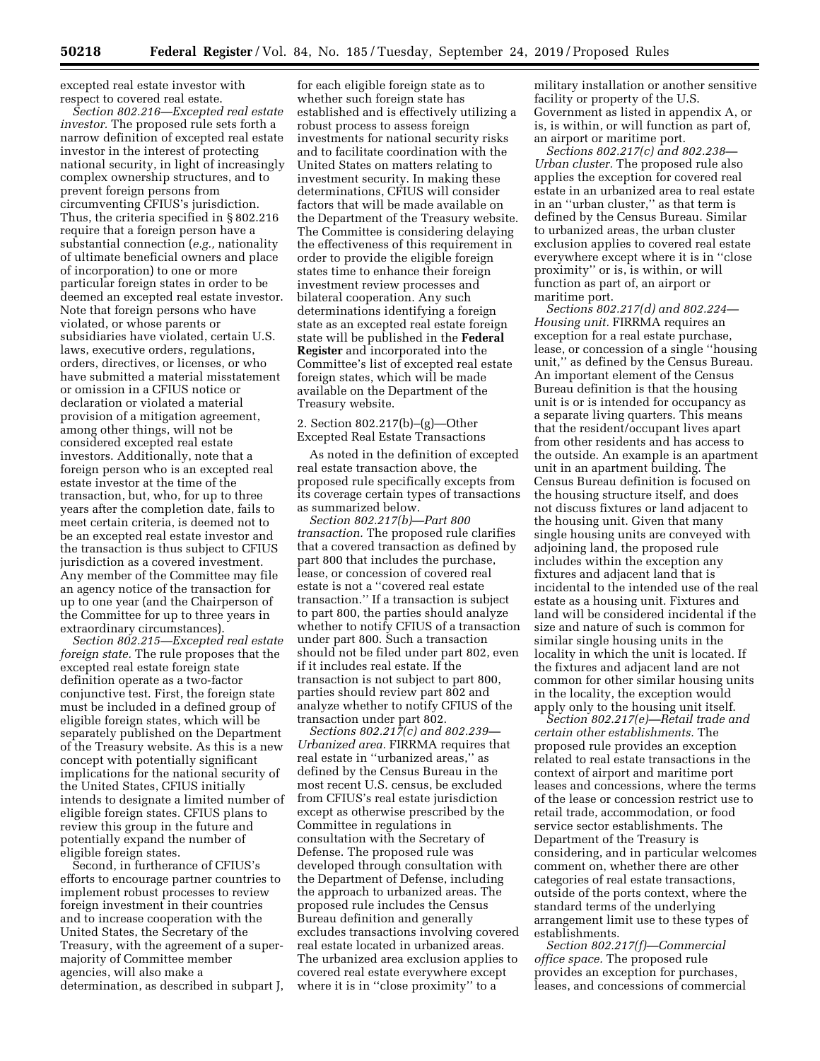excepted real estate investor with respect to covered real estate.

*Section 802.216—Excepted real estate investor.* The proposed rule sets forth a narrow definition of excepted real estate investor in the interest of protecting national security, in light of increasingly complex ownership structures, and to prevent foreign persons from circumventing CFIUS's jurisdiction. Thus, the criteria specified in § 802.216 require that a foreign person have a substantial connection (*e.g.,* nationality of ultimate beneficial owners and place of incorporation) to one or more particular foreign states in order to be deemed an excepted real estate investor. Note that foreign persons who have violated, or whose parents or subsidiaries have violated, certain U.S. laws, executive orders, regulations, orders, directives, or licenses, or who have submitted a material misstatement or omission in a CFIUS notice or declaration or violated a material provision of a mitigation agreement, among other things, will not be considered excepted real estate investors. Additionally, note that a foreign person who is an excepted real estate investor at the time of the transaction, but, who, for up to three years after the completion date, fails to meet certain criteria, is deemed not to be an excepted real estate investor and the transaction is thus subject to CFIUS jurisdiction as a covered investment. Any member of the Committee may file an agency notice of the transaction for up to one year (and the Chairperson of the Committee for up to three years in extraordinary circumstances).

*Section 802.215—Excepted real estate foreign state.* The rule proposes that the excepted real estate foreign state definition operate as a two-factor conjunctive test. First, the foreign state must be included in a defined group of eligible foreign states, which will be separately published on the Department of the Treasury website. As this is a new concept with potentially significant implications for the national security of the United States, CFIUS initially intends to designate a limited number of eligible foreign states. CFIUS plans to review this group in the future and potentially expand the number of eligible foreign states.

Second, in furtherance of CFIUS's efforts to encourage partner countries to implement robust processes to review foreign investment in their countries and to increase cooperation with the United States, the Secretary of the Treasury, with the agreement of a super-majority of Committee member agencies, will also make a determination, as described in subpart J, for each eligible foreign state as to whether such foreign state has established and is effectively utilizing a robust process to assess foreign investments for national security risks and to facilitate coordination with the United States on matters relating to investment security. In making these determinations, CFIUS will consider factors that will be made available on the Department of the Treasury website. The Committee is considering delaying the effectiveness of this requirement in order to provide the eligible foreign states time to enhance their foreign investment review processes and bilateral cooperation. Any such determinations identifying a foreign state as an excepted real estate foreign state will be published in the **Federal Register** and incorporated into the Committee's list of excepted real estate foreign states, which will be made available on the Department of the Treasury website.

2. Section 802.217(b)–(g)—Other Excepted Real Estate Transactions

As noted in the definition of excepted real estate transaction above, the proposed rule specifically excepts from its coverage certain types of transactions as summarized below.

*Section 802.217(b)—Part 800 transaction.* The proposed rule clarifies that a covered transaction as defined by part 800 that includes the purchase, lease, or concession of covered real estate is not a ''covered real estate transaction.'' If a transaction is subject to part 800, the parties should analyze whether to notify CFIUS of a transaction under part 800. Such a transaction should not be filed under part 802, even if it includes real estate. If the transaction is not subject to part 800, parties should review part 802 and analyze whether to notify CFIUS of the transaction under part 802.

*Sections 802.217(c) and 802.239—Urbanized area.* FIRRMA requires that real estate in ''urbanized areas,'' as defined by the Census Bureau in the most recent U.S. census, be excluded from CFIUS's real estate jurisdiction except as otherwise prescribed by the Committee in regulations in consultation with the Secretary of Defense. The proposed rule was developed through consultation with the Department of Defense, including the approach to urbanized areas. The proposed rule includes the Census Bureau definition and generally excludes transactions involving covered real estate located in urbanized areas. The urbanized area exclusion applies to covered real estate everywhere except where it is in ''close proximity'' to a military installation or another sensitive facility or property of the U.S. Government as listed in appendix A, or is, is within, or will function as part of, an airport or maritime port.

*Sections 802.217(c) and 802.238—Urban cluster.* The proposed rule also applies the exception for covered real estate in an urbanized area to real estate in an ''urban cluster,'' as that term is defined by the Census Bureau. Similar to urbanized areas, the urban cluster exclusion applies to covered real estate everywhere except where it is in ''close proximity'' or is, is within, or will function as part of, an airport or maritime port.

*Sections 802.217(d) and 802.224—Housing unit.* FIRRMA requires an exception for a real estate purchase, lease, or concession of a single ''housing unit,'' as defined by the Census Bureau. An important element of the Census Bureau definition is that the housing unit is or is intended for occupancy as a separate living quarters. This means that the resident/occupant lives apart from other residents and has access to the outside. An example is an apartment unit in an apartment building. The Census Bureau definition is focused on the housing structure itself, and does not discuss fixtures or land adjacent to the housing unit. Given that many single housing units are conveyed with adjoining land, the proposed rule includes within the exception any fixtures and adjacent land that is incidental to the intended use of the real estate as a housing unit. Fixtures and land will be considered incidental if the size and nature of such is common for similar single housing units in the locality in which the unit is located. If the fixtures and adjacent land are not common for other similar housing units in the locality, the exception would apply only to the housing unit itself.

*Section 802.217(e)—Retail trade and certain other establishments.* The proposed rule provides an exception related to real estate transactions in the context of airport and maritime port leases and concessions, where the terms of the lease or concession restrict use to retail trade, accommodation, or food service sector establishments. The Department of the Treasury is considering, and in particular welcomes comment on, whether there are other categories of real estate transactions, outside of the ports context, where the standard terms of the underlying arrangement limit use to these types of establishments.

*Section 802.217(f)—Commercial office space.* The proposed rule provides an exception for purchases, leases, and concessions of commercial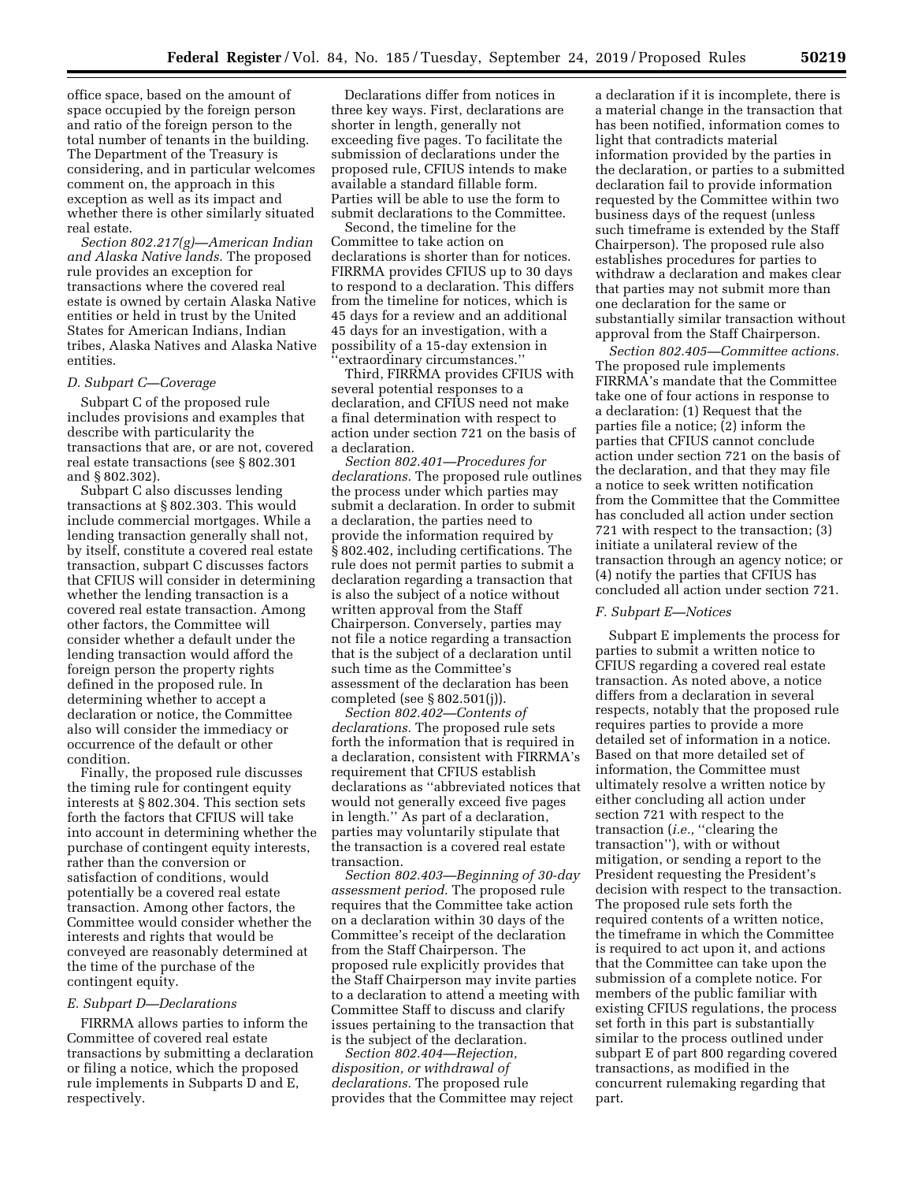office space, based on the amount of space occupied by the foreign person and ratio of the foreign person to the total number of tenants in the building. The Department of the Treasury is considering, and in particular welcomes comment on, the approach in this exception as well as its impact and whether there is other similarly situated real estate.

*Section 802.217(g)—American Indian and Alaska Native lands.* The proposed rule provides an exception for transactions where the covered real estate is owned by certain Alaska Native entities or held in trust by the United States for American Indians, Indian tribes, Alaska Natives and Alaska Native entities.

### *D. Subpart C—Coverage*

Subpart C of the proposed rule includes provisions and examples that describe with particularity the transactions that are, or are not, covered real estate transactions (see § 802.301 and § 802.302).

Subpart C also discusses lending transactions at § 802.303. This would include commercial mortgages. While a lending transaction generally shall not, by itself, constitute a covered real estate transaction, subpart C discusses factors that CFIUS will consider in determining whether the lending transaction is a covered real estate transaction. Among other factors, the Committee will consider whether a default under the lending transaction would afford the foreign person the property rights defined in the proposed rule. In determining whether to accept a declaration or notice, the Committee also will consider the immediacy or occurrence of the default or other condition.

Finally, the proposed rule discusses the timing rule for contingent equity interests at § 802.304. This section sets forth the factors that CFIUS will take into account in determining whether the purchase of contingent equity interests, rather than the conversion or satisfaction of conditions, would potentially be a covered real estate transaction. Among other factors, the Committee would consider whether the interests and rights that would be conveyed are reasonably determined at the time of the purchase of the contingent equity.

### *E. Subpart D—Declarations*

FIRRMA allows parties to inform the Committee of covered real estate transactions by submitting a declaration or filing a notice, which the proposed rule implements in Subparts D and E, respectively.

Declarations differ from notices in three key ways. First, declarations are shorter in length, generally not exceeding five pages. To facilitate the submission of declarations under the proposed rule, CFIUS intends to make available a standard fillable form. Parties will be able to use the form to submit declarations to the Committee.

Second, the timeline for the Committee to take action on declarations is shorter than for notices. FIRRMA provides CFIUS up to 30 days to respond to a declaration. This differs from the timeline for notices, which is 45 days for a review and an additional 45 days for an investigation, with a possibility of a 15-day extension in "extraordinary circumstances."

Third, FIRRMA provides CFIUS with several potential responses to a declaration, and CFIUS need not make a final determination with respect to action under section 721 on the basis of a declaration.

*Section 802.401—Procedures for declarations.* The proposed rule outlines the process under which parties may submit a declaration. In order to submit a declaration, the parties need to provide the information required by § 802.402, including certifications. The rule does not permit parties to submit a declaration regarding a transaction that is also the subject of a notice without written approval from the Staff Chairperson. Conversely, parties may not file a notice regarding a transaction that is the subject of a declaration until such time as the Committee's assessment of the declaration has been completed (see § 802.501(j)).

*Section 802.402—Contents of declarations.* The proposed rule sets forth the information that is required in a declaration, consistent with FIRRMA's requirement that CFIUS establish declarations as "abbreviated notices that would not generally exceed five pages in length." As part of a declaration, parties may voluntarily stipulate that the transaction is a covered real estate transaction.

*Section 802.403—Beginning of 30-day assessment period.* The proposed rule requires that the Committee take action on a declaration within 30 days of the Committee's receipt of the declaration from the Staff Chairperson. The proposed rule explicitly provides that the Staff Chairperson may invite parties to a declaration to attend a meeting with Committee Staff to discuss and clarify issues pertaining to the transaction that is the subject of the declaration.

*Section 802.404—Rejection, disposition, or withdrawal of declarations.* The proposed rule provides that the Committee may reject a declaration if it is incomplete, there is a material change in the transaction that has been notified, information comes to light that contradicts material information provided by the parties in the declaration, or parties to a submitted declaration fail to provide information requested by the Committee within two business days of the request (unless such timeframe is extended by the Staff Chairperson). The proposed rule also establishes procedures for parties to withdraw a declaration and makes clear that parties may not submit more than one declaration for the same or substantially similar transaction without approval from the Staff Chairperson.

*Section 802.405—Committee actions.* The proposed rule implements FIRRMA's mandate that the Committee take one of four actions in response to a declaration: (1) Request that the parties file a notice; (2) inform the parties that CFIUS cannot conclude action under section 721 on the basis of the declaration, and that they may file a notice to seek written notification from the Committee that the Committee has concluded all action under section 721 with respect to the transaction; (3) initiate a unilateral review of the transaction through an agency notice; or (4) notify the parties that CFIUS has concluded all action under section 721.

### *F. Subpart E—Notices*

Subpart E implements the process for parties to submit a written notice to CFIUS regarding a covered real estate transaction. As noted above, a notice differs from a declaration in several respects, notably that the proposed rule requires parties to provide a more detailed set of information in a notice. Based on that more detailed set of information, the Committee must ultimately resolve a written notice by either concluding all action under section 721 with respect to the transaction (*i.e.,* "clearing the transaction"), with or without mitigation, or sending a report to the President requesting the President's decision with respect to the transaction. The proposed rule sets forth the required contents of a written notice, the timeframe in which the Committee is required to act upon it, and actions that the Committee can take upon the submission of a complete notice. For members of the public familiar with existing CFIUS regulations, the process set forth in this part is substantially similar to the process outlined under subpart E of part 800 regarding covered transactions, as modified in the concurrent rulemaking regarding that part.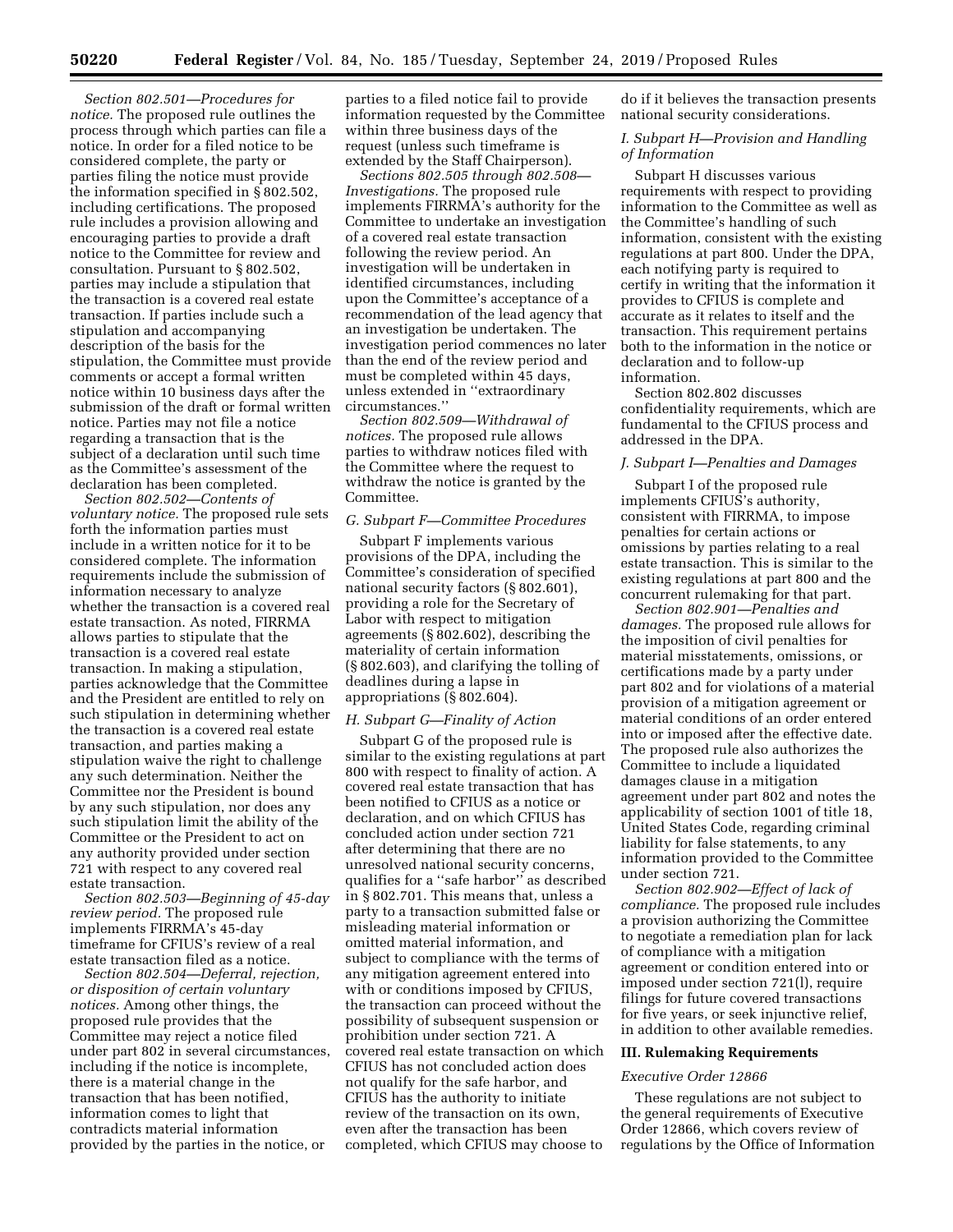*Section 802.501—Procedures for notice.* The proposed rule outlines the process through which parties can file a notice. In order for a filed notice to be considered complete, the party or parties filing the notice must provide the information specified in § 802.502, including certifications. The proposed rule includes a provision allowing and encouraging parties to provide a draft notice to the Committee for review and consultation. Pursuant to § 802.502, parties may include a stipulation that the transaction is a covered real estate transaction. If parties include such a stipulation and accompanying description of the basis for the stipulation, the Committee must provide comments or accept a formal written notice within 10 business days after the submission of the draft or formal written notice. Parties may not file a notice regarding a transaction that is the subject of a declaration until such time as the Committee's assessment of the declaration has been completed.

*Section 802.502—Contents of voluntary notice.* The proposed rule sets forth the information parties must include in a written notice for it to be considered complete. The information requirements include the submission of information necessary to analyze whether the transaction is a covered real estate transaction. As noted, FIRRMA allows parties to stipulate that the transaction is a covered real estate transaction. In making a stipulation, parties acknowledge that the Committee and the President are entitled to rely on such stipulation in determining whether the transaction is a covered real estate transaction, and parties making a stipulation waive the right to challenge any such determination. Neither the Committee nor the President is bound by any such stipulation, nor does any such stipulation limit the ability of the Committee or the President to act on any authority provided under section 721 with respect to any covered real estate transaction.

*Section 802.503—Beginning of 45-day review period.* The proposed rule implements FIRRMA's 45-day timeframe for CFIUS's review of a real estate transaction filed as a notice.

*Section 802.504—Deferral, rejection, or disposition of certain voluntary notices.* Among other things, the proposed rule provides that the Committee may reject a notice filed under part 802 in several circumstances, including if the notice is incomplete, there is a material change in the transaction that has been notified, information comes to light that contradicts material information provided by the parties in the notice, or parties to a filed notice fail to provide information requested by the Committee within three business days of the request (unless such timeframe is extended by the Staff Chairperson).

*Sections 802.505 through 802.508—Investigations.* The proposed rule implements FIRRMA's authority for the Committee to undertake an investigation of a covered real estate transaction following the review period. An investigation will be undertaken in identified circumstances, including upon the Committee's acceptance of a recommendation of the lead agency that an investigation be undertaken. The investigation period commences no later than the end of the review period and must be completed within 45 days, unless extended in ''extraordinary circumstances.''

*Section 802.509—Withdrawal of notices.* The proposed rule allows parties to withdraw notices filed with the Committee where the request to withdraw the notice is granted by the Committee.

## *G. Subpart F—Committee Procedures*

Subpart F implements various provisions of the DPA, including the Committee's consideration of specified national security factors (§ 802.601), providing a role for the Secretary of Labor with respect to mitigation agreements (§ 802.602), describing the materiality of certain information (§ 802.603), and clarifying the tolling of deadlines during a lapse in appropriations (§ 802.604).

## *H. Subpart G—Finality of Action*

Subpart G of the proposed rule is similar to the existing regulations at part 800 with respect to finality of action. A covered real estate transaction that has been notified to CFIUS as a notice or declaration, and on which CFIUS has concluded action under section 721 after determining that there are no unresolved national security concerns, qualifies for a ''safe harbor'' as described in § 802.701. This means that, unless a party to a transaction submitted false or misleading material information or omitted material information, and subject to compliance with the terms of any mitigation agreement entered into with or conditions imposed by CFIUS, the transaction can proceed without the possibility of subsequent suspension or prohibition under section 721. A covered real estate transaction on which CFIUS has not concluded action does not qualify for the safe harbor, and CFIUS has the authority to initiate review of the transaction on its own, even after the transaction has been completed, which CFIUS may choose to do if it believes the transaction presents national security considerations.

## *I. Subpart H—Provision and Handling of Information*

Subpart H discusses various requirements with respect to providing information to the Committee as well as the Committee's handling of such information, consistent with the existing regulations at part 800. Under the DPA, each notifying party is required to certify in writing that the information it provides to CFIUS is complete and accurate as it relates to itself and the transaction. This requirement pertains both to the information in the notice or declaration and to follow-up information.

Section 802.802 discusses confidentiality requirements, which are fundamental to the CFIUS process and addressed in the DPA.

## *J. Subpart I—Penalties and Damages*

Subpart I of the proposed rule implements CFIUS's authority, consistent with FIRRMA, to impose penalties for certain actions or omissions by parties relating to a real estate transaction. This is similar to the existing regulations at part 800 and the concurrent rulemaking for that part.

*Section 802.901—Penalties and damages.* The proposed rule allows for the imposition of civil penalties for material misstatements, omissions, or certifications made by a party under part 802 and for violations of a material provision of a mitigation agreement or material conditions of an order entered into or imposed after the effective date. The proposed rule also authorizes the Committee to include a liquidated damages clause in a mitigation agreement under part 802 and notes the applicability of section 1001 of title 18, United States Code, regarding criminal liability for false statements, to any information provided to the Committee under section 721.

*Section 802.902—Effect of lack of compliance.* The proposed rule includes a provision authorizing the Committee to negotiate a remediation plan for lack of compliance with a mitigation agreement or condition entered into or imposed under section 721(l), require filings for future covered transactions for five years, or seek injunctive relief, in addition to other available remedies.

# III. Rulemaking Requirements

## *Executive Order 12866*

These regulations are not subject to the general requirements of Executive Order 12866, which covers review of regulations by the Office of Information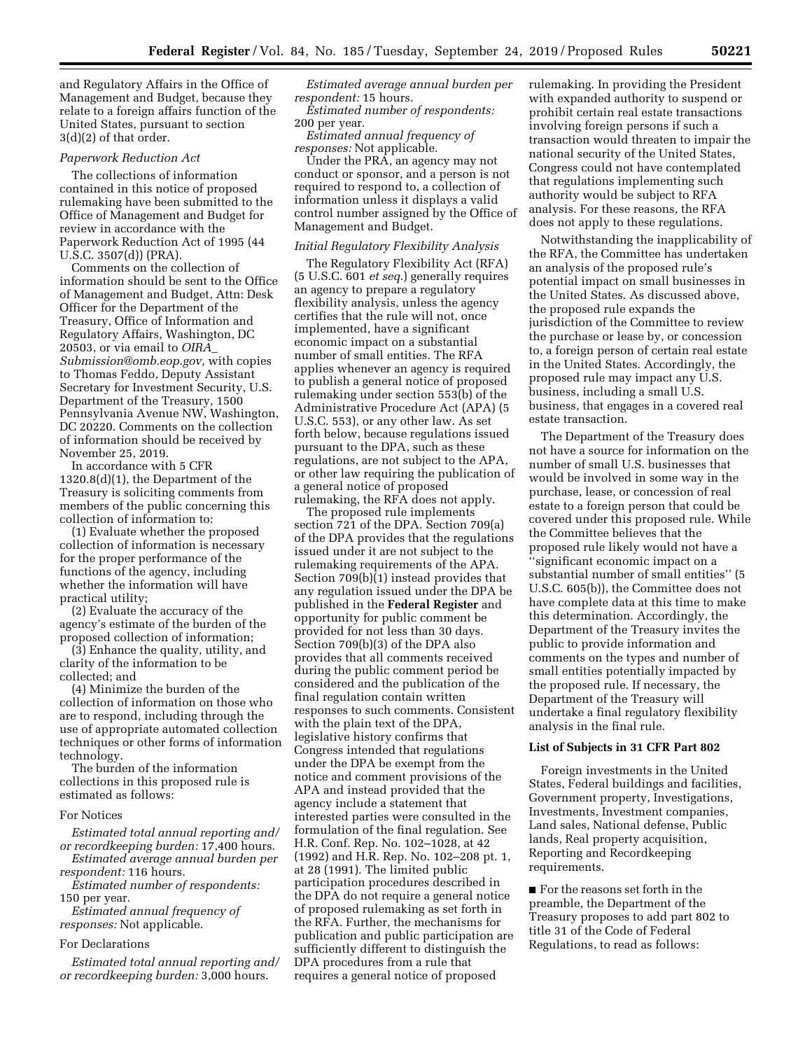and Regulatory Affairs in the Office of Management and Budget, because they relate to a foreign affairs function of the United States, pursuant to section 3(d)(2) of that order.

*Paperwork Reduction Act*

The collections of information contained in this notice of proposed rulemaking have been submitted to the Office of Management and Budget for review in accordance with the Paperwork Reduction Act of 1995 (44 U.S.C. 3507(d)) (PRA).

Comments on the collection of information should be sent to the Office of Management and Budget, Attn: Desk Officer for the Department of the Treasury, Office of Information and Regulatory Affairs, Washington, DC 20503, or via email to *OIRA_Submission@omb.eop.gov,* with copies to Thomas Feddo, Deputy Assistant Secretary for Investment Security, U.S. Department of the Treasury, 1500 Pennsylvania Avenue NW, Washington, DC 20220. Comments on the collection of information should be received by November 25, 2019.

In accordance with 5 CFR 1320.8(d)(1), the Department of the Treasury is soliciting comments from members of the public concerning this collection of information to:

(1) Evaluate whether the proposed collection of information is necessary for the proper performance of the functions of the agency, including whether the information will have practical utility;

(2) Evaluate the accuracy of the agency's estimate of the burden of the proposed collection of information;

(3) Enhance the quality, utility, and clarity of the information to be collected; and

(4) Minimize the burden of the collection of information on those who are to respond, including through the use of appropriate automated collection techniques or other forms of information technology.

The burden of the information collections in this proposed rule is estimated as follows:

For Notices

*Estimated total annual reporting and/or recordkeeping burden:* 17,400 hours.

*Estimated average annual burden per respondent:* 116 hours.

*Estimated number of respondents:* 150 per year.

*Estimated annual frequency of responses:* Not applicable.

For Declarations

*Estimated total annual reporting and/or recordkeeping burden:* 3,000 hours.

*Estimated average annual burden per respondent:* 15 hours.

*Estimated number of respondents:* 200 per year.

*Estimated annual frequency of responses:* Not applicable.

Under the PRA, an agency may not conduct or sponsor, and a person is not required to respond to, a collection of information unless it displays a valid control number assigned by the Office of Management and Budget.

*Initial Regulatory Flexibility Analysis*

The Regulatory Flexibility Act (RFA) (5 U.S.C. 601 *et seq.*) generally requires an agency to prepare a regulatory flexibility analysis, unless the agency certifies that the rule will not, once implemented, have a significant economic impact on a substantial number of small entities. The RFA applies whenever an agency is required to publish a general notice of proposed rulemaking under section 553(b) of the Administrative Procedure Act (APA) (5 U.S.C. 553), or any other law. As set forth below, because regulations issued pursuant to the DPA, such as these regulations, are not subject to the APA, or other law requiring the publication of a general notice of proposed rulemaking, the RFA does not apply.

The proposed rule implements section 721 of the DPA. Section 709(a) of the DPA provides that the regulations issued under it are not subject to the rulemaking requirements of the APA. Section 709(b)(1) instead provides that any regulation issued under the DPA be published in the **Federal Register** and opportunity for public comment be provided for not less than 30 days. Section 709(b)(3) of the DPA also provides that all comments received during the public comment period be considered and the publication of the final regulation contain written responses to such comments. Consistent with the plain text of the DPA, legislative history confirms that Congress intended that regulations under the DPA be exempt from the notice and comment provisions of the APA and instead provided that the agency include a statement that interested parties were consulted in the formulation of the final regulation. See H.R. Conf. Rep. No. 102–1028, at 42 (1992) and H.R. Rep. No. 102–208 pt. 1, at 28 (1991). The limited public participation procedures described in the DPA do not require a general notice of proposed rulemaking as set forth in the RFA. Further, the mechanisms for publication and public participation are sufficiently different to distinguish the DPA procedures from a rule that requires a general notice of proposed rulemaking. In providing the President with expanded authority to suspend or prohibit certain real estate transactions involving foreign persons if such a transaction would threaten to impair the national security of the United States, Congress could not have contemplated that regulations implementing such authority would be subject to RFA analysis. For these reasons, the RFA does not apply to these regulations.

Notwithstanding the inapplicability of the RFA, the Committee has undertaken an analysis of the proposed rule's potential impact on small businesses in the United States. As discussed above, the proposed rule expands the jurisdiction of the Committee to review the purchase or lease by, or concession to, a foreign person of certain real estate in the United States. Accordingly, the proposed rule may impact any U.S. business, including a small U.S. business, that engages in a covered real estate transaction.

The Department of the Treasury does not have a source for information on the number of small U.S. businesses that would be involved in some way in the purchase, lease, or concession of real estate to a foreign person that could be covered under this proposed rule. While the Committee believes that the proposed rule likely would not have a "significant economic impact on a substantial number of small entities" (5 U.S.C. 605(b)), the Committee does not have complete data at this time to make this determination. Accordingly, the Department of the Treasury invites the public to provide information and comments on the types and number of small entities potentially impacted by the proposed rule. If necessary, the Department of the Treasury will undertake a final regulatory flexibility analysis in the final rule.

**List of Subjects in 31 CFR Part 802**

Foreign investments in the United States, Federal buildings and facilities, Government property, Investigations, Investments, Investment companies, Land sales, National defense, Public lands, Real property acquisition, Reporting and Recordkeeping requirements.

■ For the reasons set forth in the preamble, the Department of the Treasury proposes to add part 802 to title 31 of the Code of Federal Regulations, to read as follows: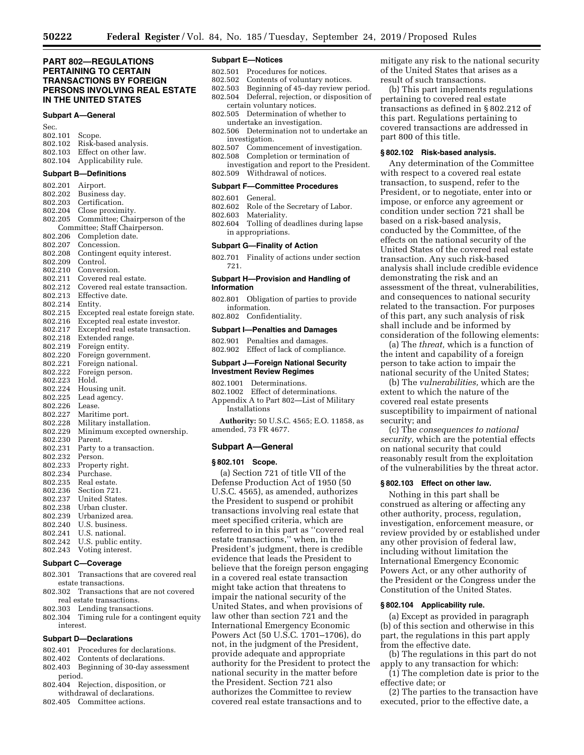## PART 802—REGULATIONS PERTAINING TO CERTAIN TRANSACTIONS BY FOREIGN PERSONS INVOLVING REAL ESTATE IN THE UNITED STATES

### Subpart A—General

Sec.
802.101 Scope.
802.102 Risk-based analysis.
802.103 Effect on other law.
802.104 Applicability rule.

### Subpart B—Definitions

802.201 Airport.
802.202 Business day.
802.203 Certification.
802.204 Close proximity.
802.205 Committee; Chairperson of the Committee; Staff Chairperson.
802.206 Completion date.
802.207 Concession.
802.208 Contingent equity interest.
802.209 Control.
802.210 Conversion.
802.211 Covered real estate.
802.212 Covered real estate transaction.
802.213 Effective date.
802.214 Entity.
802.215 Excepted real estate foreign state.
802.216 Excepted real estate investor.
802.217 Excepted real estate transaction.
802.218 Extended range.
802.219 Foreign entity.
802.220 Foreign government.
802.221 Foreign national.
802.222 Foreign person.
802.223 Hold.
802.224 Housing unit.
802.225 Lead agency.
802.226 Lease.
802.227 Maritime port.
802.228 Military installation.
802.229 Minimum excepted ownership.
802.230 Parent.
802.231 Party to a transaction.
802.232 Person.
802.233 Property right.
802.234 Purchase.
802.235 Real estate.
802.236 Section 721.
802.237 United States.
802.238 Urban cluster.
802.239 Urbanized area.
802.240 U.S. business.
802.241 U.S. national.
802.242 U.S. public entity.
802.243 Voting interest.

### Subpart C—Coverage

802.301 Transactions that are covered real estate transactions.
802.302 Transactions that are not covered real estate transactions.
802.303 Lending transactions.
802.304 Timing rule for a contingent equity interest.

### Subpart D—Declarations

802.401 Procedures for declarations.
802.402 Contents of declarations.
802.403 Beginning of 30-day assessment period.
802.404 Rejection, disposition, or withdrawal of declarations.
802.405 Committee actions.

### Subpart E—Notices

802.501 Procedures for notices.
802.502 Contents of voluntary notices.
802.503 Beginning of 45-day review period.
802.504 Deferral, rejection, or disposition of certain voluntary notices.
802.505 Determination of whether to undertake an investigation.
802.506 Determination not to undertake an investigation.
802.507 Commencement of investigation.
802.508 Completion or termination of investigation and report to the President.
802.509 Withdrawal of notices.

### Subpart F—Committee Procedures

802.601 General.
802.602 Role of the Secretary of Labor.
802.603 Materiality.
802.604 Tolling of deadlines during lapse in appropriations.

### Subpart G—Finality of Action

802.701 Finality of actions under section 721.

### Subpart H—Provision and Handling of Information

802.801 Obligation of parties to provide information.
802.802 Confidentiality.

### Subpart I—Penalties and Damages

802.901 Penalties and damages.
802.902 Effect of lack of compliance.

### Subpart J—Foreign National Security Investment Review Regimes

802.1001 Determinations.
802.1002 Effect of determinations.
Appendix A to Part 802—List of Military Installations

**Authority:** 50 U.S.C. 4565; E.O. 11858, as amended, 73 FR 4677.

### Subpart A—General

#### § 802.101 Scope.

(a) Section 721 of title VII of the Defense Production Act of 1950 (50 U.S.C. 4565), as amended, authorizes the President to suspend or prohibit transactions involving real estate that meet specified criteria, which are referred to in this part as ''covered real estate transactions,'' when, in the President's judgment, there is credible evidence that leads the President to believe that the foreign person engaging in a covered real estate transaction might take action that threatens to impair the national security of the United States, and when provisions of law other than section 721 and the International Emergency Economic Powers Act (50 U.S.C. 1701–1706), do not, in the judgment of the President, provide adequate and appropriate authority for the President to protect the national security in the matter before the President. Section 721 also authorizes the Committee to review covered real estate transactions and to mitigate any risk to the national security of the United States that arises as a result of such transactions.

(b) This part implements regulations pertaining to covered real estate transactions as defined in § 802.212 of this part. Regulations pertaining to covered transactions are addressed in part 800 of this title.

#### § 802.102 Risk-based analysis.

Any determination of the Committee with respect to a covered real estate transaction, to suspend, refer to the President, or to negotiate, enter into or impose, or enforce any agreement or condition under section 721 shall be based on a risk-based analysis, conducted by the Committee, of the effects on the national security of the United States of the covered real estate transaction. Any such risk-based analysis shall include credible evidence demonstrating the risk and an assessment of the threat, vulnerabilities, and consequences to national security related to the transaction. For purposes of this part, any such analysis of risk shall include and be informed by consideration of the following elements:

(a) The *threat,* which is a function of the intent and capability of a foreign person to take action to impair the national security of the United States;

(b) The *vulnerabilities,* which are the extent to which the nature of the covered real estate presents susceptibility to impairment of national security; and

(c) The *consequences to national security,* which are the potential effects on national security that could reasonably result from the exploitation of the vulnerabilities by the threat actor.

#### § 802.103 Effect on other law.

Nothing in this part shall be construed as altering or affecting any other authority, process, regulation, investigation, enforcement measure, or review provided by or established under any other provision of federal law, including without limitation the International Emergency Economic Powers Act, or any other authority of the President or the Congress under the Constitution of the United States.

#### § 802.104 Applicability rule.

(a) Except as provided in paragraph (b) of this section and otherwise in this part, the regulations in this part apply from the effective date.

(b) The regulations in this part do not apply to any transaction for which:

(1) The completion date is prior to the effective date; or

(2) The parties to the transaction have executed, prior to the effective date, a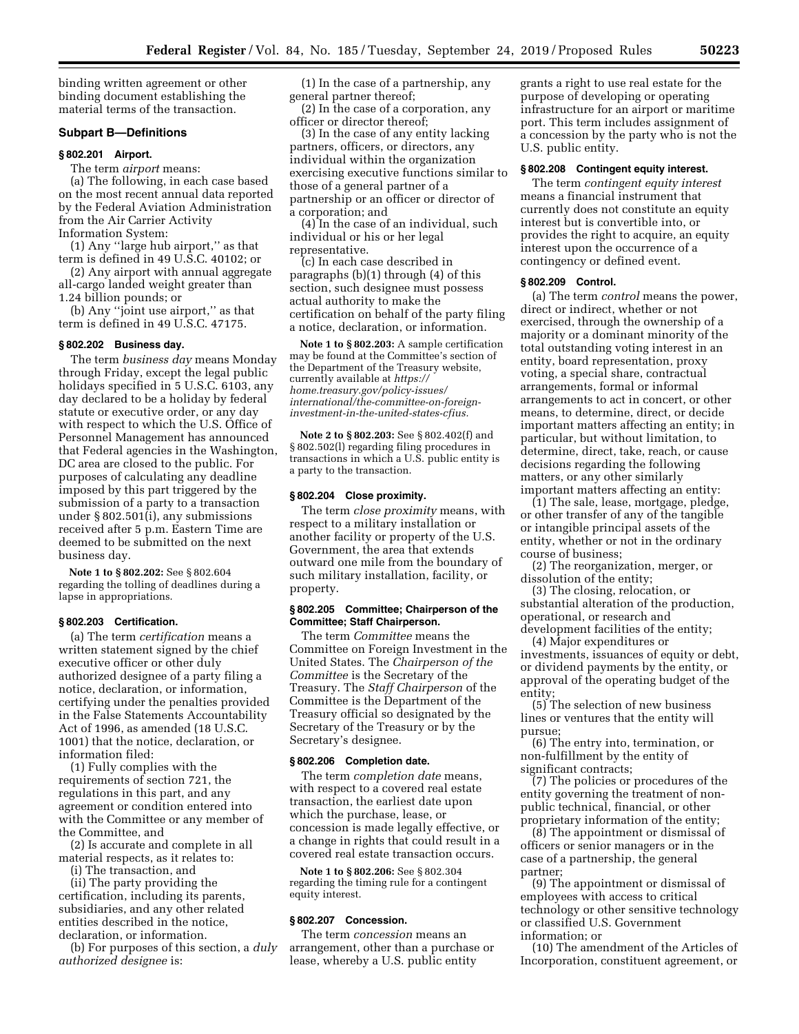binding written agreement or other binding document establishing the material terms of the transaction.

## Subpart B—Definitions

### § 802.201 Airport.

The term *airport* means:

(a) The following, in each case based on the most recent annual data reported by the Federal Aviation Administration from the Air Carrier Activity Information System:

(1) Any ''large hub airport,'' as that term is defined in 49 U.S.C. 40102; or

(2) Any airport with annual aggregate all-cargo landed weight greater than 1.24 billion pounds; or

(b) Any ''joint use airport,'' as that term is defined in 49 U.S.C. 47175.

### § 802.202 Business day.

The term *business day* means Monday through Friday, except the legal public holidays specified in 5 U.S.C. 6103, any day declared to be a holiday by federal statute or executive order, or any day with respect to which the U.S. Office of Personnel Management has announced that Federal agencies in the Washington, DC area are closed to the public. For purposes of calculating any deadline imposed by this part triggered by the submission of a party to a transaction under § 802.501(i), any submissions received after 5 p.m. Eastern Time are deemed to be submitted on the next business day.

**Note 1 to § 802.202:** See § 802.604 regarding the tolling of deadlines during a lapse in appropriations.

### § 802.203 Certification.

(a) The term *certification* means a written statement signed by the chief executive officer or other duly authorized designee of a party filing a notice, declaration, or information, certifying under the penalties provided in the False Statements Accountability Act of 1996, as amended (18 U.S.C. 1001) that the notice, declaration, or information filed:

(1) Fully complies with the requirements of section 721, the regulations in this part, and any agreement or condition entered into with the Committee or any member of the Committee, and

(2) Is accurate and complete in all material respects, as it relates to:

(i) The transaction, and

(ii) The party providing the certification, including its parents, subsidiaries, and any other related entities described in the notice, declaration, or information.

(b) For purposes of this section, a *duly authorized designee* is:

(1) In the case of a partnership, any general partner thereof;

(2) In the case of a corporation, any officer or director thereof;

(3) In the case of any entity lacking partners, officers, or directors, any individual within the organization exercising executive functions similar to those of a general partner of a partnership or an officer or director of a corporation; and

(4) In the case of an individual, such individual or his or her legal representative.

(c) In each case described in paragraphs (b)(1) through (4) of this section, such designee must possess actual authority to make the certification on behalf of the party filing a notice, declaration, or information.

**Note 1 to § 802.203:** A sample certification may be found at the Committee's section of the Department of the Treasury website, currently available at *https://home.treasury.gov/policy-issues/international/the-committee-on-foreign-investment-in-the-united-states-cfius.*

**Note 2 to § 802.203:** See § 802.402(f) and § 802.502(l) regarding filing procedures in transactions in which a U.S. public entity is a party to the transaction.

### § 802.204 Close proximity.

The term *close proximity* means, with respect to a military installation or another facility or property of the U.S. Government, the area that extends outward one mile from the boundary of such military installation, facility, or property.

### § 802.205 Committee; Chairperson of the Committee; Staff Chairperson.

The term *Committee* means the Committee on Foreign Investment in the United States. The *Chairperson of the Committee* is the Secretary of the Treasury. The *Staff Chairperson* of the Committee is the Department of the Treasury official so designated by the Secretary of the Treasury or by the Secretary's designee.

### § 802.206 Completion date.

The term *completion date* means, with respect to a covered real estate transaction, the earliest date upon which the purchase, lease, or concession is made legally effective, or a change in rights that could result in a covered real estate transaction occurs.

**Note 1 to § 802.206:** See § 802.304 regarding the timing rule for a contingent equity interest.

### § 802.207 Concession.

The term *concession* means an arrangement, other than a purchase or lease, whereby a U.S. public entity grants a right to use real estate for the purpose of developing or operating infrastructure for an airport or maritime port. This term includes assignment of a concession by the party who is not the U.S. public entity.

### § 802.208 Contingent equity interest.

The term *contingent equity interest* means a financial instrument that currently does not constitute an equity interest but is convertible into, or provides the right to acquire, an equity interest upon the occurrence of a contingency or defined event.

### § 802.209 Control.

(a) The term *control* means the power, direct or indirect, whether or not exercised, through the ownership of a majority or a dominant minority of the total outstanding voting interest in an entity, board representation, proxy voting, a special share, contractual arrangements, formal or informal arrangements to act in concert, or other means, to determine, direct, or decide important matters affecting an entity; in particular, but without limitation, to determine, direct, take, reach, or cause decisions regarding the following matters, or any other similarly important matters affecting an entity:

(1) The sale, lease, mortgage, pledge, or other transfer of any of the tangible or intangible principal assets of the entity, whether or not in the ordinary course of business;

(2) The reorganization, merger, or dissolution of the entity;

(3) The closing, relocation, or substantial alteration of the production, operational, or research and development facilities of the entity;

(4) Major expenditures or investments, issuances of equity or debt, or dividend payments by the entity, or approval of the operating budget of the entity;

(5) The selection of new business lines or ventures that the entity will pursue;

(6) The entry into, termination, or non-fulfillment by the entity of significant contracts;

(7) The policies or procedures of the entity governing the treatment of non-public technical, financial, or other proprietary information of the entity;

(8) The appointment or dismissal of officers or senior managers or in the case of a partnership, the general partner;

(9) The appointment or dismissal of employees with access to critical technology or other sensitive technology or classified U.S. Government information; or

(10) The amendment of the Articles of Incorporation, constituent agreement, or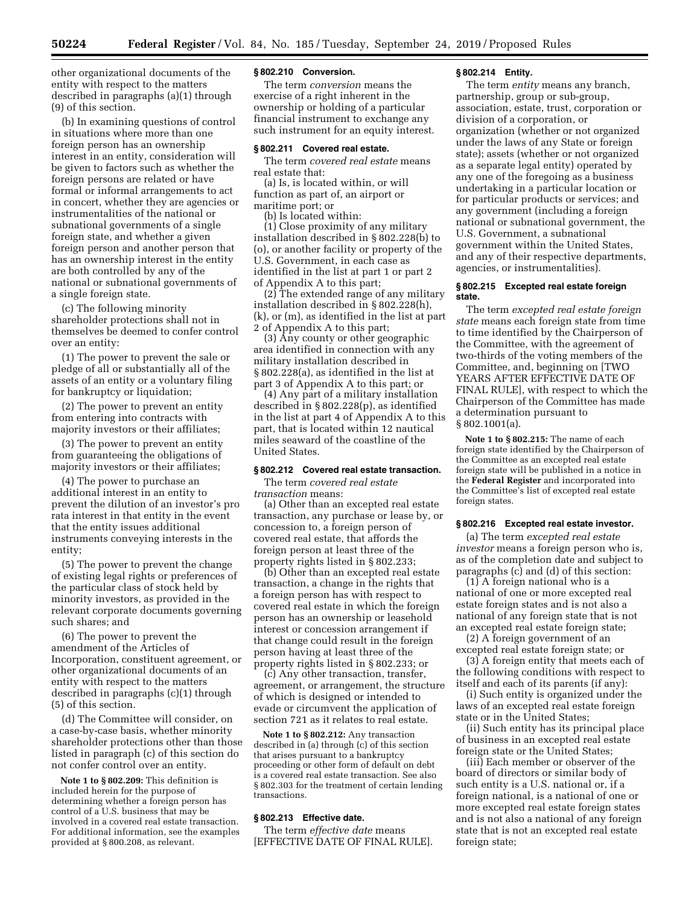other organizational documents of the entity with respect to the matters described in paragraphs (a)(1) through (9) of this section.

(b) In examining questions of control in situations where more than one foreign person has an ownership interest in an entity, consideration will be given to factors such as whether the foreign persons are related or have formal or informal arrangements to act in concert, whether they are agencies or instrumentalities of the national or subnational governments of a single foreign state, and whether a given foreign person and another person that has an ownership interest in the entity are both controlled by any of the national or subnational governments of a single foreign state.

(c) The following minority shareholder protections shall not in themselves be deemed to confer control over an entity:

(1) The power to prevent the sale or pledge of all or substantially all of the assets of an entity or a voluntary filing for bankruptcy or liquidation;

(2) The power to prevent an entity from entering into contracts with majority investors or their affiliates;

(3) The power to prevent an entity from guaranteeing the obligations of majority investors or their affiliates;

(4) The power to purchase an additional interest in an entity to prevent the dilution of an investor's pro rata interest in that entity in the event that the entity issues additional instruments conveying interests in the entity;

(5) The power to prevent the change of existing legal rights or preferences of the particular class of stock held by minority investors, as provided in the relevant corporate documents governing such shares; and

(6) The power to prevent the amendment of the Articles of Incorporation, constituent agreement, or other organizational documents of an entity with respect to the matters described in paragraphs (c)(1) through (5) of this section.

(d) The Committee will consider, on a case-by-case basis, whether minority shareholder protections other than those listed in paragraph (c) of this section do not confer control over an entity.

**Note 1 to § 802.209:** This definition is included herein for the purpose of determining whether a foreign person has control of a U.S. business that may be involved in a covered real estate transaction. For additional information, see the examples provided at § 800.208, as relevant.

### § 802.210 Conversion.

The term *conversion* means the exercise of a right inherent in the ownership or holding of a particular financial instrument to exchange any such instrument for an equity interest.

### § 802.211 Covered real estate.

The term *covered real estate* means real estate that:

(a) Is, is located within, or will function as part of, an airport or maritime port; or

(b) Is located within:

(1) Close proximity of any military installation described in § 802.228(b) to (o), or another facility or property of the U.S. Government, in each case as identified in the list at part 1 or part 2 of Appendix A to this part;

(2) The extended range of any military installation described in § 802.228(h), (k), or (m), as identified in the list at part 2 of Appendix A to this part;

(3) Any county or other geographic area identified in connection with any military installation described in § 802.228(a), as identified in the list at part 3 of Appendix A to this part; or

(4) Any part of a military installation described in § 802.228(p), as identified in the list at part 4 of Appendix A to this part, that is located within 12 nautical miles seaward of the coastline of the United States.

### § 802.212 Covered real estate transaction.

The term *covered real estate transaction* means:

(a) Other than an excepted real estate transaction, any purchase or lease by, or concession to, a foreign person of covered real estate, that affords the foreign person at least three of the property rights listed in § 802.233;

(b) Other than an excepted real estate transaction, a change in the rights that a foreign person has with respect to covered real estate in which the foreign person has an ownership or leasehold interest or concession arrangement if that change could result in the foreign person having at least three of the property rights listed in § 802.233; or

(c) Any other transaction, transfer, agreement, or arrangement, the structure of which is designed or intended to evade or circumvent the application of section 721 as it relates to real estate.

**Note 1 to § 802.212:** Any transaction described in (a) through (c) of this section that arises pursuant to a bankruptcy proceeding or other form of default on debt is a covered real estate transaction. See also § 802.303 for the treatment of certain lending transactions.

### § 802.213 Effective date.

The term *effective date* means [EFFECTIVE DATE OF FINAL RULE].

### § 802.214 Entity.

The term *entity* means any branch, partnership, group or sub-group, association, estate, trust, corporation or division of a corporation, or organization (whether or not organized under the laws of any State or foreign state); assets (whether or not organized as a separate legal entity) operated by any one of the foregoing as a business undertaking in a particular location or for particular products or services; and any government (including a foreign national or subnational government, the U.S. Government, a subnational government within the United States, and any of their respective departments, agencies, or instrumentalities).

### § 802.215 Excepted real estate foreign state.

The term *excepted real estate foreign state* means each foreign state from time to time identified by the Chairperson of the Committee, with the agreement of two-thirds of the voting members of the Committee, and, beginning on [TWO YEARS AFTER EFFECTIVE DATE OF FINAL RULE], with respect to which the Chairperson of the Committee has made a determination pursuant to § 802.1001(a).

**Note 1 to § 802.215:** The name of each foreign state identified by the Chairperson of the Committee as an excepted real estate foreign state will be published in a notice in the **Federal Register** and incorporated into the Committee's list of excepted real estate foreign states.

### § 802.216 Excepted real estate investor.

(a) The term *excepted real estate investor* means a foreign person who is, as of the completion date and subject to paragraphs (c) and (d) of this section:

(1) A foreign national who is a national of one or more excepted real estate foreign states and is not also a national of any foreign state that is not an excepted real estate foreign state;

(2) A foreign government of an excepted real estate foreign state; or

(3) A foreign entity that meets each of the following conditions with respect to itself and each of its parents (if any):

(i) Such entity is organized under the laws of an excepted real estate foreign state or in the United States;

(ii) Such entity has its principal place of business in an excepted real estate foreign state or the United States;

(iii) Each member or observer of the board of directors or similar body of such entity is a U.S. national or, if a foreign national, is a national of one or more excepted real estate foreign states and is not also a national of any foreign state that is not an excepted real estate foreign state;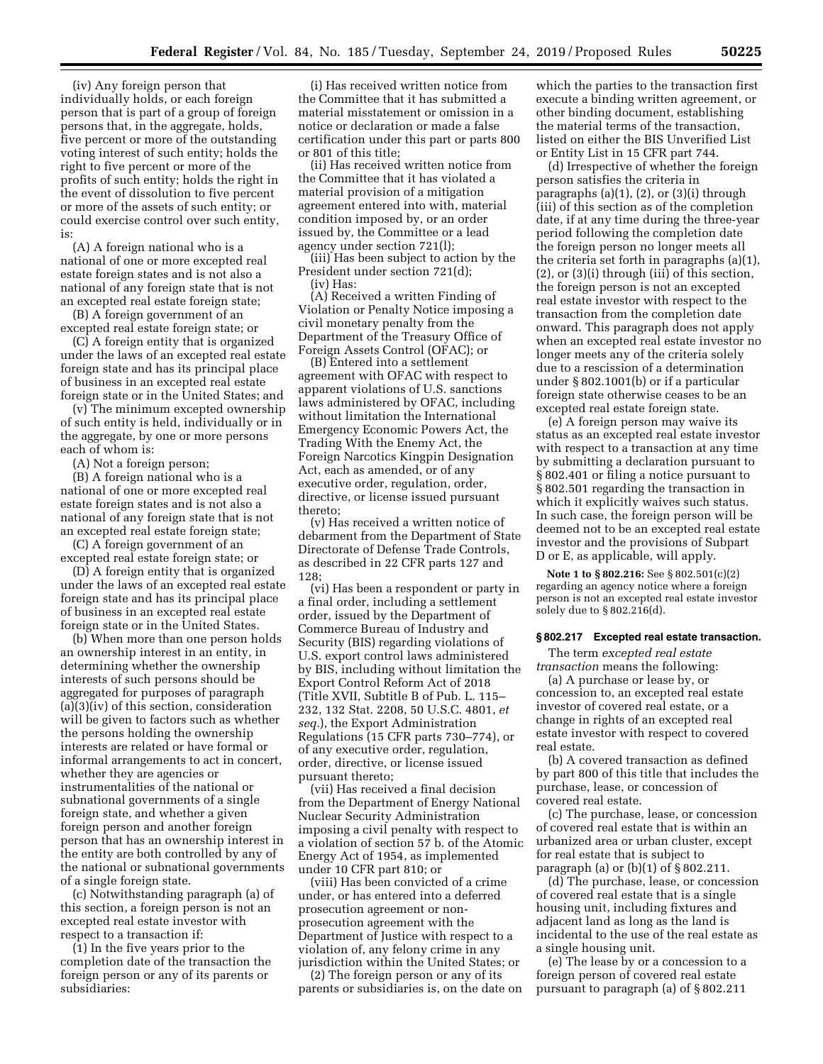(iv) Any foreign person that individually holds, or each foreign person that is part of a group of foreign persons that, in the aggregate, holds, five percent or more of the outstanding voting interest of such entity; holds the right to five percent or more of the profits of such entity; holds the right in the event of dissolution to five percent or more of the assets of such entity; or could exercise control over such entity, is:

(A) A foreign national who is a national of one or more excepted real estate foreign states and is not also a national of any foreign state that is not an excepted real estate foreign state;

(B) A foreign government of an excepted real estate foreign state; or

(C) A foreign entity that is organized under the laws of an excepted real estate foreign state and has its principal place of business in an excepted real estate foreign state or in the United States; and

(v) The minimum excepted ownership of such entity is held, individually or in the aggregate, by one or more persons each of whom is:

(A) Not a foreign person;

(B) A foreign national who is a national of one or more excepted real estate foreign states and is not also a national of any foreign state that is not an excepted real estate foreign state;

(C) A foreign government of an excepted real estate foreign state; or

(D) A foreign entity that is organized under the laws of an excepted real estate foreign state and has its principal place of business in an excepted real estate foreign state or in the United States.

(b) When more than one person holds an ownership interest in an entity, in determining whether the ownership interests of such persons should be aggregated for purposes of paragraph (a)(3)(iv) of this section, consideration will be given to factors such as whether the persons holding the ownership interests are related or have formal or informal arrangements to act in concert, whether they are agencies or instrumentalities of the national or subnational governments of a single foreign state, and whether a given foreign person and another foreign person that has an ownership interest in the entity are both controlled by any of the national or subnational governments of a single foreign state.

(c) Notwithstanding paragraph (a) of this section, a foreign person is not an excepted real estate investor with respect to a transaction if:

(1) In the five years prior to the completion date of the transaction the foreign person or any of its parents or subsidiaries:

(i) Has received written notice from the Committee that it has submitted a material misstatement or omission in a notice or declaration or made a false certification under this part or parts 800 or 801 of this title;

(ii) Has received written notice from the Committee that it has violated a material provision of a mitigation agreement entered into with, material condition imposed by, or an order issued by, the Committee or a lead agency under section 721(l);

(iii) Has been subject to action by the President under section 721(d);

(iv) Has:

(A) Received a written Finding of Violation or Penalty Notice imposing a civil monetary penalty from the Department of the Treasury Office of Foreign Assets Control (OFAC); or

(B) Entered into a settlement agreement with OFAC with respect to apparent violations of U.S. sanctions laws administered by OFAC, including without limitation the International Emergency Economic Powers Act, the Trading With the Enemy Act, the Foreign Narcotics Kingpin Designation Act, each as amended, or of any executive order, regulation, order, directive, or license issued pursuant thereto;

(v) Has received a written notice of debarment from the Department of State Directorate of Defense Trade Controls, as described in 22 CFR parts 127 and 128;

(vi) Has been a respondent or party in a final order, including a settlement order, issued by the Department of Commerce Bureau of Industry and Security (BIS) regarding violations of U.S. export control laws administered by BIS, including without limitation the Export Control Reform Act of 2018 (Title XVII, Subtitle B of Pub. L. 115–232, 132 Stat. 2208, 50 U.S.C. 4801, *et seq.*), the Export Administration Regulations (15 CFR parts 730–774), or of any executive order, regulation, order, directive, or license issued pursuant thereto;

(vii) Has received a final decision from the Department of Energy National Nuclear Security Administration imposing a civil penalty with respect to a violation of section 57 b. of the Atomic Energy Act of 1954, as implemented under 10 CFR part 810; or

(viii) Has been convicted of a crime under, or has entered into a deferred prosecution agreement or non-prosecution agreement with the Department of Justice with respect to a violation of, any felony crime in any jurisdiction within the United States; or

(2) The foreign person or any of its parents or subsidiaries is, on the date on which the parties to the transaction first execute a binding written agreement, or other binding document, establishing the material terms of the transaction, listed on either the BIS Unverified List or Entity List in 15 CFR part 744.

(d) Irrespective of whether the foreign person satisfies the criteria in paragraphs (a)(1), (2), or (3)(i) through (iii) of this section as of the completion date, if at any time during the three-year period following the completion date the foreign person no longer meets all the criteria set forth in paragraphs (a)(1), (2), or (3)(i) through (iii) of this section, the foreign person is not an excepted real estate investor with respect to the transaction from the completion date onward. This paragraph does not apply when an excepted real estate investor no longer meets any of the criteria solely due to a rescission of a determination under § 802.1001(b) or if a particular foreign state otherwise ceases to be an excepted real estate foreign state.

(e) A foreign person may waive its status as an excepted real estate investor with respect to a transaction at any time by submitting a declaration pursuant to § 802.401 or filing a notice pursuant to § 802.501 regarding the transaction in which it explicitly waives such status. In such case, the foreign person will be deemed not to be an excepted real estate investor and the provisions of Subpart D or E, as applicable, will apply.

**Note 1 to § 802.216:** See § 802.501(c)(2) regarding an agency notice where a foreign person is not an excepted real estate investor solely due to § 802.216(d).

### § 802.217 Excepted real estate transaction.

The term *excepted real estate transaction* means the following:

(a) A purchase or lease by, or concession to, an excepted real estate investor of covered real estate, or a change in rights of an excepted real estate investor with respect to covered real estate.

(b) A covered transaction as defined by part 800 of this title that includes the purchase, lease, or concession of covered real estate.

(c) The purchase, lease, or concession of covered real estate that is within an urbanized area or urban cluster, except for real estate that is subject to paragraph (a) or (b)(1) of § 802.211.

(d) The purchase, lease, or concession of covered real estate that is a single housing unit, including fixtures and adjacent land as long as the land is incidental to the use of the real estate as a single housing unit.

(e) The lease by or a concession to a foreign person of covered real estate pursuant to paragraph (a) of § 802.211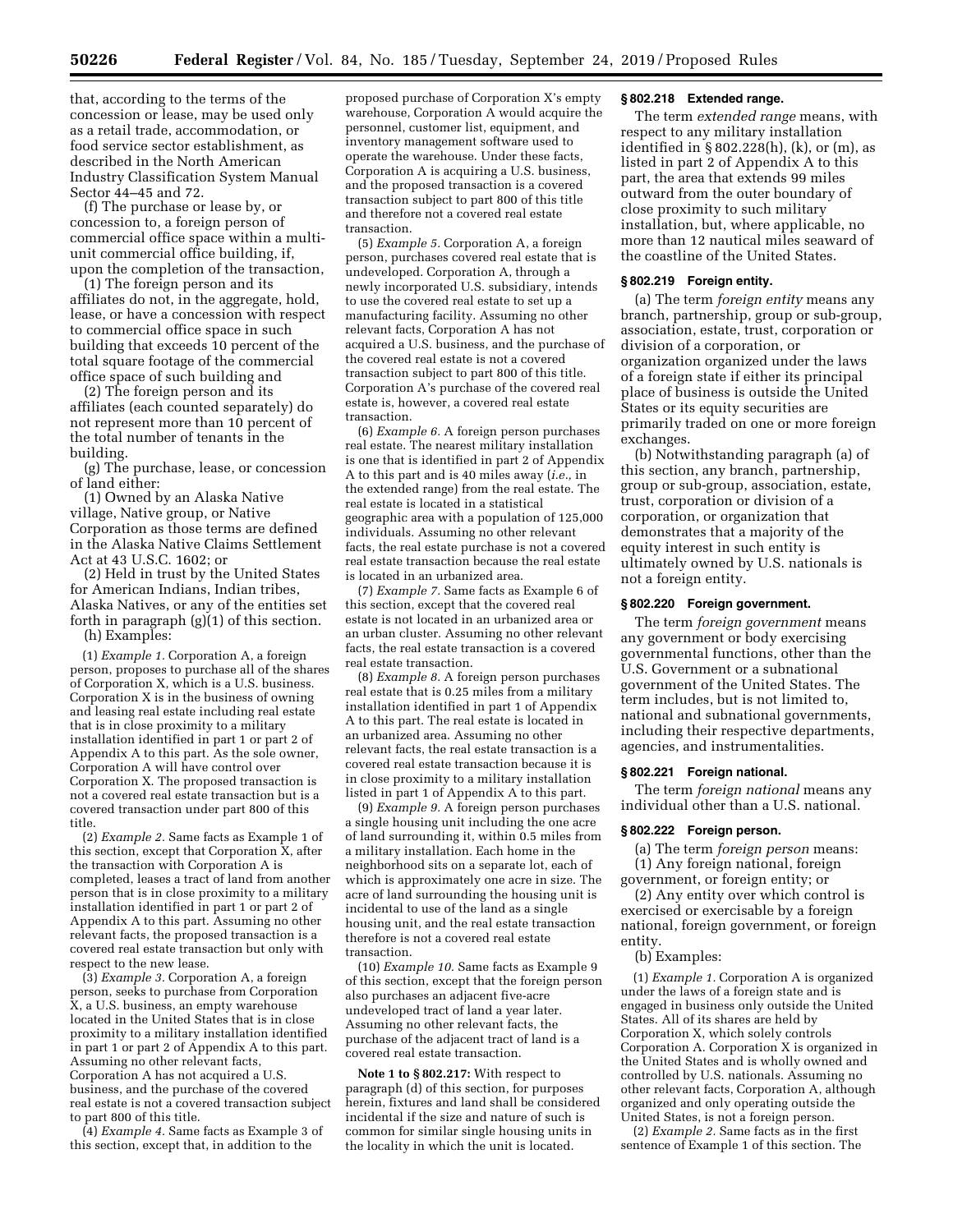that, according to the terms of the concession or lease, may be used only as a retail trade, accommodation, or food service sector establishment, as described in the North American Industry Classification System Manual Sector 44–45 and 72.

(f) The purchase or lease by, or concession to, a foreign person of commercial office space within a multi-unit commercial office building, if, upon the completion of the transaction,

(1) The foreign person and its affiliates do not, in the aggregate, hold, lease, or have a concession with respect to commercial office space in such building that exceeds 10 percent of the total square footage of the commercial office space of such building and

(2) The foreign person and its affiliates (each counted separately) do not represent more than 10 percent of the total number of tenants in the building.

(g) The purchase, lease, or concession of land either:

(1) Owned by an Alaska Native village, Native group, or Native Corporation as those terms are defined in the Alaska Native Claims Settlement Act at 43 U.S.C. 1602; or

(2) Held in trust by the United States for American Indians, Indian tribes, Alaska Natives, or any of the entities set forth in paragraph (g)(1) of this section.

(h) Examples:

(1) *Example 1.* Corporation A, a foreign person, proposes to purchase all of the shares of Corporation X, which is a U.S. business. Corporation X is in the business of owning and leasing real estate including real estate that is in close proximity to a military installation identified in part 1 or part 2 of Appendix A to this part. As the sole owner, Corporation A will have control over Corporation X. The proposed transaction is not a covered real estate transaction but is a covered transaction under part 800 of this title.

(2) *Example 2.* Same facts as Example 1 of this section, except that Corporation X, after the transaction with Corporation A is completed, leases a tract of land from another person that is in close proximity to a military installation identified in part 1 or part 2 of Appendix A to this part. Assuming no other relevant facts, the proposed transaction is a covered real estate transaction but only with respect to the new lease.

(3) *Example 3.* Corporation A, a foreign person, seeks to purchase from Corporation X, a U.S. business, an empty warehouse located in the United States that is in close proximity to a military installation identified in part 1 or part 2 of Appendix A to this part. Assuming no other relevant facts, Corporation A has not acquired a U.S. business, and the purchase of the covered real estate is not a covered transaction subject to part 800 of this title.

(4) *Example 4.* Same facts as Example 3 of this section, except that, in addition to the proposed purchase of Corporation X's empty warehouse, Corporation A would acquire the personnel, customer list, equipment, and inventory management software used to operate the warehouse. Under these facts, Corporation A is acquiring a U.S. business, and the proposed transaction is a covered transaction subject to part 800 of this title and therefore not a covered real estate transaction.

(5) *Example 5.* Corporation A, a foreign person, purchases covered real estate that is undeveloped. Corporation A, through a newly incorporated U.S. subsidiary, intends to use the covered real estate to set up a manufacturing facility. Assuming no other relevant facts, Corporation A has not acquired a U.S. business, and the purchase of the covered real estate is not a covered transaction subject to part 800 of this title. Corporation A's purchase of the covered real estate is, however, a covered real estate transaction.

(6) *Example 6.* A foreign person purchases real estate. The nearest military installation is one that is identified in part 2 of Appendix A to this part and is 40 miles away (*i.e.,* in the extended range) from the real estate. The real estate is located in a statistical geographic area with a population of 125,000 individuals. Assuming no other relevant facts, the real estate purchase is not a covered real estate transaction because the real estate is located in an urbanized area.

(7) *Example 7.* Same facts as Example 6 of this section, except that the covered real estate is not located in an urbanized area or an urban cluster. Assuming no other relevant facts, the real estate transaction is a covered real estate transaction.

(8) *Example 8.* A foreign person purchases real estate that is 0.25 miles from a military installation identified in part 1 of Appendix A to this part. The real estate is located in an urbanized area. Assuming no other relevant facts, the real estate transaction is a covered real estate transaction because it is in close proximity to a military installation listed in part 1 of Appendix A to this part.

(9) *Example 9.* A foreign person purchases a single housing unit including the one acre of land surrounding it, within 0.5 miles from a military installation. Each home in the neighborhood sits on a separate lot, each of which is approximately one acre in size. The acre of land surrounding the housing unit is incidental to use of the land as a single housing unit, and the real estate transaction therefore is not a covered real estate transaction.

(10) *Example 10.* Same facts as Example 9 of this section, except that the foreign person also purchases an adjacent five-acre undeveloped tract of land a year later. Assuming no other relevant facts, the purchase of the adjacent tract of land is a covered real estate transaction.

**Note 1 to § 802.217:** With respect to paragraph (d) of this section, for purposes herein, fixtures and land shall be considered incidental if the size and nature of such is common for similar single housing units in the locality in which the unit is located.

### § 802.218 Extended range.

The term *extended range* means, with respect to any military installation identified in § 802.228(h), (k), or (m), as listed in part 2 of Appendix A to this part, the area that extends 99 miles outward from the outer boundary of close proximity to such military installation, but, where applicable, no more than 12 nautical miles seaward of the coastline of the United States.

### § 802.219 Foreign entity.

(a) The term *foreign entity* means any branch, partnership, group or sub-group, association, estate, trust, corporation or division of a corporation, or organization organized under the laws of a foreign state if either its principal place of business is outside the United States or its equity securities are primarily traded on one or more foreign exchanges.

(b) Notwithstanding paragraph (a) of this section, any branch, partnership, group or sub-group, association, estate, trust, corporation or division of a corporation, or organization that demonstrates that a majority of the equity interest in such entity is ultimately owned by U.S. nationals is not a foreign entity.

### § 802.220 Foreign government.

The term *foreign government* means any government or body exercising governmental functions, other than the U.S. Government or a subnational government of the United States. The term includes, but is not limited to, national and subnational governments, including their respective departments, agencies, and instrumentalities.

### § 802.221 Foreign national.

The term *foreign national* means any individual other than a U.S. national.

### § 802.222 Foreign person.

(a) The term *foreign person* means:

(1) Any foreign national, foreign government, or foreign entity; or

(2) Any entity over which control is exercised or exercisable by a foreign national, foreign government, or foreign entity.

(b) Examples:

(1) *Example 1.* Corporation A is organized under the laws of a foreign state and is engaged in business only outside the United States. All of its shares are held by Corporation X, which solely controls Corporation A. Corporation X is organized in the United States and is wholly owned and controlled by U.S. nationals. Assuming no other relevant facts, Corporation A, although organized and only operating outside the United States, is not a foreign person.

(2) *Example 2.* Same facts as in the first sentence of Example 1 of this section. The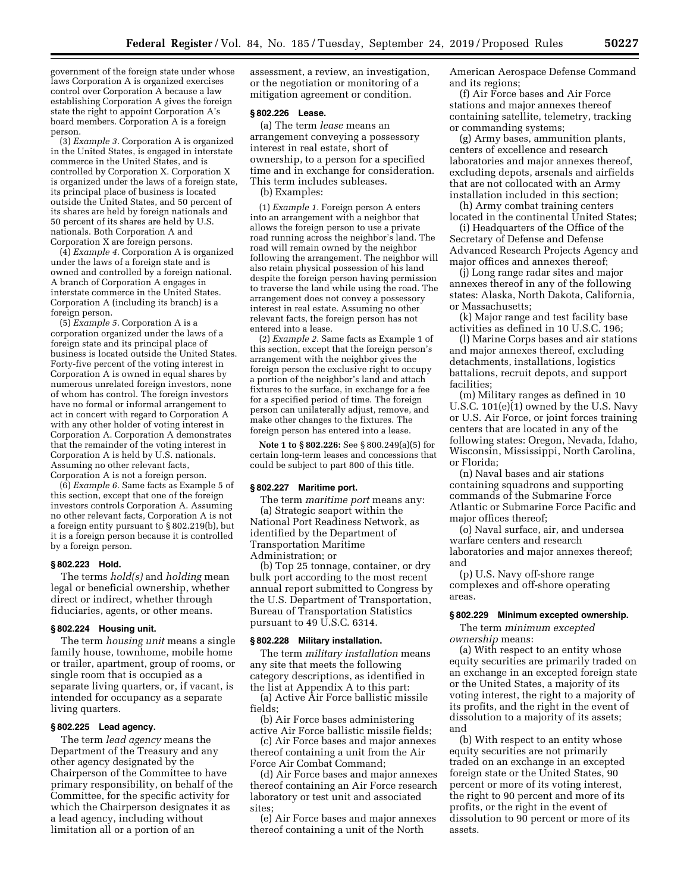government of the foreign state under whose laws Corporation A is organized exercises control over Corporation A because a law establishing Corporation A gives the foreign state the right to appoint Corporation A's board members. Corporation A is a foreign person.

(3) *Example 3.* Corporation A is organized in the United States, is engaged in interstate commerce in the United States, and is controlled by Corporation X. Corporation X is organized under the laws of a foreign state, its principal place of business is located outside the United States, and 50 percent of its shares are held by foreign nationals and 50 percent of its shares are held by U.S. nationals. Both Corporation A and Corporation X are foreign persons.

(4) *Example 4.* Corporation A is organized under the laws of a foreign state and is owned and controlled by a foreign national. A branch of Corporation A engages in interstate commerce in the United States. Corporation A (including its branch) is a foreign person.

(5) *Example 5.* Corporation A is a corporation organized under the laws of a foreign state and its principal place of business is located outside the United States. Forty-five percent of the voting interest in Corporation A is owned in equal shares by numerous unrelated foreign investors, none of whom has control. The foreign investors have no formal or informal arrangement to act in concert with regard to Corporation A with any other holder of voting interest in Corporation A. Corporation A demonstrates that the remainder of the voting interest in Corporation A is held by U.S. nationals. Assuming no other relevant facts, Corporation A is not a foreign person.

(6) *Example 6.* Same facts as Example 5 of this section, except that one of the foreign investors controls Corporation A. Assuming no other relevant facts, Corporation A is not a foreign entity pursuant to § 802.219(b), but it is a foreign person because it is controlled by a foreign person.

### § 802.223 Hold.

The terms *hold(s)* and *holding* mean legal or beneficial ownership, whether direct or indirect, whether through fiduciaries, agents, or other means.

### § 802.224 Housing unit.

The term *housing unit* means a single family house, townhome, mobile home or trailer, apartment, group of rooms, or single room that is occupied as a separate living quarters, or, if vacant, is intended for occupancy as a separate living quarters.

### § 802.225 Lead agency.

The term *lead agency* means the Department of the Treasury and any other agency designated by the Chairperson of the Committee to have primary responsibility, on behalf of the Committee, for the specific activity for which the Chairperson designates it as a lead agency, including without limitation all or a portion of an assessment, a review, an investigation, or the negotiation or monitoring of a mitigation agreement or condition.

### § 802.226 Lease.

(a) The term *lease* means an arrangement conveying a possessory interest in real estate, short of ownership, to a person for a specified time and in exchange for consideration. This term includes subleases.

(b) Examples:

(1) *Example 1.* Foreign person A enters into an arrangement with a neighbor that allows the foreign person to use a private road running across the neighbor's land. The road will remain owned by the neighbor following the arrangement. The neighbor will also retain physical possession of his land despite the foreign person having permission to traverse the land while using the road. The arrangement does not convey a possessory interest in real estate. Assuming no other relevant facts, the foreign person has not entered into a lease.

(2) *Example 2.* Same facts as Example 1 of this section, except that the foreign person's arrangement with the neighbor gives the foreign person the exclusive right to occupy a portion of the neighbor's land and attach fixtures to the surface, in exchange for a fee for a specified period of time. The foreign person can unilaterally adjust, remove, and make other changes to the fixtures. The foreign person has entered into a lease.

**Note 1 to § 802.226:** See § 800.249(a)(5) for certain long-term leases and concessions that could be subject to part 800 of this title.

### § 802.227 Maritime port.

The term *maritime port* means any:

(a) Strategic seaport within the National Port Readiness Network, as identified by the Department of Transportation Maritime Administration; or

(b) Top 25 tonnage, container, or dry bulk port according to the most recent annual report submitted to Congress by the U.S. Department of Transportation, Bureau of Transportation Statistics pursuant to 49 U.S.C. 6314.

### § 802.228 Military installation.

The term *military installation* means any site that meets the following category descriptions, as identified in the list at Appendix A to this part:

(a) Active Air Force ballistic missile fields;

(b) Air Force bases administering active Air Force ballistic missile fields;

(c) Air Force bases and major annexes thereof containing a unit from the Air Force Air Combat Command;

(d) Air Force bases and major annexes thereof containing an Air Force research laboratory or test unit and associated sites;

(e) Air Force bases and major annexes thereof containing a unit of the North American Aerospace Defense Command and its regions;

(f) Air Force bases and Air Force stations and major annexes thereof containing satellite, telemetry, tracking or commanding systems;

(g) Army bases, ammunition plants, centers of excellence and research laboratories and major annexes thereof, excluding depots, arsenals and airfields that are not collocated with an Army installation included in this section;

(h) Army combat training centers located in the continental United States;

(i) Headquarters of the Office of the Secretary of Defense and Defense Advanced Research Projects Agency and major offices and annexes thereof;

(j) Long range radar sites and major annexes thereof in any of the following states: Alaska, North Dakota, California, or Massachusetts;

(k) Major range and test facility base activities as defined in 10 U.S.C. 196;

(l) Marine Corps bases and air stations and major annexes thereof, excluding detachments, installations, logistics battalions, recruit depots, and support facilities;

(m) Military ranges as defined in 10 U.S.C. 101(e)(1) owned by the U.S. Navy or U.S. Air Force, or joint forces training centers that are located in any of the following states: Oregon, Nevada, Idaho, Wisconsin, Mississippi, North Carolina, or Florida;

(n) Naval bases and air stations containing squadrons and supporting commands of the Submarine Force Atlantic or Submarine Force Pacific and major offices thereof;

(o) Naval surface, air, and undersea warfare centers and research laboratories and major annexes thereof; and

(p) U.S. Navy off-shore range complexes and off-shore operating areas.

### § 802.229 Minimum excepted ownership.

The term *minimum excepted ownership* means:

(a) With respect to an entity whose equity securities are primarily traded on an exchange in an excepted foreign state or the United States, a majority of its voting interest, the right to a majority of its profits, and the right in the event of dissolution to a majority of its assets; and

(b) With respect to an entity whose equity securities are not primarily traded on an exchange in an excepted foreign state or the United States, 90 percent or more of its voting interest, the right to 90 percent and more of its profits, or the right in the event of dissolution to 90 percent or more of its assets.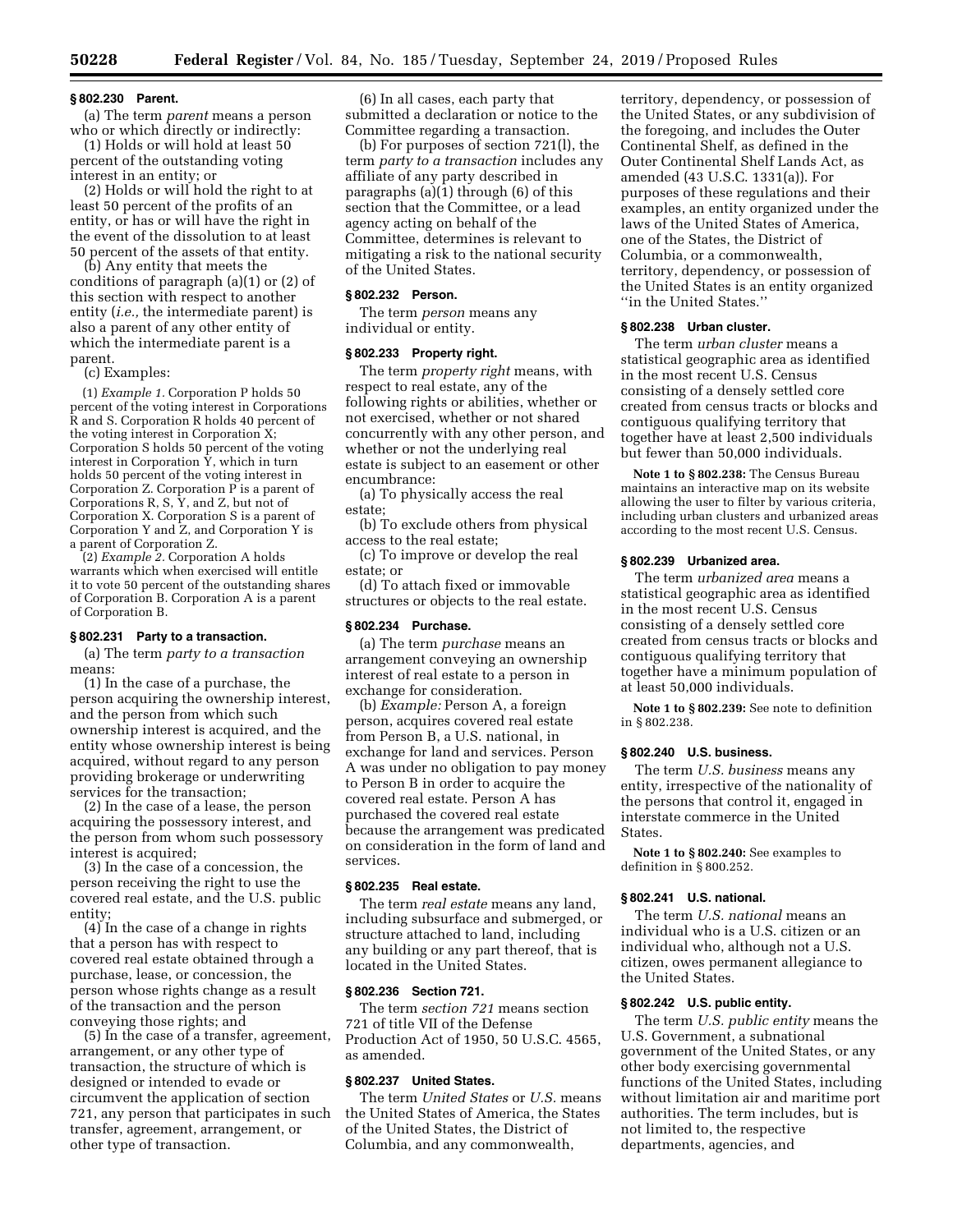### § 802.230 Parent.

(a) The term *parent* means a person who or which directly or indirectly:

(1) Holds or will hold at least 50 percent of the outstanding voting interest in an entity; or

(2) Holds or will hold the right to at least 50 percent of the profits of an entity, or has or will have the right in the event of the dissolution to at least 50 percent of the assets of that entity.

(b) Any entity that meets the conditions of paragraph (a)(1) or (2) of this section with respect to another entity (*i.e.,* the intermediate parent) is also a parent of any other entity of which the intermediate parent is a parent.

(c) Examples:

(1) *Example 1.* Corporation P holds 50 percent of the voting interest in Corporations R and S. Corporation R holds 40 percent of the voting interest in Corporation X; Corporation S holds 50 percent of the voting interest in Corporation Y, which in turn holds 50 percent of the voting interest in Corporation Z. Corporation P is a parent of Corporations R, S, Y, and Z, but not of Corporation X. Corporation S is a parent of Corporation Y and Z, and Corporation Y is a parent of Corporation Z.

(2) *Example 2.* Corporation A holds warrants which when exercised will entitle it to vote 50 percent of the outstanding shares of Corporation B. Corporation A is a parent of Corporation B.

### § 802.231 Party to a transaction.

(a) The term *party to a transaction* means:

(1) In the case of a purchase, the person acquiring the ownership interest, and the person from which such ownership interest is acquired, and the entity whose ownership interest is being acquired, without regard to any person providing brokerage or underwriting services for the transaction;

(2) In the case of a lease, the person acquiring the possessory interest, and the person from whom such possessory interest is acquired;

(3) In the case of a concession, the person receiving the right to use the covered real estate, and the U.S. public entity;

(4) In the case of a change in rights that a person has with respect to covered real estate obtained through a purchase, lease, or concession, the person whose rights change as a result of the transaction and the person conveying those rights; and

(5) In the case of a transfer, agreement, arrangement, or any other type of transaction, the structure of which is designed or intended to evade or circumvent the application of section 721, any person that participates in such transfer, agreement, arrangement, or other type of transaction.

(6) In all cases, each party that submitted a declaration or notice to the Committee regarding a transaction.

(b) For purposes of section 721(l), the term *party to a transaction* includes any affiliate of any party described in paragraphs (a)(1) through (6) of this section that the Committee, or a lead agency acting on behalf of the Committee, determines is relevant to mitigating a risk to the national security of the United States.

### § 802.232 Person.

The term *person* means any individual or entity.

### § 802.233 Property right.

The term *property right* means, with respect to real estate, any of the following rights or abilities, whether or not exercised, whether or not shared concurrently with any other person, and whether or not the underlying real estate is subject to an easement or other encumbrance:

(a) To physically access the real estate;

(b) To exclude others from physical access to the real estate;

(c) To improve or develop the real estate; or

(d) To attach fixed or immovable structures or objects to the real estate.

### § 802.234 Purchase.

(a) The term *purchase* means an arrangement conveying an ownership interest of real estate to a person in exchange for consideration.

(b) *Example:* Person A, a foreign person, acquires covered real estate from Person B, a U.S. national, in exchange for land and services. Person A was under no obligation to pay money to Person B in order to acquire the covered real estate. Person A has purchased the covered real estate because the arrangement was predicated on consideration in the form of land and services.

### § 802.235 Real estate.

The term *real estate* means any land, including subsurface and submerged, or structure attached to land, including any building or any part thereof, that is located in the United States.

### § 802.236 Section 721.

The term *section 721* means section 721 of title VII of the Defense Production Act of 1950, 50 U.S.C. 4565, as amended.

### § 802.237 United States.

The term *United States* or *U.S.* means the United States of America, the States of the United States, the District of Columbia, and any commonwealth, territory, dependency, or possession of the United States, or any subdivision of the foregoing, and includes the Outer Continental Shelf, as defined in the Outer Continental Shelf Lands Act, as amended (43 U.S.C. 1331(a)). For purposes of these regulations and their examples, an entity organized under the laws of the United States of America, one of the States, the District of Columbia, or a commonwealth, territory, dependency, or possession of the United States is an entity organized ''in the United States.''

### § 802.238 Urban cluster.

The term *urban cluster* means a statistical geographic area as identified in the most recent U.S. Census consisting of a densely settled core created from census tracts or blocks and contiguous qualifying territory that together have at least 2,500 individuals but fewer than 50,000 individuals.

**Note 1 to § 802.238:** The Census Bureau maintains an interactive map on its website allowing the user to filter by various criteria, including urban clusters and urbanized areas according to the most recent U.S. Census.

### § 802.239 Urbanized area.

The term *urbanized area* means a statistical geographic area as identified in the most recent U.S. Census consisting of a densely settled core created from census tracts or blocks and contiguous qualifying territory that together have a minimum population of at least 50,000 individuals.

**Note 1 to § 802.239:** See note to definition in § 802.238.

### § 802.240 U.S. business.

The term *U.S. business* means any entity, irrespective of the nationality of the persons that control it, engaged in interstate commerce in the United States.

**Note 1 to § 802.240:** See examples to definition in § 800.252.

### § 802.241 U.S. national.

The term *U.S. national* means an individual who is a U.S. citizen or an individual who, although not a U.S. citizen, owes permanent allegiance to the United States.

### § 802.242 U.S. public entity.

The term *U.S. public entity* means the U.S. Government, a subnational government of the United States, or any other body exercising governmental functions of the United States, including without limitation air and maritime port authorities. The term includes, but is not limited to, the respective departments, agencies, and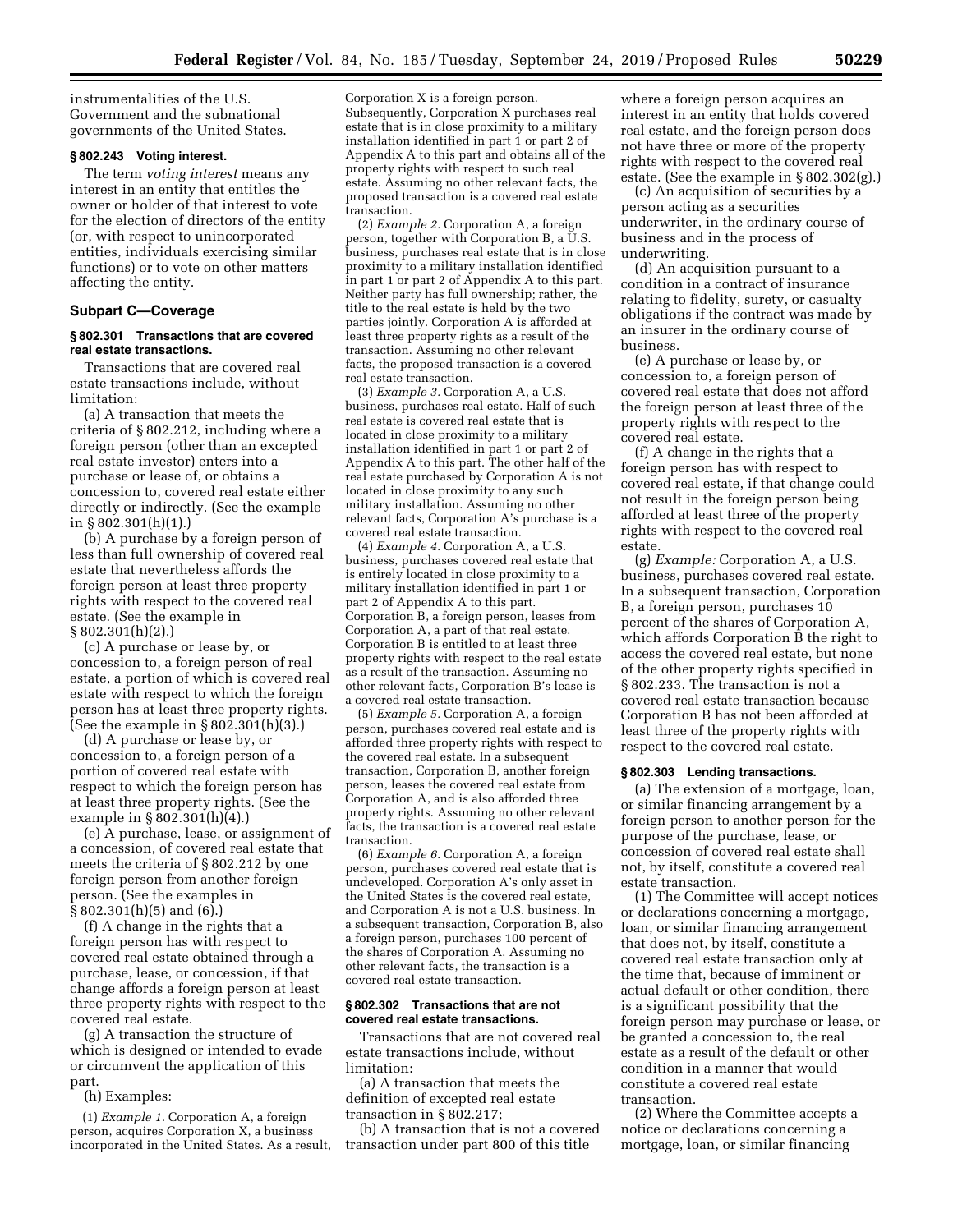instrumentalities of the U.S. Government and the subnational governments of the United States.

### § 802.243 Voting interest.

The term *voting interest* means any interest in an entity that entitles the owner or holder of that interest to vote for the election of directors of the entity (or, with respect to unincorporated entities, individuals exercising similar functions) or to vote on other matters affecting the entity.

## Subpart C—Coverage

### § 802.301 Transactions that are covered real estate transactions.

Transactions that are covered real estate transactions include, without limitation:

(a) A transaction that meets the criteria of § 802.212, including where a foreign person (other than an excepted real estate investor) enters into a purchase or lease of, or obtains a concession to, covered real estate either directly or indirectly. (See the example in § 802.301(h)(1).)

(b) A purchase by a foreign person of less than full ownership of covered real estate that nevertheless affords the foreign person at least three property rights with respect to the covered real estate. (See the example in § 802.301(h)(2).)

(c) A purchase or lease by, or concession to, a foreign person of real estate, a portion of which is covered real estate with respect to which the foreign person has at least three property rights. (See the example in § 802.301(h)(3).)

(d) A purchase or lease by, or concession to, a foreign person of a portion of covered real estate with respect to which the foreign person has at least three property rights. (See the example in § 802.301(h)(4).)

(e) A purchase, lease, or assignment of a concession, of covered real estate that meets the criteria of § 802.212 by one foreign person from another foreign person. (See the examples in § 802.301(h)(5) and (6).)

(f) A change in the rights that a foreign person has with respect to covered real estate obtained through a purchase, lease, or concession, if that change affords a foreign person at least three property rights with respect to the covered real estate.

(g) A transaction the structure of which is designed or intended to evade or circumvent the application of this part.

(h) Examples:

(1) *Example 1.* Corporation A, a foreign person, acquires Corporation X, a business incorporated in the United States. As a result, Corporation X is a foreign person. Subsequently, Corporation X purchases real estate that is in close proximity to a military installation identified in part 1 or part 2 of Appendix A to this part and obtains all of the property rights with respect to such real estate. Assuming no other relevant facts, the proposed transaction is a covered real estate transaction.

(2) *Example 2.* Corporation A, a foreign person, together with Corporation B, a U.S. business, purchases real estate that is in close proximity to a military installation identified in part 1 or part 2 of Appendix A to this part. Neither party has full ownership; rather, the title to the real estate is held by the two parties jointly. Corporation A is afforded at least three property rights as a result of the transaction. Assuming no other relevant facts, the proposed transaction is a covered real estate transaction.

(3) *Example 3.* Corporation A, a U.S. business, purchases real estate. Half of such real estate is covered real estate that is located in close proximity to a military installation identified in part 1 or part 2 of Appendix A to this part. The other half of the real estate purchased by Corporation A is not located in close proximity to any such military installation. Assuming no other relevant facts, Corporation A's purchase is a covered real estate transaction.

(4) *Example 4.* Corporation A, a U.S. business, purchases covered real estate that is entirely located in close proximity to a military installation identified in part 1 or part 2 of Appendix A to this part. Corporation B, a foreign person, leases from Corporation A, a part of that real estate. Corporation B is entitled to at least three property rights with respect to the real estate as a result of the transaction. Assuming no other relevant facts, Corporation B's lease is a covered real estate transaction.

(5) *Example 5.* Corporation A, a foreign person, purchases covered real estate and is afforded three property rights with respect to the covered real estate. In a subsequent transaction, Corporation B, another foreign person, leases the covered real estate from Corporation A, and is also afforded three property rights. Assuming no other relevant facts, the transaction is a covered real estate transaction.

(6) *Example 6.* Corporation A, a foreign person, purchases covered real estate that is undeveloped. Corporation A's only asset in the United States is the covered real estate, and Corporation A is not a U.S. business. In a subsequent transaction, Corporation B, also a foreign person, purchases 100 percent of the shares of Corporation A. Assuming no other relevant facts, the transaction is a covered real estate transaction.

### § 802.302 Transactions that are not covered real estate transactions.

Transactions that are not covered real estate transactions include, without limitation:

(a) A transaction that meets the definition of excepted real estate transaction in § 802.217;

(b) A transaction that is not a covered transaction under part 800 of this title where a foreign person acquires an interest in an entity that holds covered real estate, and the foreign person does not have three or more of the property rights with respect to the covered real estate. (See the example in § 802.302(g).)

(c) An acquisition of securities by a person acting as a securities underwriter, in the ordinary course of business and in the process of underwriting.

(d) An acquisition pursuant to a condition in a contract of insurance relating to fidelity, surety, or casualty obligations if the contract was made by an insurer in the ordinary course of business.

(e) A purchase or lease by, or concession to, a foreign person of covered real estate that does not afford the foreign person at least three of the property rights with respect to the covered real estate.

(f) A change in the rights that a foreign person has with respect to covered real estate, if that change could not result in the foreign person being afforded at least three of the property rights with respect to the covered real estate.

(g) *Example:* Corporation A, a U.S. business, purchases covered real estate. In a subsequent transaction, Corporation B, a foreign person, purchases 10 percent of the shares of Corporation A, which affords Corporation B the right to access the covered real estate, but none of the other property rights specified in § 802.233. The transaction is not a covered real estate transaction because Corporation B has not been afforded at least three of the property rights with respect to the covered real estate.

### § 802.303 Lending transactions.

(a) The extension of a mortgage, loan, or similar financing arrangement by a foreign person to another person for the purpose of the purchase, lease, or concession of covered real estate shall not, by itself, constitute a covered real estate transaction.

(1) The Committee will accept notices or declarations concerning a mortgage, loan, or similar financing arrangement that does not, by itself, constitute a covered real estate transaction only at the time that, because of imminent or actual default or other condition, there is a significant possibility that the foreign person may purchase or lease, or be granted a concession to, the real estate as a result of the default or other condition in a manner that would constitute a covered real estate transaction.

(2) Where the Committee accepts a notice or declarations concerning a mortgage, loan, or similar financing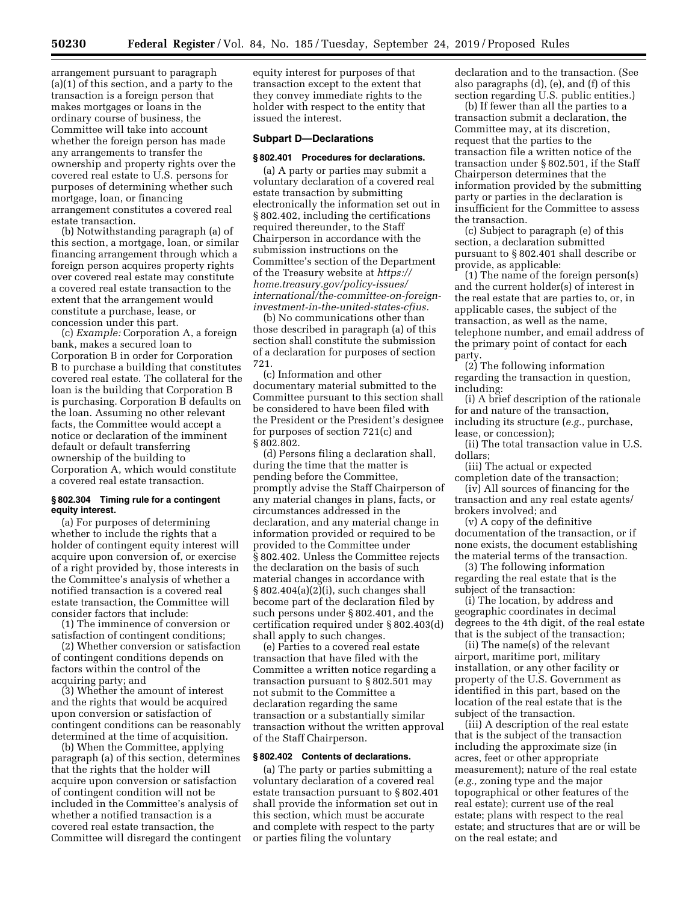arrangement pursuant to paragraph (a)(1) of this section, and a party to the transaction is a foreign person that makes mortgages or loans in the ordinary course of business, the Committee will take into account whether the foreign person has made any arrangements to transfer the ownership and property rights over the covered real estate to U.S. persons for purposes of determining whether such mortgage, loan, or financing arrangement constitutes a covered real estate transaction.

(b) Notwithstanding paragraph (a) of this section, a mortgage, loan, or similar financing arrangement through which a foreign person acquires property rights over covered real estate may constitute a covered real estate transaction to the extent that the arrangement would constitute a purchase, lease, or concession under this part.

(c) *Example:* Corporation A, a foreign bank, makes a secured loan to Corporation B in order for Corporation B to purchase a building that constitutes covered real estate. The collateral for the loan is the building that Corporation B is purchasing. Corporation B defaults on the loan. Assuming no other relevant facts, the Committee would accept a notice or declaration of the imminent default or default transferring ownership of the building to Corporation A, which would constitute a covered real estate transaction.

### § 802.304 Timing rule for a contingent equity interest.

(a) For purposes of determining whether to include the rights that a holder of contingent equity interest will acquire upon conversion of, or exercise of a right provided by, those interests in the Committee's analysis of whether a notified transaction is a covered real estate transaction, the Committee will consider factors that include:

(1) The imminence of conversion or satisfaction of contingent conditions;

(2) Whether conversion or satisfaction of contingent conditions depends on factors within the control of the acquiring party; and

(3) Whether the amount of interest and the rights that would be acquired upon conversion or satisfaction of contingent conditions can be reasonably determined at the time of acquisition.

(b) When the Committee, applying paragraph (a) of this section, determines that the rights that the holder will acquire upon conversion or satisfaction of contingent condition will not be included in the Committee's analysis of whether a notified transaction is a covered real estate transaction, the Committee will disregard the contingent equity interest for purposes of that transaction except to the extent that they convey immediate rights to the holder with respect to the entity that issued the interest.

## Subpart D—Declarations

### § 802.401 Procedures for declarations.

(a) A party or parties may submit a voluntary declaration of a covered real estate transaction by submitting electronically the information set out in § 802.402, including the certifications required thereunder, to the Staff Chairperson in accordance with the submission instructions on the Committee's section of the Department of the Treasury website at *https://home.treasury.gov/policy-issues/international/the-committee-on-foreign-investment-in-the-united-states-cfius.*

(b) No communications other than those described in paragraph (a) of this section shall constitute the submission of a declaration for purposes of section 721.

(c) Information and other documentary material submitted to the Committee pursuant to this section shall be considered to have been filed with the President or the President's designee for purposes of section 721(c) and § 802.802.

(d) Persons filing a declaration shall, during the time that the matter is pending before the Committee, promptly advise the Staff Chairperson of any material changes in plans, facts, or circumstances addressed in the declaration, and any material change in information provided or required to be provided to the Committee under § 802.402. Unless the Committee rejects the declaration on the basis of such material changes in accordance with § 802.404(a)(2)(i), such changes shall become part of the declaration filed by such persons under § 802.401, and the certification required under § 802.403(d) shall apply to such changes.

(e) Parties to a covered real estate transaction that have filed with the Committee a written notice regarding a transaction pursuant to § 802.501 may not submit to the Committee a declaration regarding the same transaction or a substantially similar transaction without the written approval of the Staff Chairperson.

### § 802.402 Contents of declarations.

(a) The party or parties submitting a voluntary declaration of a covered real estate transaction pursuant to § 802.401 shall provide the information set out in this section, which must be accurate and complete with respect to the party or parties filing the voluntary declaration and to the transaction. (See also paragraphs (d), (e), and (f) of this section regarding U.S. public entities.)

(b) If fewer than all the parties to a transaction submit a declaration, the Committee may, at its discretion, request that the parties to the transaction file a written notice of the transaction under § 802.501, if the Staff Chairperson determines that the information provided by the submitting party or parties in the declaration is insufficient for the Committee to assess the transaction.

(c) Subject to paragraph (e) of this section, a declaration submitted pursuant to § 802.401 shall describe or provide, as applicable:

(1) The name of the foreign person(s) and the current holder(s) of interest in the real estate that are parties to, or, in applicable cases, the subject of the transaction, as well as the name, telephone number, and email address of the primary point of contact for each party.

(2) The following information regarding the transaction in question, including:

(i) A brief description of the rationale for and nature of the transaction, including its structure (*e.g.,* purchase, lease, or concession);

(ii) The total transaction value in U.S. dollars;

(iii) The actual or expected completion date of the transaction;

(iv) All sources of financing for the transaction and any real estate agents/brokers involved; and

(v) A copy of the definitive documentation of the transaction, or if none exists, the document establishing the material terms of the transaction.

(3) The following information regarding the real estate that is the subject of the transaction:

(i) The location, by address and geographic coordinates in decimal degrees to the 4th digit, of the real estate that is the subject of the transaction;

(ii) The name(s) of the relevant airport, maritime port, military installation, or any other facility or property of the U.S. Government as identified in this part, based on the location of the real estate that is the subject of the transaction.

(iii) A description of the real estate that is the subject of the transaction including the approximate size (in acres, feet or other appropriate measurement); nature of the real estate (*e.g.,* zoning type and the major topographical or other features of the real estate); current use of the real estate; plans with respect to the real estate; and structures that are or will be on the real estate; and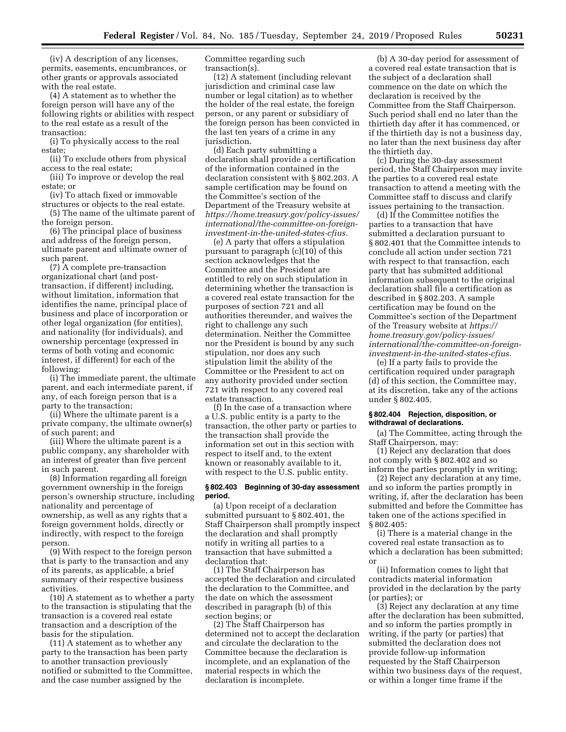(iv) A description of any licenses, permits, easements, encumbrances, or other grants or approvals associated with the real estate.

(4) A statement as to whether the foreign person will have any of the following rights or abilities with respect to the real estate as a result of the transaction:

(i) To physically access to the real estate;

(ii) To exclude others from physical access to the real estate;

(iii) To improve or develop the real estate; or

(iv) To attach fixed or immovable structures or objects to the real estate.

(5) The name of the ultimate parent of the foreign person.

(6) The principal place of business and address of the foreign person, ultimate parent and ultimate owner of such parent.

(7) A complete pre-transaction organizational chart (and post-transaction, if different) including, without limitation, information that identifies the name, principal place of business and place of incorporation or other legal organization (for entities), and nationality (for individuals), and ownership percentage (expressed in terms of both voting and economic interest, if different) for each of the following:

(i) The immediate parent, the ultimate parent, and each intermediate parent, if any, of each foreign person that is a party to the transaction;

(ii) Where the ultimate parent is a private company, the ultimate owner(s) of such parent; and

(iii) Where the ultimate parent is a public company, any shareholder with an interest of greater than five percent in such parent.

(8) Information regarding all foreign government ownership in the foreign person's ownership structure, including nationality and percentage of ownership, as well as any rights that a foreign government holds, directly or indirectly, with respect to the foreign person.

(9) With respect to the foreign person that is party to the transaction and any of its parents, as applicable, a brief summary of their respective business activities.

(10) A statement as to whether a party to the transaction is stipulating that the transaction is a covered real estate transaction and a description of the basis for the stipulation.

(11) A statement as to whether any party to the transaction has been party to another transaction previously notified or submitted to the Committee, and the case number assigned by the Committee regarding such transaction(s).

(12) A statement (including relevant jurisdiction and criminal case law number or legal citation) as to whether the holder of the real estate, the foreign person, or any parent or subsidiary of the foreign person has been convicted in the last ten years of a crime in any jurisdiction.

(d) Each party submitting a declaration shall provide a certification of the information contained in the declaration consistent with § 802.203. A sample certification may be found on the Committee's section of the Department of the Treasury website at *https://home.treasury.gov/policy-issues/international/the-committee-on-foreign-investment-in-the-united-states-cfius.*

(e) A party that offers a stipulation pursuant to paragraph (c)(10) of this section acknowledges that the Committee and the President are entitled to rely on such stipulation in determining whether the transaction is a covered real estate transaction for the purposes of section 721 and all authorities thereunder, and waives the right to challenge any such determination. Neither the Committee nor the President is bound by any such stipulation, nor does any such stipulation limit the ability of the Committee or the President to act on any authority provided under section 721 with respect to any covered real estate transaction.

(f) In the case of a transaction where a U.S. public entity is a party to the transaction, the other party or parties to the transaction shall provide the information set out in this section with respect to itself and, to the extent known or reasonably available to it, with respect to the U.S. public entity.

### § 802.403 Beginning of 30-day assessment period.

(a) Upon receipt of a declaration submitted pursuant to § 802.401, the Staff Chairperson shall promptly inspect the declaration and shall promptly notify in writing all parties to a transaction that have submitted a declaration that:

(1) The Staff Chairperson has accepted the declaration and circulated the declaration to the Committee, and the date on which the assessment described in paragraph (b) of this section begins; or

(2) The Staff Chairperson has determined not to accept the declaration and circulate the declaration to the Committee because the declaration is incomplete, and an explanation of the material respects in which the declaration is incomplete.

(b) A 30-day period for assessment of a covered real estate transaction that is the subject of a declaration shall commence on the date on which the declaration is received by the Committee from the Staff Chairperson. Such period shall end no later than the thirtieth day after it has commenced, or if the thirtieth day is not a business day, no later than the next business day after the thirtieth day.

(c) During the 30-day assessment period, the Staff Chairperson may invite the parties to a covered real estate transaction to attend a meeting with the Committee staff to discuss and clarify issues pertaining to the transaction.

(d) If the Committee notifies the parties to a transaction that have submitted a declaration pursuant to § 802.401 that the Committee intends to conclude all action under section 721 with respect to that transaction, each party that has submitted additional information subsequent to the original declaration shall file a certification as described in § 802.203. A sample certification may be found on the Committee's section of the Department of the Treasury website at *https://home.treasury.gov/policy-issues/international/the-committee-on-foreign-investment-in-the-united-states-cfius.*

(e) If a party fails to provide the certification required under paragraph (d) of this section, the Committee may, at its discretion, take any of the actions under § 802.405.

### § 802.404 Rejection, disposition, or withdrawal of declarations.

(a) The Committee, acting through the Staff Chairperson, may:

(1) Reject any declaration that does not comply with § 802.402 and so inform the parties promptly in writing;

(2) Reject any declaration at any time, and so inform the parties promptly in writing, if, after the declaration has been submitted and before the Committee has taken one of the actions specified in § 802.405:

(i) There is a material change in the covered real estate transaction as to which a declaration has been submitted; or

(ii) Information comes to light that contradicts material information provided in the declaration by the party (or parties); or

(3) Reject any declaration at any time after the declaration has been submitted, and so inform the parties promptly in writing, if the party (or parties) that submitted the declaration does not provide follow-up information requested by the Staff Chairperson within two business days of the request, or within a longer time frame if the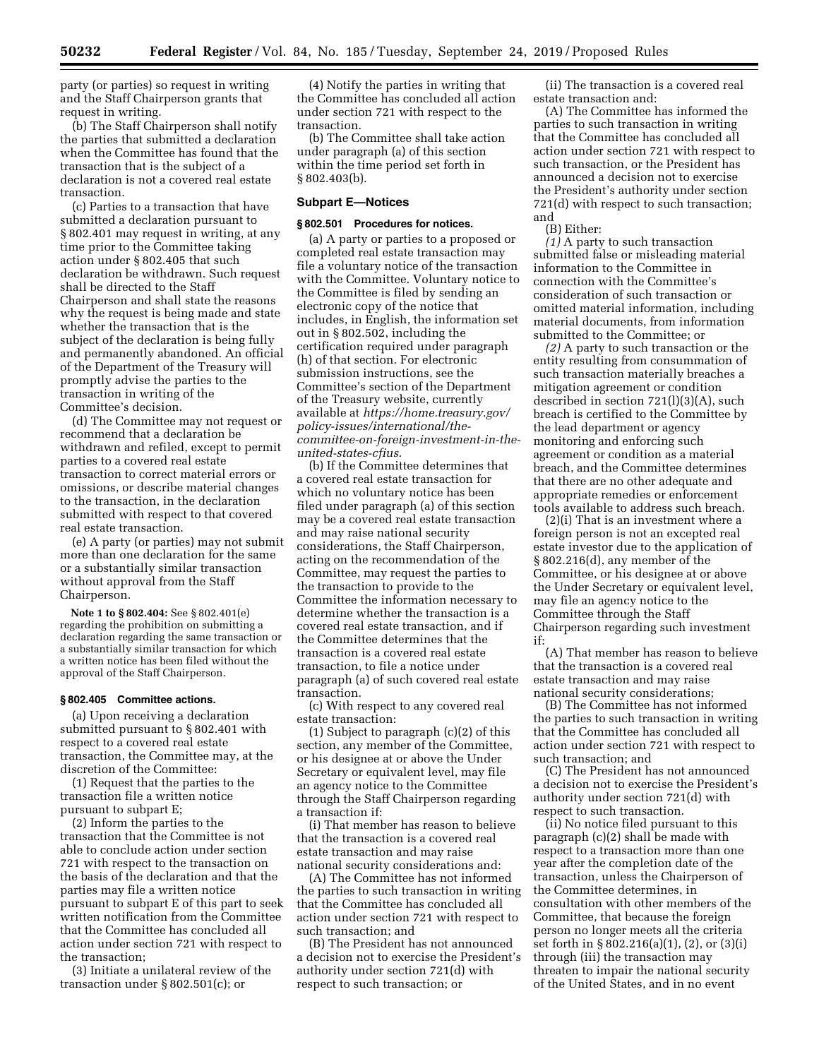party (or parties) so request in writing and the Staff Chairperson grants that request in writing.

(b) The Staff Chairperson shall notify the parties that submitted a declaration when the Committee has found that the transaction that is the subject of a declaration is not a covered real estate transaction.

(c) Parties to a transaction that have submitted a declaration pursuant to § 802.401 may request in writing, at any time prior to the Committee taking action under § 802.405 that such declaration be withdrawn. Such request shall be directed to the Staff Chairperson and shall state the reasons why the request is being made and state whether the transaction that is the subject of the declaration is being fully and permanently abandoned. An official of the Department of the Treasury will promptly advise the parties to the transaction in writing of the Committee's decision.

(d) The Committee may not request or recommend that a declaration be withdrawn and refiled, except to permit parties to a covered real estate transaction to correct material errors or omissions, or describe material changes to the transaction, in the declaration submitted with respect to that covered real estate transaction.

(e) A party (or parties) may not submit more than one declaration for the same or a substantially similar transaction without approval from the Staff Chairperson.

**Note 1 to § 802.404:** See § 802.401(e) regarding the prohibition on submitting a declaration regarding the same transaction or a substantially similar transaction for which a written notice has been filed without the approval of the Staff Chairperson.

### § 802.405 Committee actions.

(a) Upon receiving a declaration submitted pursuant to § 802.401 with respect to a covered real estate transaction, the Committee may, at the discretion of the Committee:

(1) Request that the parties to the transaction file a written notice pursuant to subpart E;

(2) Inform the parties to the transaction that the Committee is not able to conclude action under section 721 with respect to the transaction on the basis of the declaration and that the parties may file a written notice pursuant to subpart E of this part to seek written notification from the Committee that the Committee has concluded all action under section 721 with respect to the transaction;

(3) Initiate a unilateral review of the transaction under § 802.501(c); or

(4) Notify the parties in writing that the Committee has concluded all action under section 721 with respect to the transaction.

(b) The Committee shall take action under paragraph (a) of this section within the time period set forth in § 802.403(b).

## Subpart E—Notices

### § 802.501 Procedures for notices.

(a) A party or parties to a proposed or completed real estate transaction may file a voluntary notice of the transaction with the Committee. Voluntary notice to the Committee is filed by sending an electronic copy of the notice that includes, in English, the information set out in § 802.502, including the certification required under paragraph (h) of that section. For electronic submission instructions, see the Committee's section of the Department of the Treasury website, currently available at *https://home.treasury.gov/policy-issues/international/the-committee-on-foreign-investment-in-the-united-states-cfius.*

(b) If the Committee determines that a covered real estate transaction for which no voluntary notice has been filed under paragraph (a) of this section may be a covered real estate transaction and may raise national security considerations, the Staff Chairperson, acting on the recommendation of the Committee, may request the parties to the transaction to provide to the Committee the information necessary to determine whether the transaction is a covered real estate transaction, and if the Committee determines that the transaction is a covered real estate transaction, to file a notice under paragraph (a) of such covered real estate transaction.

(c) With respect to any covered real estate transaction:

(1) Subject to paragraph (c)(2) of this section, any member of the Committee, or his designee at or above the Under Secretary or equivalent level, may file an agency notice to the Committee through the Staff Chairperson regarding a transaction if:

(i) That member has reason to believe that the transaction is a covered real estate transaction and may raise national security considerations and:

(A) The Committee has not informed the parties to such transaction in writing that the Committee has concluded all action under section 721 with respect to such transaction; and

(B) The President has not announced a decision not to exercise the President's authority under section 721(d) with respect to such transaction; or

(ii) The transaction is a covered real estate transaction and:

(A) The Committee has informed the parties to such transaction in writing that the Committee has concluded all action under section 721 with respect to such transaction, or the President has announced a decision not to exercise the President's authority under section 721(d) with respect to such transaction; and

(B) Either:

*(1)* A party to such transaction submitted false or misleading material information to the Committee in connection with the Committee's consideration of such transaction or omitted material information, including material documents, from information submitted to the Committee; or

*(2)* A party to such transaction or the entity resulting from consummation of such transaction materially breaches a mitigation agreement or condition described in section 721(l)(3)(A), such breach is certified to the Committee by the lead department or agency monitoring and enforcing such agreement or condition as a material breach, and the Committee determines that there are no other adequate and appropriate remedies or enforcement tools available to address such breach.

(2)(i) That is an investment where a foreign person is not an excepted real estate investor due to the application of § 802.216(d), any member of the Committee, or his designee at or above the Under Secretary or equivalent level, may file an agency notice to the Committee through the Staff Chairperson regarding such investment if:

(A) That member has reason to believe that the transaction is a covered real estate transaction and may raise national security considerations;

(B) The Committee has not informed the parties to such transaction in writing that the Committee has concluded all action under section 721 with respect to such transaction; and

(C) The President has not announced a decision not to exercise the President's authority under section 721(d) with respect to such transaction.

(ii) No notice filed pursuant to this paragraph (c)(2) shall be made with respect to a transaction more than one year after the completion date of the transaction, unless the Chairperson of the Committee determines, in consultation with other members of the Committee, that because the foreign person no longer meets all the criteria set forth in § 802.216(a)(1), (2), or (3)(i) through (iii) the transaction may threaten to impair the national security of the United States, and in no event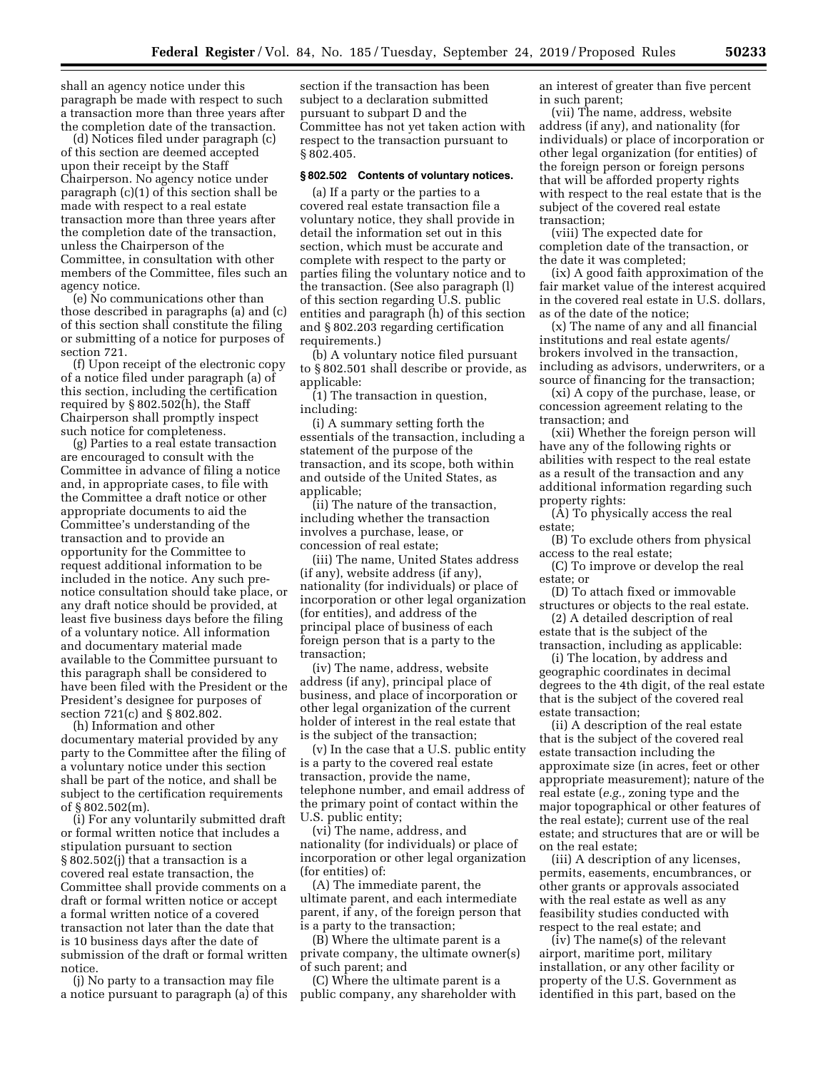shall an agency notice under this paragraph be made with respect to such a transaction more than three years after the completion date of the transaction.

(d) Notices filed under paragraph (c) of this section are deemed accepted upon their receipt by the Staff Chairperson. No agency notice under paragraph (c)(1) of this section shall be made with respect to a real estate transaction more than three years after the completion date of the transaction, unless the Chairperson of the Committee, in consultation with other members of the Committee, files such an agency notice.

(e) No communications other than those described in paragraphs (a) and (c) of this section shall constitute the filing or submitting of a notice for purposes of section 721.

(f) Upon receipt of the electronic copy of a notice filed under paragraph (a) of this section, including the certification required by § 802.502(h), the Staff Chairperson shall promptly inspect such notice for completeness.

(g) Parties to a real estate transaction are encouraged to consult with the Committee in advance of filing a notice and, in appropriate cases, to file with the Committee a draft notice or other appropriate documents to aid the Committee's understanding of the transaction and to provide an opportunity for the Committee to request additional information to be included in the notice. Any such pre-notice consultation should take place, or any draft notice should be provided, at least five business days before the filing of a voluntary notice. All information and documentary material made available to the Committee pursuant to this paragraph shall be considered to have been filed with the President or the President's designee for purposes of section 721(c) and § 802.802.

(h) Information and other documentary material provided by any party to the Committee after the filing of a voluntary notice under this section shall be part of the notice, and shall be subject to the certification requirements of § 802.502(m).

(i) For any voluntarily submitted draft or formal written notice that includes a stipulation pursuant to section § 802.502(j) that a transaction is a covered real estate transaction, the Committee shall provide comments on a draft or formal written notice or accept a formal written notice of a covered transaction not later than the date that is 10 business days after the date of submission of the draft or formal written notice.

(j) No party to a transaction may file a notice pursuant to paragraph (a) of this section if the transaction has been subject to a declaration submitted pursuant to subpart D and the Committee has not yet taken action with respect to the transaction pursuant to § 802.405.

### § 802.502 Contents of voluntary notices.

(a) If a party or the parties to a covered real estate transaction file a voluntary notice, they shall provide in detail the information set out in this section, which must be accurate and complete with respect to the party or parties filing the voluntary notice and to the transaction. (See also paragraph (l) of this section regarding U.S. public entities and paragraph (h) of this section and § 802.203 regarding certification requirements.)

(b) A voluntary notice filed pursuant to § 802.501 shall describe or provide, as applicable:

(1) The transaction in question, including:

(i) A summary setting forth the essentials of the transaction, including a statement of the purpose of the transaction, and its scope, both within and outside of the United States, as applicable;

(ii) The nature of the transaction, including whether the transaction involves a purchase, lease, or concession of real estate;

(iii) The name, United States address (if any), website address (if any), nationality (for individuals) or place of incorporation or other legal organization (for entities), and address of the principal place of business of each foreign person that is a party to the transaction;

(iv) The name, address, website address (if any), principal place of business, and place of incorporation or other legal organization of the current holder of interest in the real estate that is the subject of the transaction;

(v) In the case that a U.S. public entity is a party to the covered real estate transaction, provide the name, telephone number, and email address of the primary point of contact within the U.S. public entity;

(vi) The name, address, and nationality (for individuals) or place of incorporation or other legal organization (for entities) of:

(A) The immediate parent, the ultimate parent, and each intermediate parent, if any, of the foreign person that is a party to the transaction;

(B) Where the ultimate parent is a private company, the ultimate owner(s) of such parent; and

(C) Where the ultimate parent is a public company, any shareholder with an interest of greater than five percent in such parent;

(vii) The name, address, website address (if any), and nationality (for individuals) or place of incorporation or other legal organization (for entities) of the foreign person or foreign persons that will be afforded property rights with respect to the real estate that is the subject of the covered real estate transaction;

(viii) The expected date for completion date of the transaction, or the date it was completed;

(ix) A good faith approximation of the fair market value of the interest acquired in the covered real estate in U.S. dollars, as of the date of the notice;

(x) The name of any and all financial institutions and real estate agents/brokers involved in the transaction, including as advisors, underwriters, or a source of financing for the transaction;

(xi) A copy of the purchase, lease, or concession agreement relating to the transaction; and

(xii) Whether the foreign person will have any of the following rights or abilities with respect to the real estate as a result of the transaction and any additional information regarding such property rights:

(A) To physically access the real estate;

(B) To exclude others from physical access to the real estate;

(C) To improve or develop the real estate; or

(D) To attach fixed or immovable structures or objects to the real estate.

(2) A detailed description of real estate that is the subject of the transaction, including as applicable:

(i) The location, by address and geographic coordinates in decimal degrees to the 4th digit, of the real estate that is the subject of the covered real estate transaction;

(ii) A description of the real estate that is the subject of the covered real estate transaction including the approximate size (in acres, feet or other appropriate measurement); nature of the real estate (*e.g.,* zoning type and the major topographical or other features of the real estate); current use of the real estate; and structures that are or will be on the real estate;

(iii) A description of any licenses, permits, easements, encumbrances, or other grants or approvals associated with the real estate as well as any feasibility studies conducted with respect to the real estate; and

(iv) The name(s) of the relevant airport, maritime port, military installation, or any other facility or property of the U.S. Government as identified in this part, based on the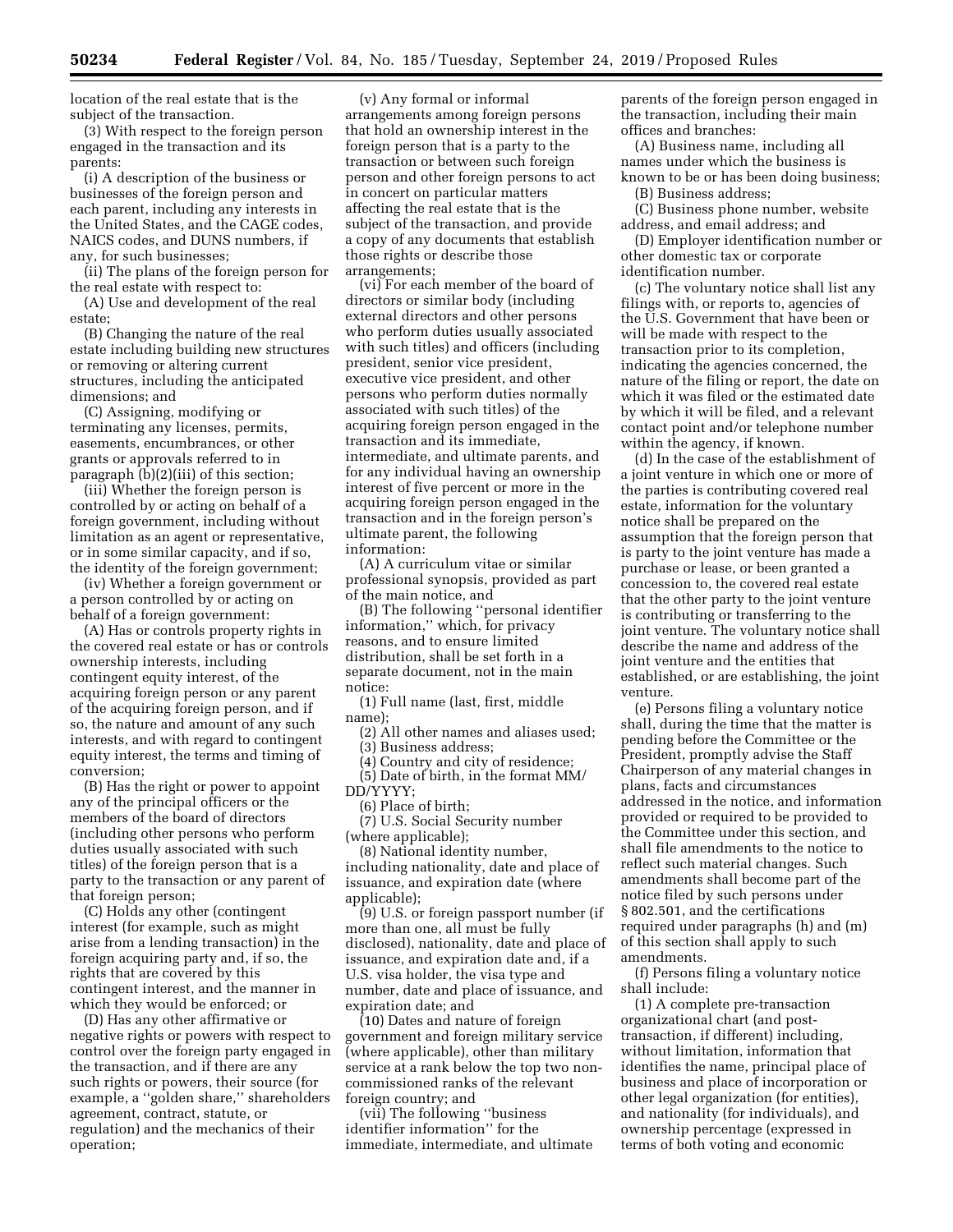location of the real estate that is the subject of the transaction.

(3) With respect to the foreign person engaged in the transaction and its parents:

(i) A description of the business or businesses of the foreign person and each parent, including any interests in the United States, and the CAGE codes, NAICS codes, and DUNS numbers, if any, for such businesses;

(ii) The plans of the foreign person for the real estate with respect to:

(A) Use and development of the real estate;

(B) Changing the nature of the real estate including building new structures or removing or altering current structures, including the anticipated dimensions; and

(C) Assigning, modifying or terminating any licenses, permits, easements, encumbrances, or other grants or approvals referred to in paragraph (b)(2)(iii) of this section;

(iii) Whether the foreign person is controlled by or acting on behalf of a foreign government, including without limitation as an agent or representative, or in some similar capacity, and if so, the identity of the foreign government;

(iv) Whether a foreign government or a person controlled by or acting on behalf of a foreign government:

(A) Has or controls property rights in the covered real estate or has or controls ownership interests, including contingent equity interest, of the acquiring foreign person or any parent of the acquiring foreign person, and if so, the nature and amount of any such interests, and with regard to contingent equity interest, the terms and timing of conversion;

(B) Has the right or power to appoint any of the principal officers or the members of the board of directors (including other persons who perform duties usually associated with such titles) of the foreign person that is a party to the transaction or any parent of that foreign person;

(C) Holds any other (contingent interest (for example, such as might arise from a lending transaction) in the foreign acquiring party and, if so, the rights that are covered by this contingent interest, and the manner in which they would be enforced; or

(D) Has any other affirmative or negative rights or powers with respect to control over the foreign party engaged in the transaction, and if there are any such rights or powers, their source (for example, a ''golden share,'' shareholders agreement, contract, statute, or regulation) and the mechanics of their operation;

(v) Any formal or informal arrangements among foreign persons that hold an ownership interest in the foreign person that is a party to the transaction or between such foreign person and other foreign persons to act in concert on particular matters affecting the real estate that is the subject of the transaction, and provide a copy of any documents that establish those rights or describe those arrangements;

(vi) For each member of the board of directors or similar body (including external directors and other persons who perform duties usually associated with such titles) and officers (including president, senior vice president, executive vice president, and other persons who perform duties normally associated with such titles) of the acquiring foreign person engaged in the transaction and its immediate, intermediate, and ultimate parents, and for any individual having an ownership interest of five percent or more in the acquiring foreign person engaged in the transaction and in the foreign person's ultimate parent, the following information:

(A) A curriculum vitae or similar professional synopsis, provided as part of the main notice, and

(B) The following ''personal identifier information,'' which, for privacy reasons, and to ensure limited distribution, shall be set forth in a separate document, not in the main notice:

(*1*) Full name (last, first, middle name);

(*2*) All other names and aliases used;

(*3*) Business address;

(*4*) Country and city of residence;

(*5*) Date of birth, in the format MM/DD/YYYY;

(*6*) Place of birth;

(*7*) U.S. Social Security number (where applicable);

(*8*) National identity number, including nationality, date and place of issuance, and expiration date (where applicable);

(*9*) U.S. or foreign passport number (if more than one, all must be fully disclosed), nationality, date and place of issuance, and expiration date and, if a U.S. visa holder, the visa type and number, date and place of issuance, and expiration date; and

(*10*) Dates and nature of foreign government and foreign military service (where applicable), other than military service at a rank below the top two non-commissioned ranks of the relevant foreign country; and

(vii) The following ''business identifier information'' for the immediate, intermediate, and ultimate parents of the foreign person engaged in the transaction, including their main offices and branches:

(A) Business name, including all names under which the business is known to be or has been doing business;

(B) Business address;

(C) Business phone number, website address, and email address; and

(D) Employer identification number or other domestic tax or corporate identification number.

(c) The voluntary notice shall list any filings with, or reports to, agencies of the U.S. Government that have been or will be made with respect to the transaction prior to its completion, indicating the agencies concerned, the nature of the filing or report, the date on which it was filed or the estimated date by which it will be filed, and a relevant contact point and/or telephone number within the agency, if known.

(d) In the case of the establishment of a joint venture in which one or more of the parties is contributing covered real estate, information for the voluntary notice shall be prepared on the assumption that the foreign person that is party to the joint venture has made a purchase or lease, or been granted a concession to, the covered real estate that the other party to the joint venture is contributing or transferring to the joint venture. The voluntary notice shall describe the name and address of the joint venture and the entities that established, or are establishing, the joint venture.

(e) Persons filing a voluntary notice shall, during the time that the matter is pending before the Committee or the President, promptly advise the Staff Chairperson of any material changes in plans, facts and circumstances addressed in the notice, and information provided or required to be provided to the Committee under this section, and shall file amendments to the notice to reflect such material changes. Such amendments shall become part of the notice filed by such persons under § 802.501, and the certifications required under paragraphs (h) and (m) of this section shall apply to such amendments.

(f) Persons filing a voluntary notice shall include:

(1) A complete pre-transaction organizational chart (and post-transaction, if different) including, without limitation, information that identifies the name, principal place of business and place of incorporation or other legal organization (for entities), and nationality (for individuals), and ownership percentage (expressed in terms of both voting and economic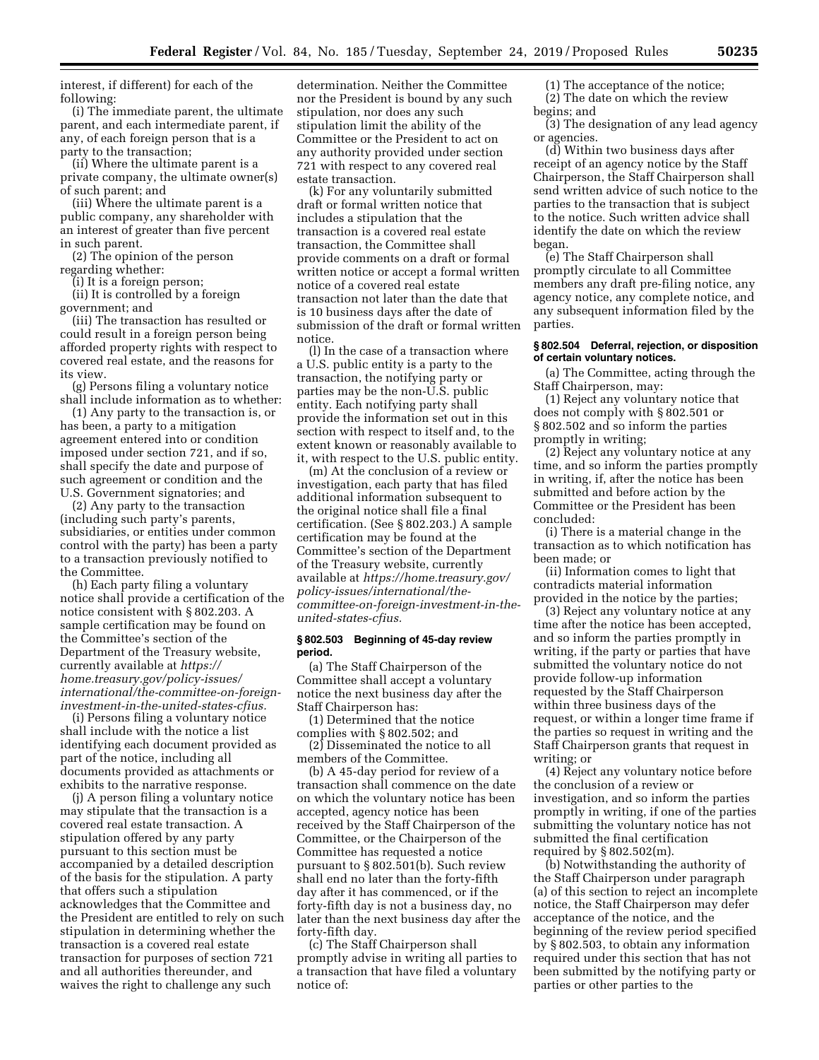interest, if different) for each of the following:

(i) The immediate parent, the ultimate parent, and each intermediate parent, if any, of each foreign person that is a party to the transaction;

(ii) Where the ultimate parent is a private company, the ultimate owner(s) of such parent; and

(iii) Where the ultimate parent is a public company, any shareholder with an interest of greater than five percent in such parent.

(2) The opinion of the person regarding whether:

(i) It is a foreign person;

(ii) It is controlled by a foreign government; and

(iii) The transaction has resulted or could result in a foreign person being afforded property rights with respect to covered real estate, and the reasons for its view.

(g) Persons filing a voluntary notice shall include information as to whether:

(1) Any party to the transaction is, or has been, a party to a mitigation agreement entered into or condition imposed under section 721, and if so, shall specify the date and purpose of such agreement or condition and the U.S. Government signatories; and

(2) Any party to the transaction (including such party's parents, subsidiaries, or entities under common control with the party) has been a party to a transaction previously notified to the Committee.

(h) Each party filing a voluntary notice shall provide a certification of the notice consistent with § 802.203. A sample certification may be found on the Committee's section of the Department of the Treasury website, currently available at *https://home.treasury.gov/policy-issues/international/the-committee-on-foreign-investment-in-the-united-states-cfius.*

(i) Persons filing a voluntary notice shall include with the notice a list identifying each document provided as part of the notice, including all documents provided as attachments or exhibits to the narrative response.

(j) A person filing a voluntary notice may stipulate that the transaction is a covered real estate transaction. A stipulation offered by any party pursuant to this section must be accompanied by a detailed description of the basis for the stipulation. A party that offers such a stipulation acknowledges that the Committee and the President are entitled to rely on such stipulation in determining whether the transaction is a covered real estate transaction for purposes of section 721 and all authorities thereunder, and waives the right to challenge any such determination. Neither the Committee nor the President is bound by any such stipulation, nor does any such stipulation limit the ability of the Committee or the President to act on any authority provided under section 721 with respect to any covered real estate transaction.

(k) For any voluntarily submitted draft or formal written notice that includes a stipulation that the transaction is a covered real estate transaction, the Committee shall provide comments on a draft or formal written notice or accept a formal written notice of a covered real estate transaction not later than the date that is 10 business days after the date of submission of the draft or formal written notice.

(l) In the case of a transaction where a U.S. public entity is a party to the transaction, the notifying party or parties may be the non-U.S. public entity. Each notifying party shall provide the information set out in this section with respect to itself and, to the extent known or reasonably available to it, with respect to the U.S. public entity.

(m) At the conclusion of a review or investigation, each party that has filed additional information subsequent to the original notice shall file a final certification. (See § 802.203.) A sample certification may be found at the Committee's section of the Department of the Treasury website, currently available at *https://home.treasury.gov/policy-issues/international/the-committee-on-foreign-investment-in-the-united-states-cfius.*

### § 802.503 Beginning of 45-day review period.

(a) The Staff Chairperson of the Committee shall accept a voluntary notice the next business day after the Staff Chairperson has:

(1) Determined that the notice complies with § 802.502; and

(2) Disseminated the notice to all members of the Committee.

(b) A 45-day period for review of a transaction shall commence on the date on which the voluntary notice has been accepted, agency notice has been received by the Staff Chairperson of the Committee, or the Chairperson of the Committee has requested a notice pursuant to § 802.501(b). Such review shall end no later than the forty-fifth day after it has commenced, or if the forty-fifth day is not a business day, no later than the next business day after the forty-fifth day.

(c) The Staff Chairperson shall promptly advise in writing all parties to a transaction that have filed a voluntary notice of:

(1) The acceptance of the notice;

(2) The date on which the review begins; and

(3) The designation of any lead agency or agencies.

(d) Within two business days after receipt of an agency notice by the Staff Chairperson, the Staff Chairperson shall send written advice of such notice to the parties to the transaction that is subject to the notice. Such written advice shall identify the date on which the review began.

(e) The Staff Chairperson shall promptly circulate to all Committee members any draft pre-filing notice, any agency notice, any complete notice, and any subsequent information filed by the parties.

### § 802.504 Deferral, rejection, or disposition of certain voluntary notices.

(a) The Committee, acting through the Staff Chairperson, may:

(1) Reject any voluntary notice that does not comply with § 802.501 or § 802.502 and so inform the parties promptly in writing;

(2) Reject any voluntary notice at any time, and so inform the parties promptly in writing, if, after the notice has been submitted and before action by the Committee or the President has been concluded:

(i) There is a material change in the transaction as to which notification has been made; or

(ii) Information comes to light that contradicts material information provided in the notice by the parties;

(3) Reject any voluntary notice at any time after the notice has been accepted, and so inform the parties promptly in writing, if the party or parties that have submitted the voluntary notice do not provide follow-up information requested by the Staff Chairperson within three business days of the request, or within a longer time frame if the parties so request in writing and the Staff Chairperson grants that request in writing; or

(4) Reject any voluntary notice before the conclusion of a review or investigation, and so inform the parties promptly in writing, if one of the parties submitting the voluntary notice has not submitted the final certification required by § 802.502(m).

(b) Notwithstanding the authority of the Staff Chairperson under paragraph (a) of this section to reject an incomplete notice, the Staff Chairperson may defer acceptance of the notice, and the beginning of the review period specified by § 802.503, to obtain any information required under this section that has not been submitted by the notifying party or parties or other parties to the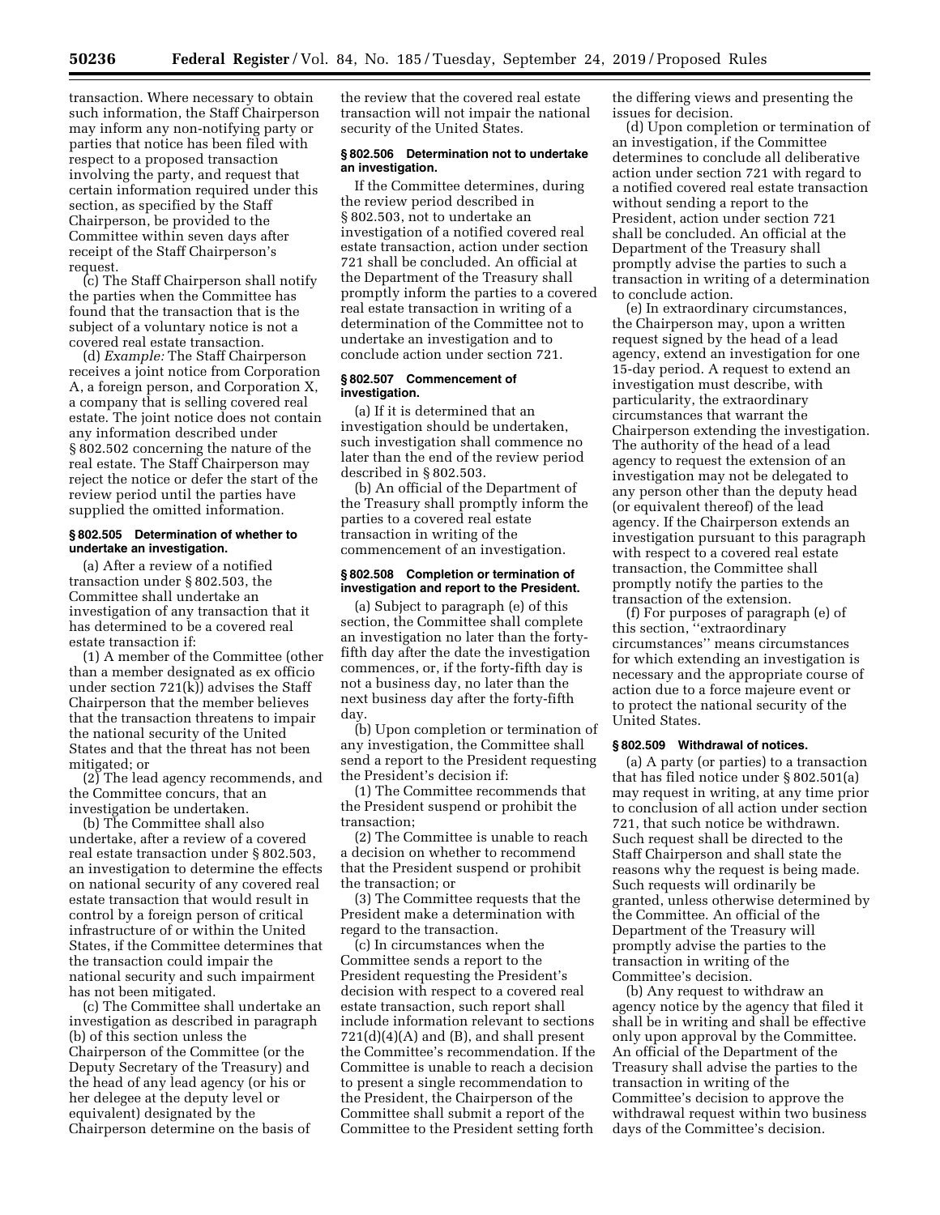transaction. Where necessary to obtain such information, the Staff Chairperson may inform any non-notifying party or parties that notice has been filed with respect to a proposed transaction involving the party, and request that certain information required under this section, as specified by the Staff Chairperson, be provided to the Committee within seven days after receipt of the Staff Chairperson's request.

(c) The Staff Chairperson shall notify the parties when the Committee has found that the transaction that is the subject of a voluntary notice is not a covered real estate transaction.

(d) *Example:* The Staff Chairperson receives a joint notice from Corporation A, a foreign person, and Corporation X, a company that is selling covered real estate. The joint notice does not contain any information described under § 802.502 concerning the nature of the real estate. The Staff Chairperson may reject the notice or defer the start of the review period until the parties have supplied the omitted information.

#### § 802.505 Determination of whether to undertake an investigation.

(a) After a review of a notified transaction under § 802.503, the Committee shall undertake an investigation of any transaction that it has determined to be a covered real estate transaction if:

(1) A member of the Committee (other than a member designated as ex officio under section 721(k)) advises the Staff Chairperson that the member believes that the transaction threatens to impair the national security of the United States and that the threat has not been mitigated; or

(2) The lead agency recommends, and the Committee concurs, that an investigation be undertaken.

(b) The Committee shall also undertake, after a review of a covered real estate transaction under § 802.503, an investigation to determine the effects on national security of any covered real estate transaction that would result in control by a foreign person of critical infrastructure of or within the United States, if the Committee determines that the transaction could impair the national security and such impairment has not been mitigated.

(c) The Committee shall undertake an investigation as described in paragraph (b) of this section unless the Chairperson of the Committee (or the Deputy Secretary of the Treasury) and the head of any lead agency (or his or her delegee at the deputy level or equivalent) designated by the Chairperson determine on the basis of the review that the covered real estate transaction will not impair the national security of the United States.

#### § 802.506 Determination not to undertake an investigation.

If the Committee determines, during the review period described in § 802.503, not to undertake an investigation of a notified covered real estate transaction, action under section 721 shall be concluded. An official at the Department of the Treasury shall promptly inform the parties to a covered real estate transaction in writing of a determination of the Committee not to undertake an investigation and to conclude action under section 721.

#### § 802.507 Commencement of investigation.

(a) If it is determined that an investigation should be undertaken, such investigation shall commence no later than the end of the review period described in § 802.503.

(b) An official of the Department of the Treasury shall promptly inform the parties to a covered real estate transaction in writing of the commencement of an investigation.

#### § 802.508 Completion or termination of investigation and report to the President.

(a) Subject to paragraph (e) of this section, the Committee shall complete an investigation no later than the forty-fifth day after the date the investigation commences, or, if the forty-fifth day is not a business day, no later than the next business day after the forty-fifth day.

(b) Upon completion or termination of any investigation, the Committee shall send a report to the President requesting the President's decision if:

(1) The Committee recommends that the President suspend or prohibit the transaction;

(2) The Committee is unable to reach a decision on whether to recommend that the President suspend or prohibit the transaction; or

(3) The Committee requests that the President make a determination with regard to the transaction.

(c) In circumstances when the Committee sends a report to the President requesting the President's decision with respect to a covered real estate transaction, such report shall include information relevant to sections 721(d)(4)(A) and (B), and shall present the Committee's recommendation. If the Committee is unable to reach a decision to present a single recommendation to the President, the Chairperson of the Committee shall submit a report of the Committee to the President setting forth the differing views and presenting the issues for decision.

(d) Upon completion or termination of an investigation, if the Committee determines to conclude all deliberative action under section 721 with regard to a notified covered real estate transaction without sending a report to the President, action under section 721 shall be concluded. An official at the Department of the Treasury shall promptly advise the parties to such a transaction in writing of a determination to conclude action.

(e) In extraordinary circumstances, the Chairperson may, upon a written request signed by the head of a lead agency, extend an investigation for one 15-day period. A request to extend an investigation must describe, with particularity, the extraordinary circumstances that warrant the Chairperson extending the investigation. The authority of the head of a lead agency to request the extension of an investigation may not be delegated to any person other than the deputy head (or equivalent thereof) of the lead agency. If the Chairperson extends an investigation pursuant to this paragraph with respect to a covered real estate transaction, the Committee shall promptly notify the parties to the transaction of the extension.

(f) For purposes of paragraph (e) of this section, ''extraordinary circumstances'' means circumstances for which extending an investigation is necessary and the appropriate course of action due to a force majeure event or to protect the national security of the United States.

#### § 802.509 Withdrawal of notices.

(a) A party (or parties) to a transaction that has filed notice under § 802.501(a) may request in writing, at any time prior to conclusion of all action under section 721, that such notice be withdrawn. Such request shall be directed to the Staff Chairperson and shall state the reasons why the request is being made. Such requests will ordinarily be granted, unless otherwise determined by the Committee. An official of the Department of the Treasury will promptly advise the parties to the transaction in writing of the Committee's decision.

(b) Any request to withdraw an agency notice by the agency that filed it shall be in writing and shall be effective only upon approval by the Committee. An official of the Department of the Treasury shall advise the parties to the transaction in writing of the Committee's decision to approve the withdrawal request within two business days of the Committee's decision.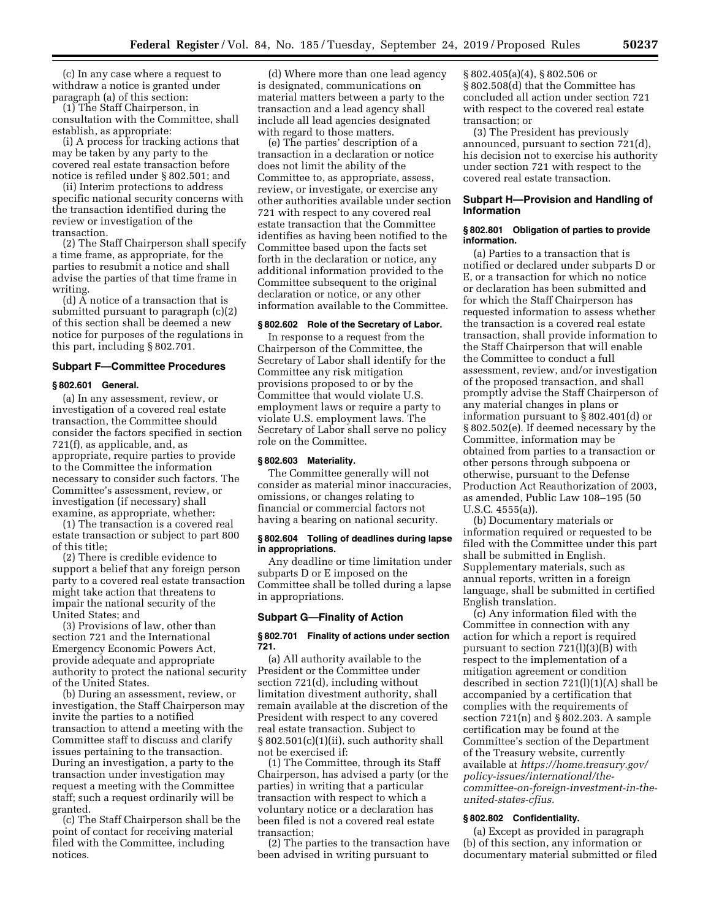(c) In any case where a request to withdraw a notice is granted under paragraph (a) of this section:

(1) The Staff Chairperson, in consultation with the Committee, shall establish, as appropriate:

(i) A process for tracking actions that may be taken by any party to the covered real estate transaction before notice is refiled under § 802.501; and

(ii) Interim protections to address specific national security concerns with the transaction identified during the review or investigation of the transaction.

(2) The Staff Chairperson shall specify a time frame, as appropriate, for the parties to resubmit a notice and shall advise the parties of that time frame in writing.

(d) A notice of a transaction that is submitted pursuant to paragraph (c)(2) of this section shall be deemed a new notice for purposes of the regulations in this part, including § 802.701.

## Subpart F—Committee Procedures

### § 802.601 General.

(a) In any assessment, review, or investigation of a covered real estate transaction, the Committee should consider the factors specified in section 721(f), as applicable, and, as appropriate, require parties to provide to the Committee the information necessary to consider such factors. The Committee's assessment, review, or investigation (if necessary) shall examine, as appropriate, whether:

(1) The transaction is a covered real estate transaction or subject to part 800 of this title;

(2) There is credible evidence to support a belief that any foreign person party to a covered real estate transaction might take action that threatens to impair the national security of the United States; and

(3) Provisions of law, other than section 721 and the International Emergency Economic Powers Act, provide adequate and appropriate authority to protect the national security of the United States.

(b) During an assessment, review, or investigation, the Staff Chairperson may invite the parties to a notified transaction to attend a meeting with the Committee staff to discuss and clarify issues pertaining to the transaction. During an investigation, a party to the transaction under investigation may request a meeting with the Committee staff; such a request ordinarily will be granted.

(c) The Staff Chairperson shall be the point of contact for receiving material filed with the Committee, including notices.

(d) Where more than one lead agency is designated, communications on material matters between a party to the transaction and a lead agency shall include all lead agencies designated with regard to those matters.

(e) The parties' description of a transaction in a declaration or notice does not limit the ability of the Committee to, as appropriate, assess, review, or investigate, or exercise any other authorities available under section 721 with respect to any covered real estate transaction that the Committee identifies as having been notified to the Committee based upon the facts set forth in the declaration or notice, any additional information provided to the Committee subsequent to the original declaration or notice, or any other information available to the Committee.

### § 802.602 Role of the Secretary of Labor.

In response to a request from the Chairperson of the Committee, the Secretary of Labor shall identify for the Committee any risk mitigation provisions proposed to or by the Committee that would violate U.S. employment laws or require a party to violate U.S. employment laws. The Secretary of Labor shall serve no policy role on the Committee.

### § 802.603 Materiality.

The Committee generally will not consider as material minor inaccuracies, omissions, or changes relating to financial or commercial factors not having a bearing on national security.

### § 802.604 Tolling of deadlines during lapse in appropriations.

Any deadline or time limitation under subparts D or E imposed on the Committee shall be tolled during a lapse in appropriations.

## Subpart G—Finality of Action

### § 802.701 Finality of actions under section 721.

(a) All authority available to the President or the Committee under section 721(d), including without limitation divestment authority, shall remain available at the discretion of the President with respect to any covered real estate transaction. Subject to § 802.501(c)(1)(ii), such authority shall not be exercised if:

(1) The Committee, through its Staff Chairperson, has advised a party (or the parties) in writing that a particular transaction with respect to which a voluntary notice or a declaration has been filed is not a covered real estate transaction;

(2) The parties to the transaction have been advised in writing pursuant to § 802.405(a)(4), § 802.506 or § 802.508(d) that the Committee has concluded all action under section 721 with respect to the covered real estate transaction; or

(3) The President has previously announced, pursuant to section 721(d), his decision not to exercise his authority under section 721 with respect to the covered real estate transaction.

## Subpart H—Provision and Handling of Information

### § 802.801 Obligation of parties to provide information.

(a) Parties to a transaction that is notified or declared under subparts D or E, or a transaction for which no notice or declaration has been submitted and for which the Staff Chairperson has requested information to assess whether the transaction is a covered real estate transaction, shall provide information to the Staff Chairperson that will enable the Committee to conduct a full assessment, review, and/or investigation of the proposed transaction, and shall promptly advise the Staff Chairperson of any material changes in plans or information pursuant to § 802.401(d) or § 802.502(e). If deemed necessary by the Committee, information may be obtained from parties to a transaction or other persons through subpoena or otherwise, pursuant to the Defense Production Act Reauthorization of 2003, as amended, Public Law 108–195 (50 U.S.C. 4555(a)).

(b) Documentary materials or information required or requested to be filed with the Committee under this part shall be submitted in English. Supplementary materials, such as annual reports, written in a foreign language, shall be submitted in certified English translation.

(c) Any information filed with the Committee in connection with any action for which a report is required pursuant to section 721(l)(3)(B) with respect to the implementation of a mitigation agreement or condition described in section 721(l)(1)(A) shall be accompanied by a certification that complies with the requirements of section 721(n) and § 802.203. A sample certification may be found at the Committee's section of the Department of the Treasury website, currently available at *https://home.treasury.gov/policy-issues/international/the-committee-on-foreign-investment-in-the-united-states-cfius.*

### § 802.802 Confidentiality.

(a) Except as provided in paragraph (b) of this section, any information or documentary material submitted or filed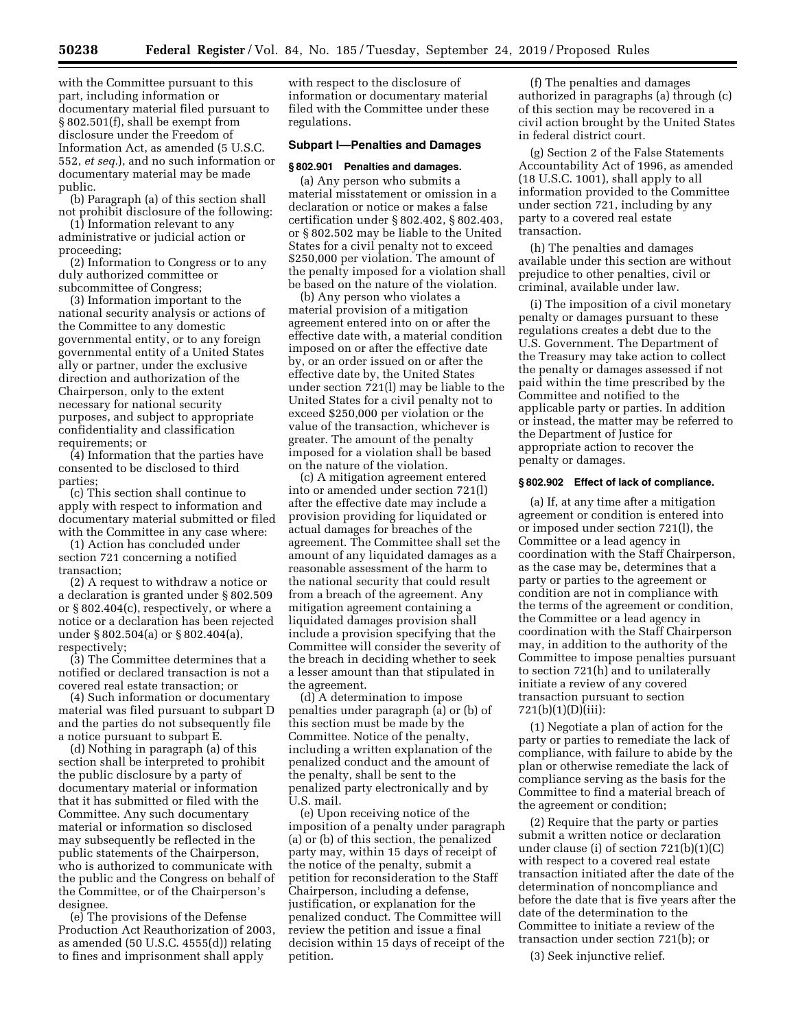with the Committee pursuant to this part, including information or documentary material filed pursuant to § 802.501(f), shall be exempt from disclosure under the Freedom of Information Act, as amended (5 U.S.C. 552, *et seq.*), and no such information or documentary material may be made public.

(b) Paragraph (a) of this section shall not prohibit disclosure of the following:

(1) Information relevant to any administrative or judicial action or proceeding;

(2) Information to Congress or to any duly authorized committee or subcommittee of Congress;

(3) Information important to the national security analysis or actions of the Committee to any domestic governmental entity, or to any foreign governmental entity of a United States ally or partner, under the exclusive direction and authorization of the Chairperson, only to the extent necessary for national security purposes, and subject to appropriate confidentiality and classification requirements; or

(4) Information that the parties have consented to be disclosed to third parties;

(c) This section shall continue to apply with respect to information and documentary material submitted or filed with the Committee in any case where:

(1) Action has concluded under section 721 concerning a notified transaction;

(2) A request to withdraw a notice or a declaration is granted under § 802.509 or § 802.404(c), respectively, or where a notice or a declaration has been rejected under § 802.504(a) or § 802.404(a), respectively;

(3) The Committee determines that a notified or declared transaction is not a covered real estate transaction; or

(4) Such information or documentary material was filed pursuant to subpart D and the parties do not subsequently file a notice pursuant to subpart E.

(d) Nothing in paragraph (a) of this section shall be interpreted to prohibit the public disclosure by a party of documentary material or information that it has submitted or filed with the Committee. Any such documentary material or information so disclosed may subsequently be reflected in the public statements of the Chairperson, who is authorized to communicate with the public and the Congress on behalf of the Committee, or of the Chairperson's designee.

(e) The provisions of the Defense Production Act Reauthorization of 2003, as amended (50 U.S.C. 4555(d)) relating to fines and imprisonment shall apply with respect to the disclosure of information or documentary material filed with the Committee under these regulations.

## Subpart I—Penalties and Damages

### § 802.901 Penalties and damages.

(a) Any person who submits a material misstatement or omission in a declaration or notice or makes a false certification under § 802.402, § 802.403, or § 802.502 may be liable to the United States for a civil penalty not to exceed $250,000 per violation. The amount of the penalty imposed for a violation shall be based on the nature of the violation.

(b) Any person who violates a material provision of a mitigation agreement entered into on or after the effective date with, a material condition imposed on or after the effective date by, or an order issued on or after the effective date by, the United States under section 721(l) may be liable to the United States for a civil penalty not to exceed $250,000 per violation or the value of the transaction, whichever is greater. The amount of the penalty imposed for a violation shall be based on the nature of the violation.

(c) A mitigation agreement entered into or amended under section 721(l) after the effective date may include a provision providing for liquidated or actual damages for breaches of the agreement. The Committee shall set the amount of any liquidated damages as a reasonable assessment of the harm to the national security that could result from a breach of the agreement. Any mitigation agreement containing a liquidated damages provision shall include a provision specifying that the Committee will consider the severity of the breach in deciding whether to seek a lesser amount than that stipulated in the agreement.

(d) A determination to impose penalties under paragraph (a) or (b) of this section must be made by the Committee. Notice of the penalty, including a written explanation of the penalized conduct and the amount of the penalty, shall be sent to the penalized party electronically and by U.S. mail.

(e) Upon receiving notice of the imposition of a penalty under paragraph (a) or (b) of this section, the penalized party may, within 15 days of receipt of the notice of the penalty, submit a petition for reconsideration to the Staff Chairperson, including a defense, justification, or explanation for the penalized conduct. The Committee will review the petition and issue a final decision within 15 days of receipt of the petition.

(f) The penalties and damages authorized in paragraphs (a) through (c) of this section may be recovered in a civil action brought by the United States in federal district court.

(g) Section 2 of the False Statements Accountability Act of 1996, as amended (18 U.S.C. 1001), shall apply to all information provided to the Committee under section 721, including by any party to a covered real estate transaction.

(h) The penalties and damages available under this section are without prejudice to other penalties, civil or criminal, available under law.

(i) The imposition of a civil monetary penalty or damages pursuant to these regulations creates a debt due to the U.S. Government. The Department of the Treasury may take action to collect the penalty or damages assessed if not paid within the time prescribed by the Committee and notified to the applicable party or parties. In addition or instead, the matter may be referred to the Department of Justice for appropriate action to recover the penalty or damages.

### § 802.902 Effect of lack of compliance.

(a) If, at any time after a mitigation agreement or condition is entered into or imposed under section 721(l), the Committee or a lead agency in coordination with the Staff Chairperson, as the case may be, determines that a party or parties to the agreement or condition are not in compliance with the terms of the agreement or condition, the Committee or a lead agency in coordination with the Staff Chairperson may, in addition to the authority of the Committee to impose penalties pursuant to section 721(h) and to unilaterally initiate a review of any covered transaction pursuant to section 721(b)(1)(D)(iii):

(1) Negotiate a plan of action for the party or parties to remediate the lack of compliance, with failure to abide by the plan or otherwise remediate the lack of compliance serving as the basis for the Committee to find a material breach of the agreement or condition;

(2) Require that the party or parties submit a written notice or declaration under clause (i) of section 721(b)(1)(C) with respect to a covered real estate transaction initiated after the date of the determination of noncompliance and before the date that is five years after the date of the determination to the Committee to initiate a review of the transaction under section 721(b); or

(3) Seek injunctive relief.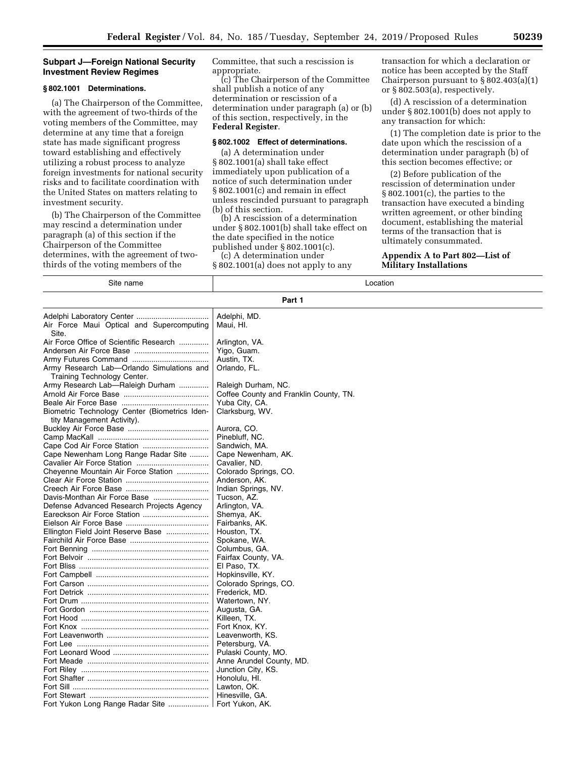### Subpart J—Foreign National Security Investment Review Regimes

#### § 802.1001 Determinations.

(a) The Chairperson of the Committee, with the agreement of two-thirds of the voting members of the Committee, may determine at any time that a foreign state has made significant progress toward establishing and effectively utilizing a robust process to analyze foreign investments for national security risks and to facilitate coordination with the United States on matters relating to investment security.

(b) The Chairperson of the Committee may rescind a determination under paragraph (a) of this section if the Chairperson of the Committee determines, with the agreement of two-thirds of the voting members of the Committee, that such a rescission is appropriate.

(c) The Chairperson of the Committee shall publish a notice of any determination or rescission of a determination under paragraph (a) or (b) of this section, respectively, in the **Federal Register**.

#### § 802.1002 Effect of determinations.

(a) A determination under § 802.1001(a) shall take effect immediately upon publication of a notice of such determination under § 802.1001(c) and remain in effect unless rescinded pursuant to paragraph (b) of this section.

(b) A rescission of a determination under § 802.1001(b) shall take effect on the date specified in the notice published under § 802.1001(c).

(c) A determination under § 802.1001(a) does not apply to any transaction for which a declaration or notice has been accepted by the Staff Chairperson pursuant to § 802.403(a)(1) or § 802.503(a), respectively.

(d) A rescission of a determination under § 802.1001(b) does not apply to any transaction for which:

(1) The completion date is prior to the date upon which the rescission of a determination under paragraph (b) of this section becomes effective; or

(2) Before publication of the rescission of determination under § 802.1001(c), the parties to the transaction have executed a binding written agreement, or other binding document, establishing the material terms of the transaction that is ultimately consummated.

### Appendix A to Part 802—List of Military Installations

| Site name | Location |
|---|---|
| **Part 1** | |
| Adelphi Laboratory Center | Adelphi, MD. |
| Air Force Maui Optical and Supercomputing Site. | Maui, HI. |
| Air Force Office of Scientific Research | Arlington, VA. |
| Andersen Air Force Base | Yigo, Guam. |
| Army Futures Command | Austin, TX. |
| Army Research Lab—Orlando Simulations and Training Technology Center. | Orlando, FL. |
| Army Research Lab—Raleigh Durham | Raleigh Durham, NC. |
| Arnold Air Force Base | Coffee County and Franklin County, TN. |
| Beale Air Force Base | Yuba City, CA. |
| Biometric Technology Center (Biometrics Identity Management Activity). | Clarksburg, WV. |
| Buckley Air Force Base | Aurora, CO. |
| Camp MacKall | Pinebluff, NC. |
| Cape Cod Air Force Station | Sandwich, MA. |
| Cape Newenham Long Range Radar Site | Cape Newenham, AK. |
| Cavalier Air Force Station | Cavalier, ND. |
| Cheyenne Mountain Air Force Station | Colorado Springs, CO. |
| Clear Air Force Station | Anderson, AK. |
| Creech Air Force Base | Indian Springs, NV. |
| Davis-Monthan Air Force Base | Tucson, AZ. |
| Defense Advanced Research Projects Agency | Arlington, VA. |
| Eareckson Air Force Station | Shemya, AK. |
| Eielson Air Force Base | Fairbanks, AK. |
| Ellington Field Joint Reserve Base | Houston, TX. |
| Fairchild Air Force Base | Spokane, WA. |
| Fort Benning | Columbus, GA. |
| Fort Belvoir | Fairfax County, VA. |
| Fort Bliss | El Paso, TX. |
| Fort Campbell | Hopkinsville, KY. |
| Fort Carson | Colorado Springs, CO. |
| Fort Detrick | Frederick, MD. |
| Fort Drum | Watertown, NY. |
| Fort Gordon | Augusta, GA. |
| Fort Hood | Killeen, TX. |
| Fort Knox | Fort Knox, KY. |
| Fort Leavenworth | Leavenworth, KS. |
| Fort Lee | Petersburg, VA. |
| Fort Leonard Wood | Pulaski County, MO. |
| Fort Meade | Anne Arundel County, MD. |
| Fort Riley | Junction City, KS. |
| Fort Shafter | Honolulu, HI. |
| Fort Sill | Lawton, OK. |
| Fort Stewart | Hinesville, GA. |
| Fort Yukon Long Range Radar Site | Fort Yukon, AK. |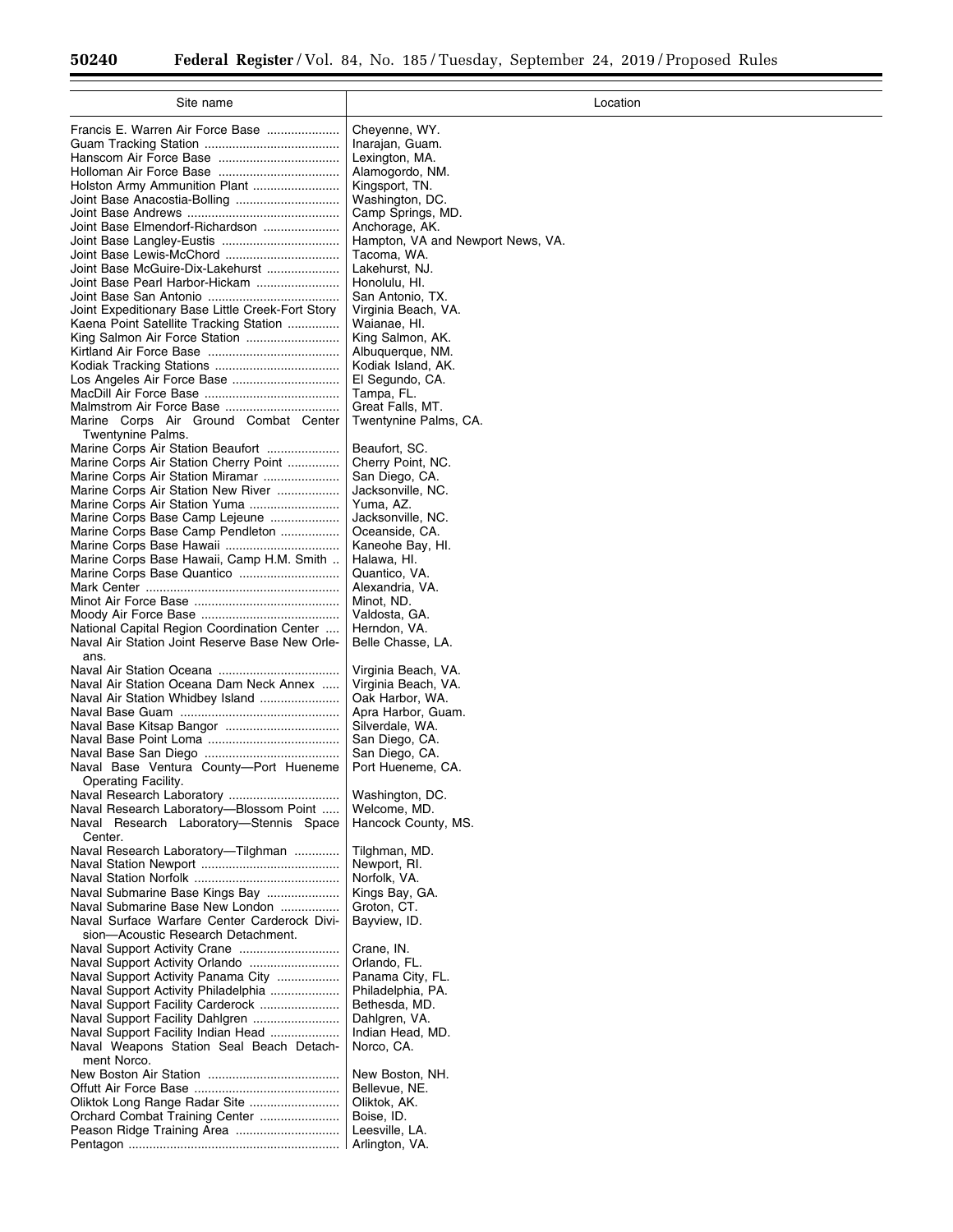| Site name | Location |
| --- | --- |
| Francis E. Warren Air Force Base | Cheyenne, WY. |
| Guam Tracking Station | Inarajan, Guam. |
| Hanscom Air Force Base | Lexington, MA. |
| Holloman Air Force Base | Alamogordo, NM. |
| Holston Army Ammunition Plant | Kingsport, TN. |
| Joint Base Anacostia-Bolling | Washington, DC. |
| Joint Base Andrews | Camp Springs, MD. |
| Joint Base Elmendorf-Richardson | Anchorage, AK. |
| Joint Base Langley-Eustis | Hampton, VA and Newport News, VA. |
| Joint Base Lewis-McChord | Tacoma, WA. |
| Joint Base McGuire-Dix-Lakehurst | Lakehurst, NJ. |
| Joint Base Pearl Harbor-Hickam | Honolulu, HI. |
| Joint Base San Antonio | San Antonio, TX. |
| Joint Expeditionary Base Little Creek-Fort Story | Virginia Beach, VA. |
| Kaena Point Satellite Tracking Station | Waianae, HI. |
| King Salmon Air Force Station | King Salmon, AK. |
| Kirtland Air Force Base | Albuquerque, NM. |
| Kodiak Tracking Stations | Kodiak Island, AK. |
| Los Angeles Air Force Base | El Segundo, CA. |
| MacDill Air Force Base | Tampa, FL. |
| Malmstrom Air Force Base | Great Falls, MT. |
| Marine Corps Air Ground Combat Center Twentynine Palms. | Twentynine Palms, CA. |
| Marine Corps Air Station Beaufort | Beaufort, SC. |
| Marine Corps Air Station Cherry Point | Cherry Point, NC. |
| Marine Corps Air Station Miramar | San Diego, CA. |
| Marine Corps Air Station New River | Jacksonville, NC. |
| Marine Corps Air Station Yuma | Yuma, AZ. |
| Marine Corps Base Camp Lejeune | Jacksonville, NC. |
| Marine Corps Base Camp Pendleton | Oceanside, CA. |
| Marine Corps Base Hawaii | Kaneohe Bay, HI. |
| Marine Corps Base Hawaii, Camp H.M. Smith | Halawa, HI. |
| Marine Corps Base Quantico | Quantico, VA. |
| Mark Center | Alexandria, VA. |
| Minot Air Force Base | Minot, ND. |
| Moody Air Force Base | Valdosta, GA. |
| National Capital Region Coordination Center | Herndon, VA. |
| Naval Air Station Joint Reserve Base New Orleans. | Belle Chasse, LA. |
| Naval Air Station Oceana | Virginia Beach, VA. |
| Naval Air Station Oceana Dam Neck Annex | Virginia Beach, VA. |
| Naval Air Station Whidbey Island | Oak Harbor, WA. |
| Naval Base Guam | Apra Harbor, Guam. |
| Naval Base Kitsap Bangor | Silverdale, WA. |
| Naval Base Point Loma | San Diego, CA. |
| Naval Base San Diego | San Diego, CA. |
| Naval Base Ventura County—Port Hueneme Operating Facility. | Port Hueneme, CA. |
| Naval Research Laboratory | Washington, DC. |
| Naval Research Laboratory—Blossom Point | Welcome, MD. |
| Naval Research Laboratory—Stennis Space Center. | Hancock County, MS. |
| Naval Research Laboratory—Tilghman | Tilghman, MD. |
| Naval Station Newport | Newport, RI. |
| Naval Station Norfolk | Norfolk, VA. |
| Naval Submarine Base Kings Bay | Kings Bay, GA. |
| Naval Submarine Base New London | Groton, CT. |
| Naval Surface Warfare Center Carderock Division—Acoustic Research Detachment. | Bayview, ID. |
| Naval Support Activity Crane | Crane, IN. |
| Naval Support Activity Orlando | Orlando, FL. |
| Naval Support Activity Panama City | Panama City, FL. |
| Naval Support Activity Philadelphia | Philadelphia, PA. |
| Naval Support Facility Carderock | Bethesda, MD. |
| Naval Support Facility Dahlgren | Dahlgren, VA. |
| Naval Support Facility Indian Head | Indian Head, MD. |
| Naval Weapons Station Seal Beach Detachment Norco. | Norco, CA. |
| New Boston Air Station | New Boston, NH. |
| Offutt Air Force Base | Bellevue, NE. |
| Oliktok Long Range Radar Site | Oliktok, AK. |
| Orchard Combat Training Center | Boise, ID. |
| Peason Ridge Training Area | Leesville, LA. |
| Pentagon | Arlington, VA. |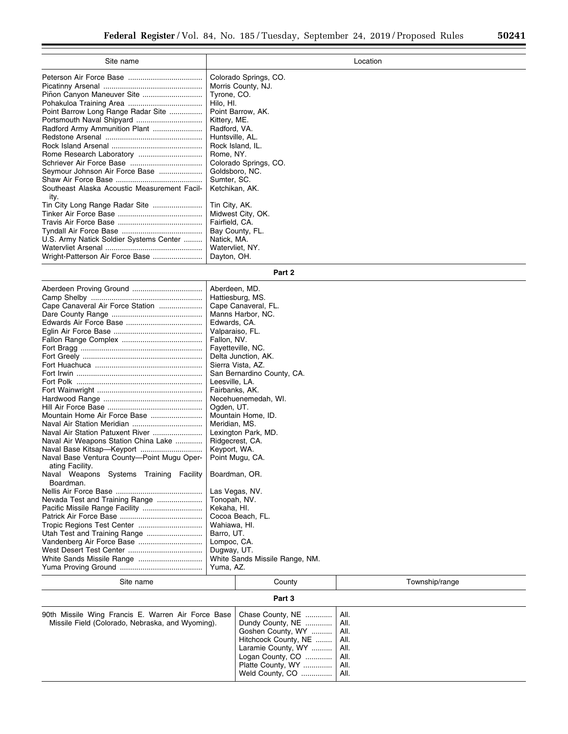| Site name | Location |
| --- | --- |
| Peterson Air Force Base | Colorado Springs, CO. |
| Picatinny Arsenal | Morris County, NJ. |
| Piñon Canyon Maneuver Site | Tyrone, CO. |
| Pohakuloa Training Area | Hilo, HI. |
| Point Barrow Long Range Radar Site | Point Barrow, AK. |
| Portsmouth Naval Shipyard | Kittery, ME. |
| Radford Army Ammunition Plant | Radford, VA. |
| Redstone Arsenal | Huntsville, AL. |
| Rock Island Arsenal | Rock Island, IL. |
| Rome Research Laboratory | Rome, NY. |
| Schriever Air Force Base | Colorado Springs, CO. |
| Seymour Johnson Air Force Base | Goldsboro, NC. |
| Shaw Air Force Base | Sumter, SC. |
| Southeast Alaska Acoustic Measurement Facility. | Ketchikan, AK. |
| Tin City Long Range Radar Site | Tin City, AK. |
| Tinker Air Force Base | Midwest City, OK. |
| Travis Air Force Base | Fairfield, CA. |
| Tyndall Air Force Base | Bay County, FL. |
| U.S. Army Natick Soldier Systems Center | Natick, MA. |
| Watervliet Arsenal | Watervliet, NY. |
| Wright-Patterson Air Force Base | Dayton, OH. |
| **Part 2** | |
| Aberdeen Proving Ground | Aberdeen, MD. |
| Camp Shelby | Hattiesburg, MS. |
| Cape Canaveral Air Force Station | Cape Canaveral, FL. |
| Dare County Range | Manns Harbor, NC. |
| Edwards Air Force Base | Edwards, CA. |
| Eglin Air Force Base | Valparaiso, FL. |
| Fallon Range Complex | Fallon, NV. |
| Fort Bragg | Fayetteville, NC. |
| Fort Greely | Delta Junction, AK. |
| Fort Huachuca | Sierra Vista, AZ. |
| Fort Irwin | San Bernardino County, CA. |
| Fort Polk | Leesville, LA. |
| Fort Wainwright | Fairbanks, AK. |
| Hardwood Range | Necehuenemedah, WI. |
| Hill Air Force Base | Ogden, UT. |
| Mountain Home Air Force Base | Mountain Home, ID. |
| Naval Air Station Meridian | Meridian, MS. |
| Naval Air Station Patuxent River | Lexington Park, MD. |
| Naval Air Weapons Station China Lake | Ridgecrest, CA. |
| Naval Base Kitsap—Keyport | Keyport, WA. |
| Naval Base Ventura County—Point Mugu Operating Facility. | Point Mugu, CA. |
| Naval Weapons Systems Training Facility Boardman. | Boardman, OR. |
| Nellis Air Force Base | Las Vegas, NV. |
| Nevada Test and Training Range | Tonopah, NV. |
| Pacific Missile Range Facility | Kekaha, HI. |
| Patrick Air Force Base | Cocoa Beach, FL. |
| Tropic Regions Test Center | Wahiawa, HI. |
| Utah Test and Training Range | Barro, UT. |
| Vandenberg Air Force Base | Lompoc, CA. |
| West Desert Test Center | Dugway, UT. |
| White Sands Missile Range | White Sands Missile Range, NM. |
| Yuma Proving Ground | Yuma, AZ. |

| Site name | County | Township/range |
| --- | --- | --- |
| **Part 3** | | |
| 90th Missile Wing Francis E. Warren Air Force Base Missile Field (Colorado, Nebraska, and Wyoming). | Chase County, NE | All. |
| | Dundy County, NE | All. |
| | Goshen County, WY | All. |
| | Hitchcock County, NE | All. |
| | Laramie County, WY | All. |
| | Logan County, CO | All. |
| | Platte County, WY | All. |
| | Weld County, CO | All. |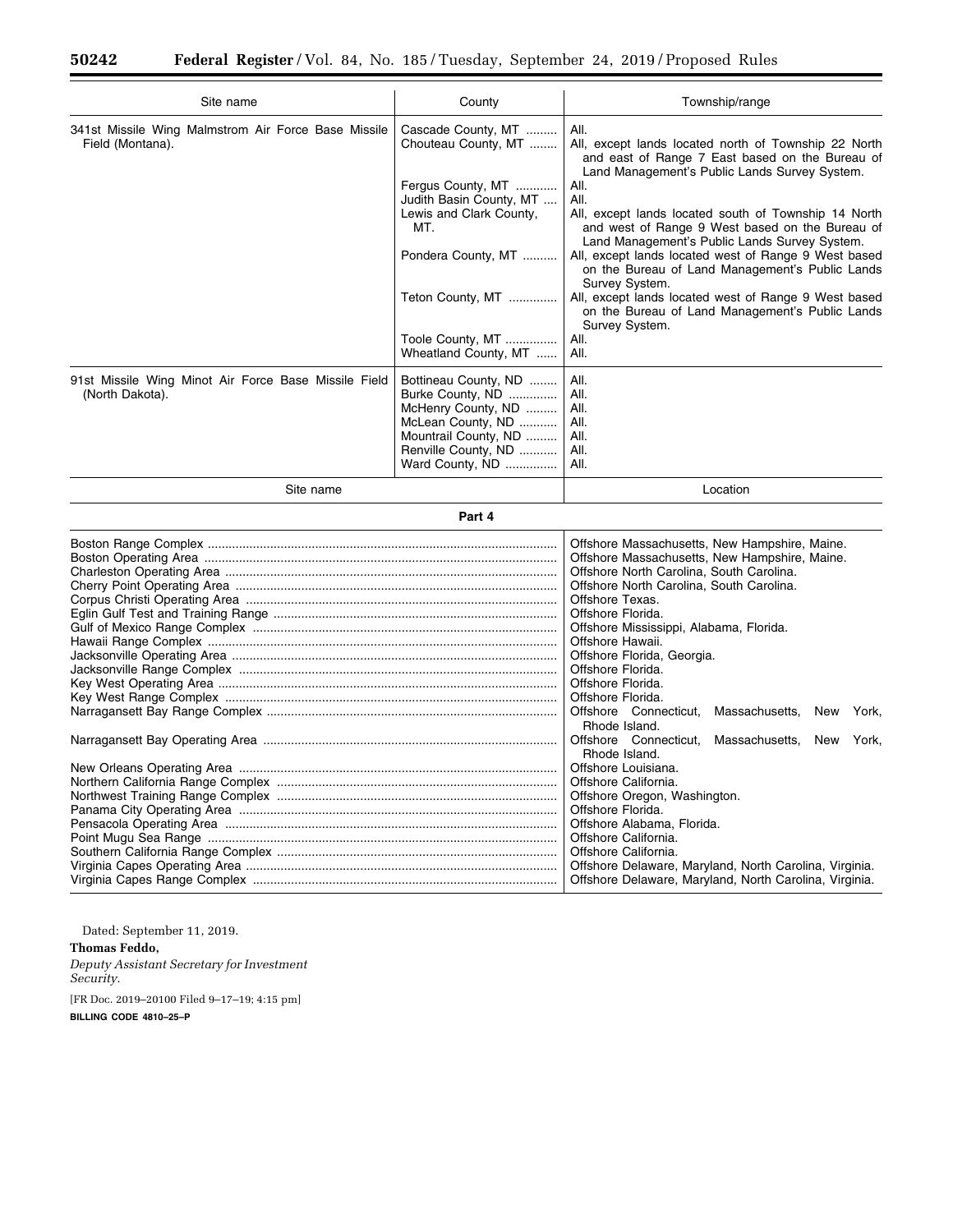| Site name | County | Township/range |
|---|---|---|
| 341st Missile Wing Malmstrom Air Force Base Missile Field (Montana). | Cascade County, MT | All. |
| | Chouteau County, MT | All, except lands located north of Township 22 North and east of Range 7 East based on the Bureau of Land Management's Public Lands Survey System. |
| | Fergus County, MT | All. |
| | Judith Basin County, MT | All. |
| | Lewis and Clark County, MT. | All, except lands located south of Township 14 North and west of Range 9 West based on the Bureau of Land Management's Public Lands Survey System. |
| | Pondera County, MT | All, except lands located west of Range 9 West based on the Bureau of Land Management's Public Lands Survey System. |
| | Teton County, MT | All, except lands located west of Range 9 West based on the Bureau of Land Management's Public Lands Survey System. |
| | Toole County, MT | All. |
| | Wheatland County, MT | All. |
| 91st Missile Wing Minot Air Force Base Missile Field (North Dakota). | Bottineau County, ND | All. |
| | Burke County, ND | All. |
| | McHenry County, ND | All. |
| | McLean County, ND | All. |
| | Mountrail County, ND | All. |
| | Renville County, ND | All. |
| | Ward County, ND | All. |

| Site name | Location |
|---|---|
| **Part 4** | |
| Boston Range Complex | Offshore Massachusetts, New Hampshire, Maine. |
| Boston Operating Area | Offshore Massachusetts, New Hampshire, Maine. |
| Charleston Operating Area | Offshore North Carolina, South Carolina. |
| Cherry Point Operating Area | Offshore North Carolina, South Carolina. |
| Corpus Christi Operating Area | Offshore Texas. |
| Eglin Gulf Test and Training Range | Offshore Florida. |
| Gulf of Mexico Range Complex | Offshore Mississippi, Alabama, Florida. |
| Hawaii Range Complex | Offshore Hawaii. |
| Jacksonville Operating Area | Offshore Florida, Georgia. |
| Jacksonville Range Complex | Offshore Florida. |
| Key West Operating Area | Offshore Florida. |
| Key West Range Complex | Offshore Florida. |
| Narragansett Bay Range Complex | Offshore Connecticut, Massachusetts, New York, Rhode Island. |
| Narragansett Bay Operating Area | Offshore Connecticut, Massachusetts, New York, Rhode Island. |
| New Orleans Operating Area | Offshore Louisiana. |
| Northern California Range Complex | Offshore California. |
| Northwest Training Range Complex | Offshore Oregon, Washington. |
| Panama City Operating Area | Offshore Florida. |
| Pensacola Operating Area | Offshore Alabama, Florida. |
| Point Mugu Sea Range | Offshore California. |
| Southern California Range Complex | Offshore California. |
| Virginia Capes Operating Area | Offshore Delaware, Maryland, North Carolina, Virginia. |
| Virginia Capes Range Complex | Offshore Delaware, Maryland, North Carolina, Virginia. |

Dated: September 11, 2019.

**Thomas Feddo,**

*Deputy Assistant Secretary for Investment Security.*

[FR Doc. 2019–20100 Filed 9–17–19; 4:15 pm]

**BILLING CODE 4810–25–P**